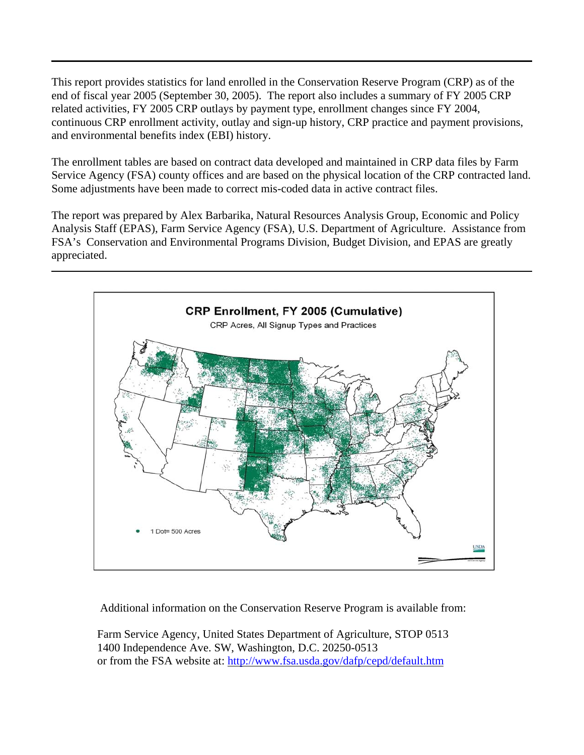This report provides statistics for land enrolled in the Conservation Reserve Program (CRP) as of the end of fiscal year 2005 (September 30, 2005). The report also includes a summary of FY 2005 CRP related activities, FY 2005 CRP outlays by payment type, enrollment changes since FY 2004, continuous CRP enrollment activity, outlay and sign-up history, CRP practice and payment provisions, and environmental benefits index (EBI) history.

The enrollment tables are based on contract data developed and maintained in CRP data files by Farm Service Agency (FSA) county offices and are based on the physical location of the CRP contracted land. Some adjustments have been made to correct mis-coded data in active contract files.

The report was prepared by Alex Barbarika, Natural Resources Analysis Group, Economic and Policy Analysis Staff (EPAS), Farm Service Agency (FSA), U.S. Department of Agriculture. Assistance from FSA's Conservation and Environmental Programs Division, Budget Division, and EPAS are greatly appreciated.

**CRP Enrollment, FY 2005 (Cumulative)**

CRP Acres, All Signup Types and Practices

1 Dot= 500 Acres

Additional information on the Conservation Reserve Program is available from:

Farm Service Agency, United States Department of Agriculture, STOP 0513
1400 Independence Ave. SW, Washington, D.C. 20250-0513
or from the FSA website at: http://www.fsa.usda.gov/dafp/cepd/default.htm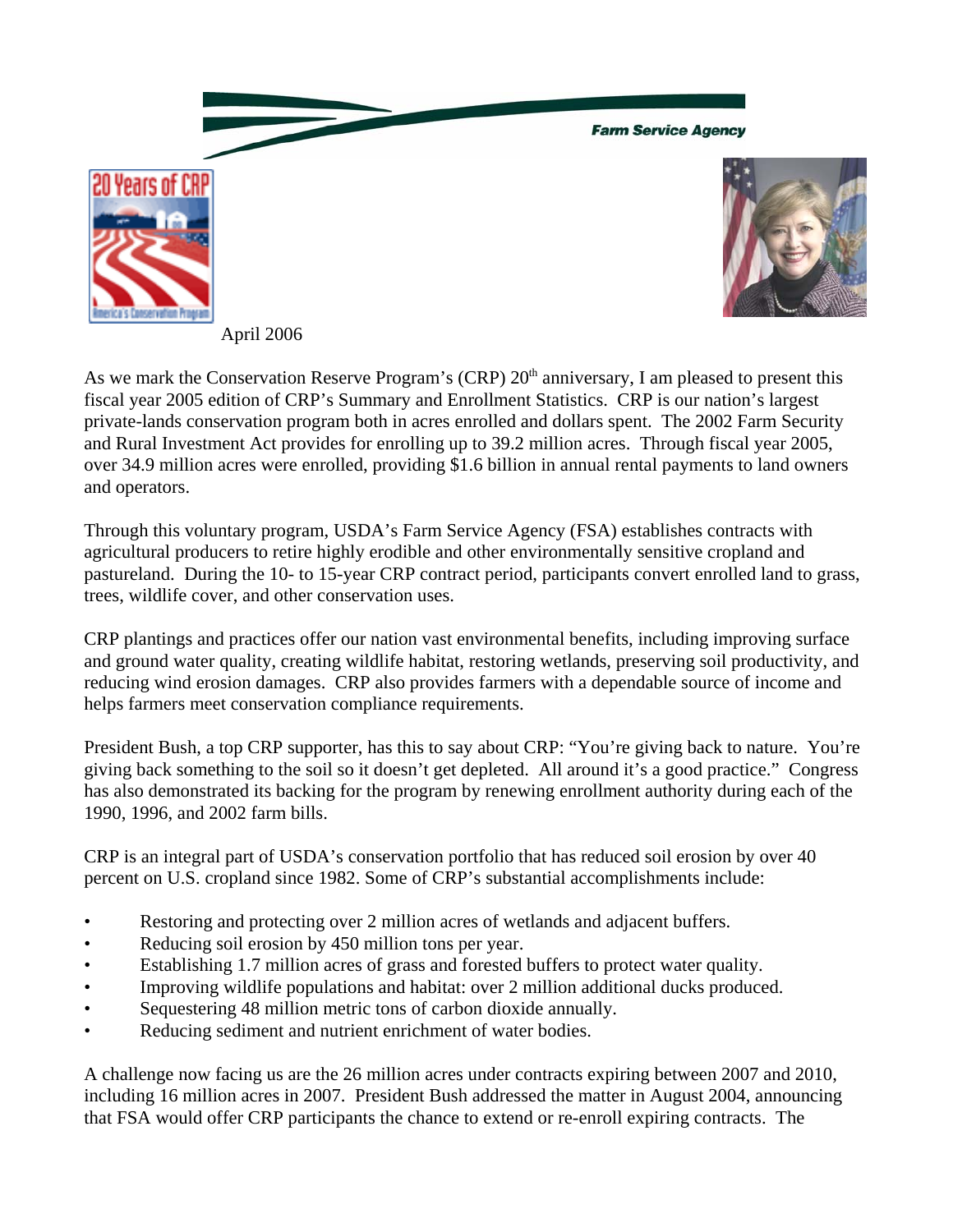Farm Service Agency

April 2006

As we mark the Conservation Reserve Program's (CRP) 20th anniversary, I am pleased to present this fiscal year 2005 edition of CRP's Summary and Enrollment Statistics. CRP is our nation's largest private-lands conservation program both in acres enrolled and dollars spent. The 2002 Farm Security and Rural Investment Act provides for enrolling up to 39.2 million acres. Through fiscal year 2005, over 34.9 million acres were enrolled, providing $1.6 billion in annual rental payments to land owners and operators.

Through this voluntary program, USDA's Farm Service Agency (FSA) establishes contracts with agricultural producers to retire highly erodible and other environmentally sensitive cropland and pastureland. During the 10- to 15-year CRP contract period, participants convert enrolled land to grass, trees, wildlife cover, and other conservation uses.

CRP plantings and practices offer our nation vast environmental benefits, including improving surface and ground water quality, creating wildlife habitat, restoring wetlands, preserving soil productivity, and reducing wind erosion damages. CRP also provides farmers with a dependable source of income and helps farmers meet conservation compliance requirements.

President Bush, a top CRP supporter, has this to say about CRP: "You're giving back to nature. You're giving back something to the soil so it doesn't get depleted. All around it's a good practice." Congress has also demonstrated its backing for the program by renewing enrollment authority during each of the 1990, 1996, and 2002 farm bills.

CRP is an integral part of USDA's conservation portfolio that has reduced soil erosion by over 40 percent on U.S. cropland since 1982. Some of CRP's substantial accomplishments include:

- Restoring and protecting over 2 million acres of wetlands and adjacent buffers.
- Reducing soil erosion by 450 million tons per year.
- Establishing 1.7 million acres of grass and forested buffers to protect water quality.
- Improving wildlife populations and habitat: over 2 million additional ducks produced.
- Sequestering 48 million metric tons of carbon dioxide annually.
- Reducing sediment and nutrient enrichment of water bodies.

A challenge now facing us are the 26 million acres under contracts expiring between 2007 and 2010, including 16 million acres in 2007. President Bush addressed the matter in August 2004, announcing that FSA would offer CRP participants the chance to extend or re-enroll expiring contracts. The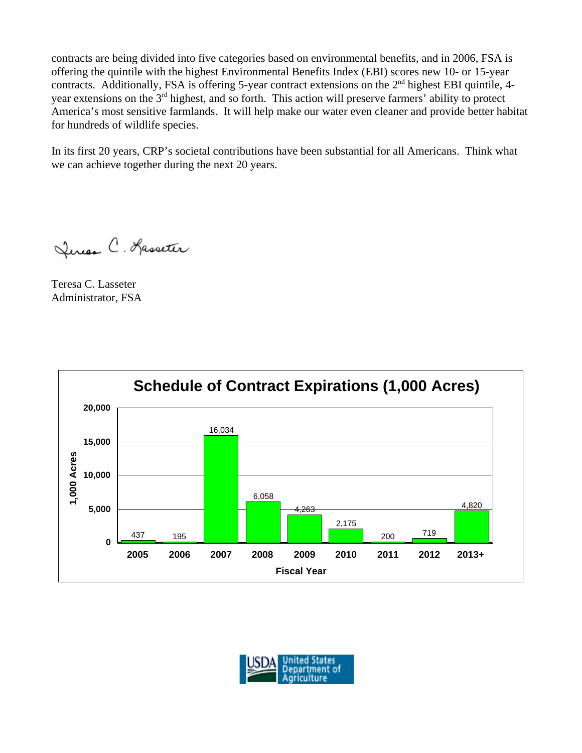contracts are being divided into five categories based on environmental benefits, and in 2006, FSA is offering the quintile with the highest Environmental Benefits Index (EBI) scores new 10- or 15-year contracts. Additionally, FSA is offering 5-year contract extensions on the 2nd highest EBI quintile, 4-year extensions on the 3rd highest, and so forth. This action will preserve farmers' ability to protect America's most sensitive farmlands. It will help make our water even cleaner and provide better habitat for hundreds of wildlife species.

In its first 20 years, CRP's societal contributions have been substantial for all Americans. Think what we can achieve together during the next 20 years.

Teresa C. Lasseter
Administrator, FSA

**Schedule of Contract Expirations (1,000 Acres)**

| Fiscal Year | 1,000 Acres |
|---|---|
| 2005 | 437 |
| 2006 | 195 |
| 2007 | 16,034 |
| 2008 | 6,058 |
| 2009 | 4,263 |
| 2010 | 2,175 |
| 2011 | 200 |
| 2012 | 719 |
| 2013+ | 4,820 |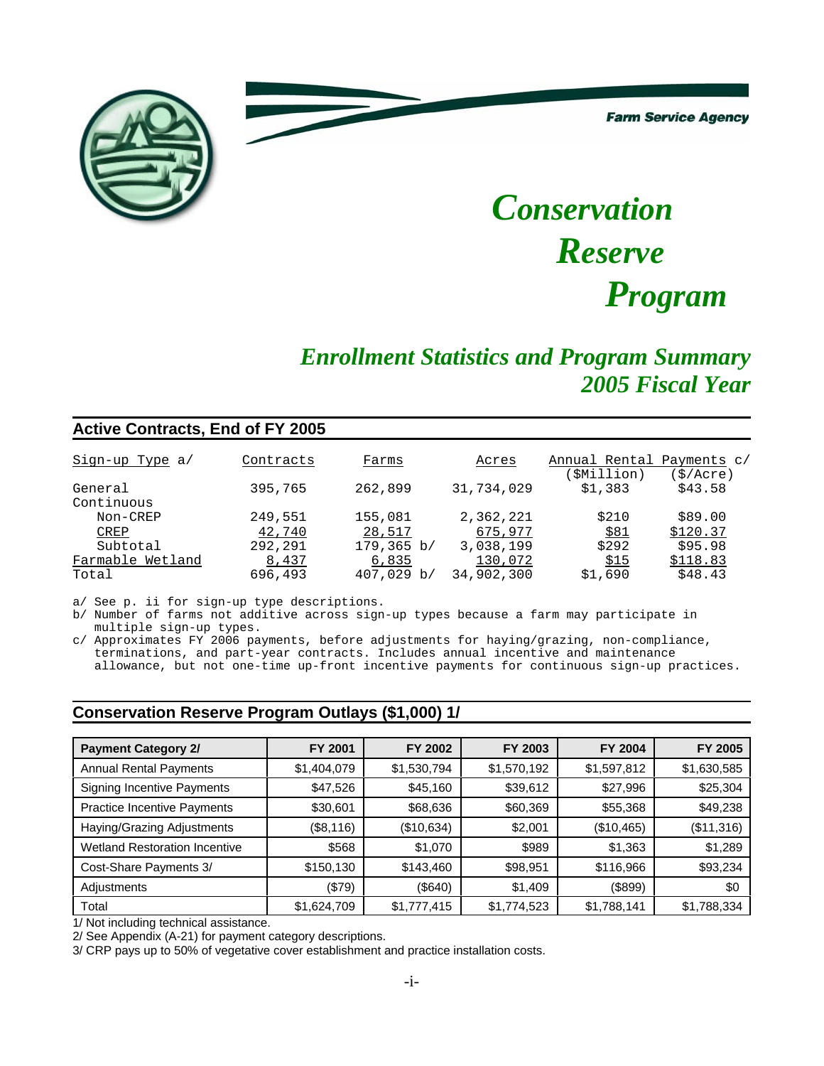Farm Service Agency

# *Conservation Reserve Program*

## *Enrollment Statistics and Program Summary 2005 Fiscal Year*

### Active Contracts, End of FY 2005

| Sign-up Type a/ | Contracts | Farms | Acres | Annual Rental Payments c/ ($Million) | ($/Acre) |
|---|---|---|---|---|---|
| General | 395,765 | 262,899 | 31,734,029 | $1,383 | $43.58 |
| Continuous | | | | | |
| Non-CREP | 249,551 | 155,081 | 2,362,221 | $210 | $89.00 |
| CREP | 42,740 | 28,517 | 675,977 | $81 | $120.37 |
| Subtotal | 292,291 | 179,365 b/ | 3,038,199 | $292 | $95.98 |
| Farmable Wetland | 8,437 | 6,835 | 130,072 | $15 | $118.83 |
| Total | 696,493 | 407,029 b/ | 34,902,300 | $1,690 | $48.43 |

a/ See p. ii for sign-up type descriptions.
b/ Number of farms not additive across sign-up types because a farm may participate in multiple sign-up types.
c/ Approximates FY 2006 payments, before adjustments for haying/grazing, non-compliance, terminations, and part-year contracts. Includes annual incentive and maintenance allowance, but not one-time up-front incentive payments for continuous sign-up practices.

### Conservation Reserve Program Outlays ($1,000) 1/

| Payment Category 2/ | FY 2001 | FY 2002 | FY 2003 | FY 2004 | FY 2005 |
|---|---|---|---|---|---|
| Annual Rental Payments | $1,404,079 | $1,530,794 | $1,570,192 | $1,597,812 | $1,630,585 |
| Signing Incentive Payments | $47,526 | $45,160 | $39,612 | $27,996 | $25,304 |
| Practice Incentive Payments | $30,601 | $68,636 | $60,369 | $55,368 | $49,238 |
| Haying/Grazing Adjustments | ($8,116) | ($10,634) | $2,001 | ($10,465) | ($11,316) |
| Wetland Restoration Incentive | $568 | $1,070 | $989 | $1,363 | $1,289 |
| Cost-Share Payments 3/ | $150,130 | $143,460 | $98,951 | $116,966 | $93,234 |
| Adjustments | ($79) | ($640) | $1,409 | ($899) | $0 |
| Total | $1,624,709 | $1,777,415 | $1,774,523 | $1,788,141 | $1,788,334 |

1/ Not including technical assistance.
2/ See Appendix (A-21) for payment category descriptions.
3/ CRP pays up to 50% of vegetative cover establishment and practice installation costs.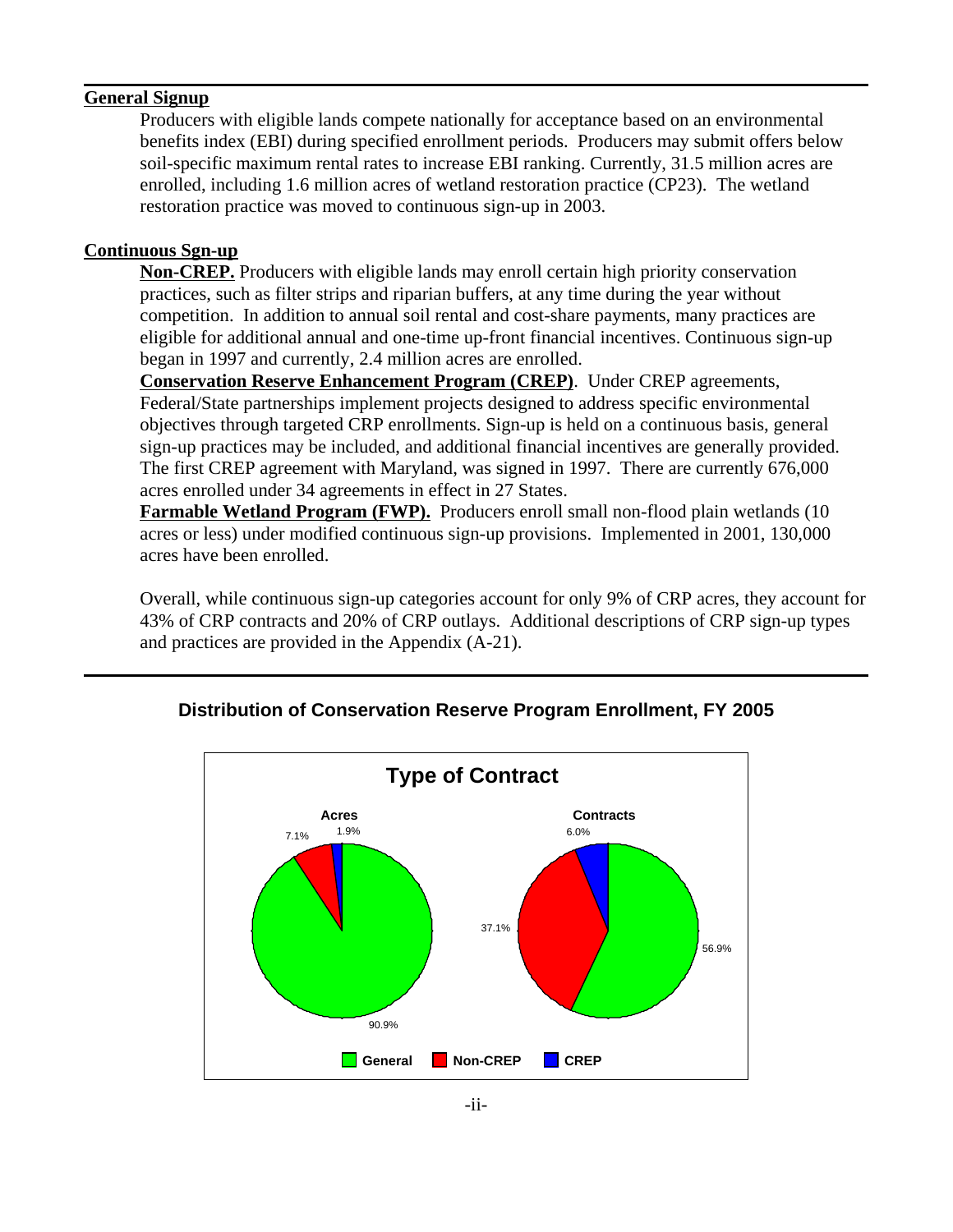## General Signup

Producers with eligible lands compete nationally for acceptance based on an environmental benefits index (EBI) during specified enrollment periods. Producers may submit offers below soil-specific maximum rental rates to increase EBI ranking. Currently, 31.5 million acres are enrolled, including 1.6 million acres of wetland restoration practice (CP23). The wetland restoration practice was moved to continuous sign-up in 2003.

## Continuous Sgn-up

**Non-CREP.** Producers with eligible lands may enroll certain high priority conservation practices, such as filter strips and riparian buffers, at any time during the year without competition. In addition to annual soil rental and cost-share payments, many practices are eligible for additional annual and one-time up-front financial incentives. Continuous sign-up began in 1997 and currently, 2.4 million acres are enrolled.

**Conservation Reserve Enhancement Program (CREP)**. Under CREP agreements, Federal/State partnerships implement projects designed to address specific environmental objectives through targeted CRP enrollments. Sign-up is held on a continuous basis, general sign-up practices may be included, and additional financial incentives are generally provided. The first CREP agreement with Maryland, was signed in 1997. There are currently 676,000 acres enrolled under 34 agreements in effect in 27 States.

**Farmable Wetland Program (FWP).** Producers enroll small non-flood plain wetlands (10 acres or less) under modified continuous sign-up provisions. Implemented in 2001, 130,000 acres have been enrolled.

Overall, while continuous sign-up categories account for only 9% of CRP acres, they account for 43% of CRP contracts and 20% of CRP outlays. Additional descriptions of CRP sign-up types and practices are provided in the Appendix (A-21).

**Distribution of Conservation Reserve Program Enrollment, FY 2005**

**Type of Contract**

| | Acres | Contracts |
|---|---|---|
| General | 90.9% | 56.9% |
| Non-CREP | 7.1% | 37.1% |
| CREP | 1.9% | 6.0% |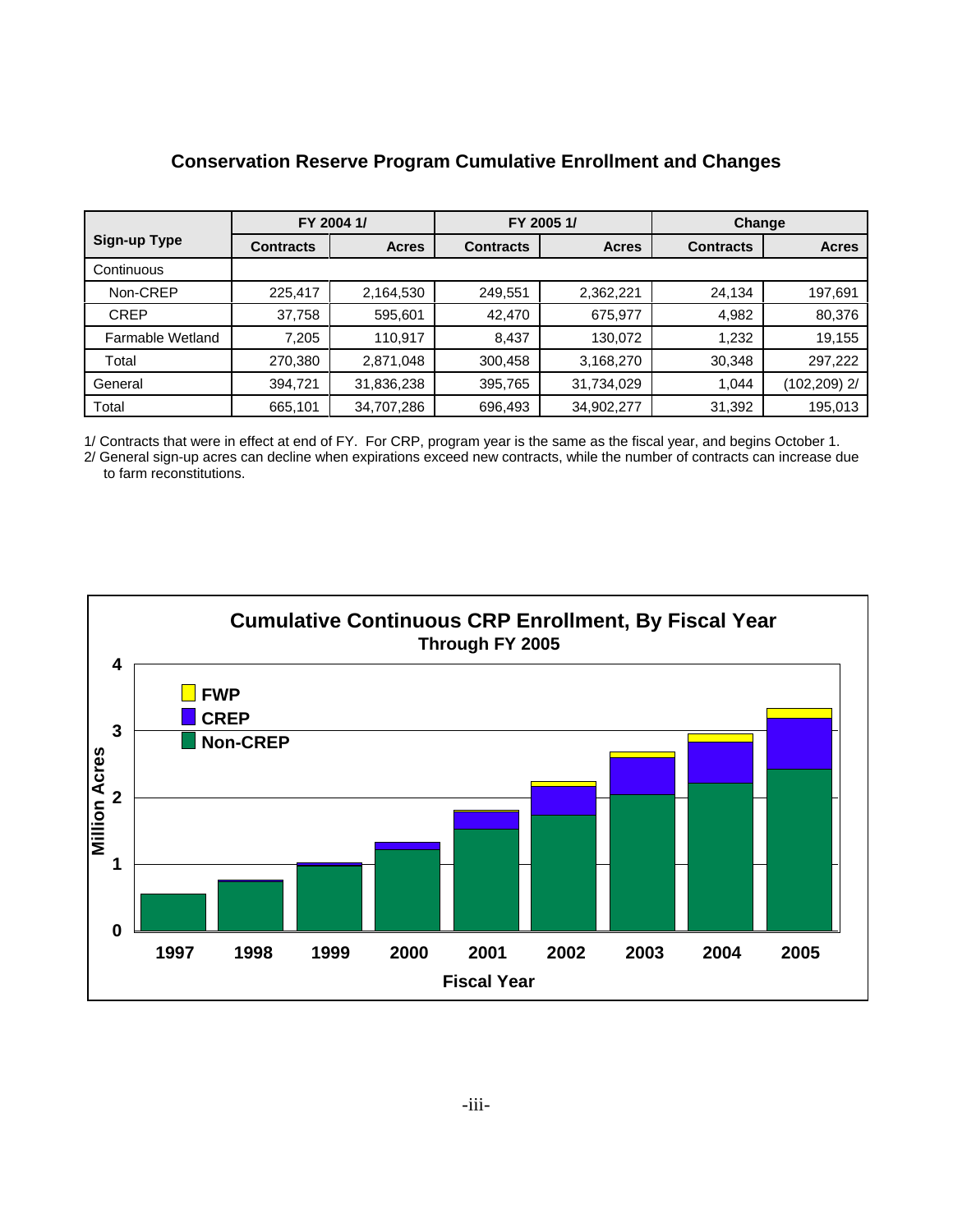## Conservation Reserve Program Cumulative Enrollment and Changes

| Sign-up Type | FY 2004 1/ | | FY 2005 1/ | | Change | |
|---|---|---|---|---|---|---|
| | Contracts | Acres | Contracts | Acres | Contracts | Acres |
| Continuous | | | | | | |
| Non-CREP | 225,417 | 2,164,530 | 249,551 | 2,362,221 | 24,134 | 197,691 |
| CREP | 37,758 | 595,601 | 42,470 | 675,977 | 4,982 | 80,376 |
| Farmable Wetland | 7,205 | 110,917 | 8,437 | 130,072 | 1,232 | 19,155 |
| Total | 270,380 | 2,871,048 | 300,458 | 3,168,270 | 30,348 | 297,222 |
| General | 394,721 | 31,836,238 | 395,765 | 31,734,029 | 1,044 | (102,209) 2/ |
| Total | 665,101 | 34,707,286 | 696,493 | 34,902,277 | 31,392 | 195,013 |

1/ Contracts that were in effect at end of FY. For CRP, program year is the same as the fiscal year, and begins October 1.
2/ General sign-up acres can decline when expirations exceed new contracts, while the number of contracts can increase due to farm reconstitutions.

**Cumulative Continuous CRP Enrollment, By Fiscal Year**
**Through FY 2005**

Legend: FWP, CREP, Non-CREP

Y-axis: Million Acres (0–4); X-axis: Fiscal Year (1997, 1998, 1999, 2000, 2001, 2002, 2003, 2004, 2005)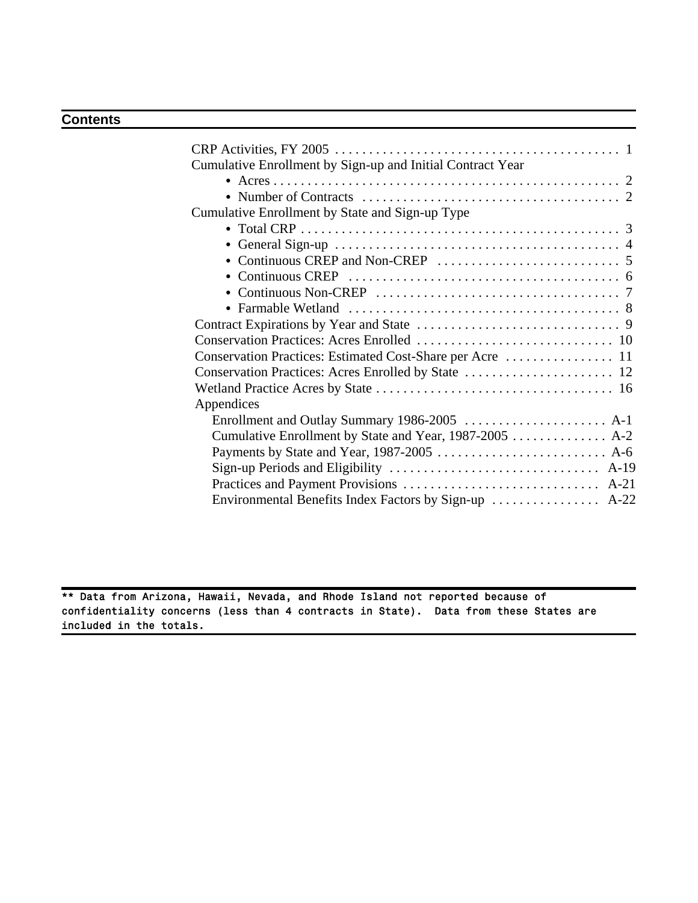## Contents

| | |
|---|---|
| CRP Activities, FY 2005 | 1 |
| Cumulative Enrollment by Sign-up and Initial Contract Year | |
| • Acres | 2 |
| • Number of Contracts | 2 |
| Cumulative Enrollment by State and Sign-up Type | |
| • Total CRP | 3 |
| • General Sign-up | 4 |
| • Continuous CREP and Non-CREP | 5 |
| • Continuous CREP | 6 |
| • Continuous Non-CREP | 7 |
| • Farmable Wetland | 8 |
| Contract Expirations by Year and State | 9 |
| Conservation Practices: Acres Enrolled | 10 |
| Conservation Practices: Estimated Cost-Share per Acre | 11 |
| Conservation Practices: Acres Enrolled by State | 12 |
| Wetland Practice Acres by State | 16 |
| Appendices | |
| Enrollment and Outlay Summary 1986-2005 | A-1 |
| Cumulative Enrollment by State and Year, 1987-2005 | A-2 |
| Payments by State and Year, 1987-2005 | A-6 |
| Sign-up Periods and Eligibility | A-19 |
| Practices and Payment Provisions | A-21 |
| Environmental Benefits Index Factors by Sign-up | A-22 |

** Data from Arizona, Hawaii, Nevada, and Rhode Island not reported because of confidentiality concerns (less than 4 contracts in State). Data from these States are included in the totals.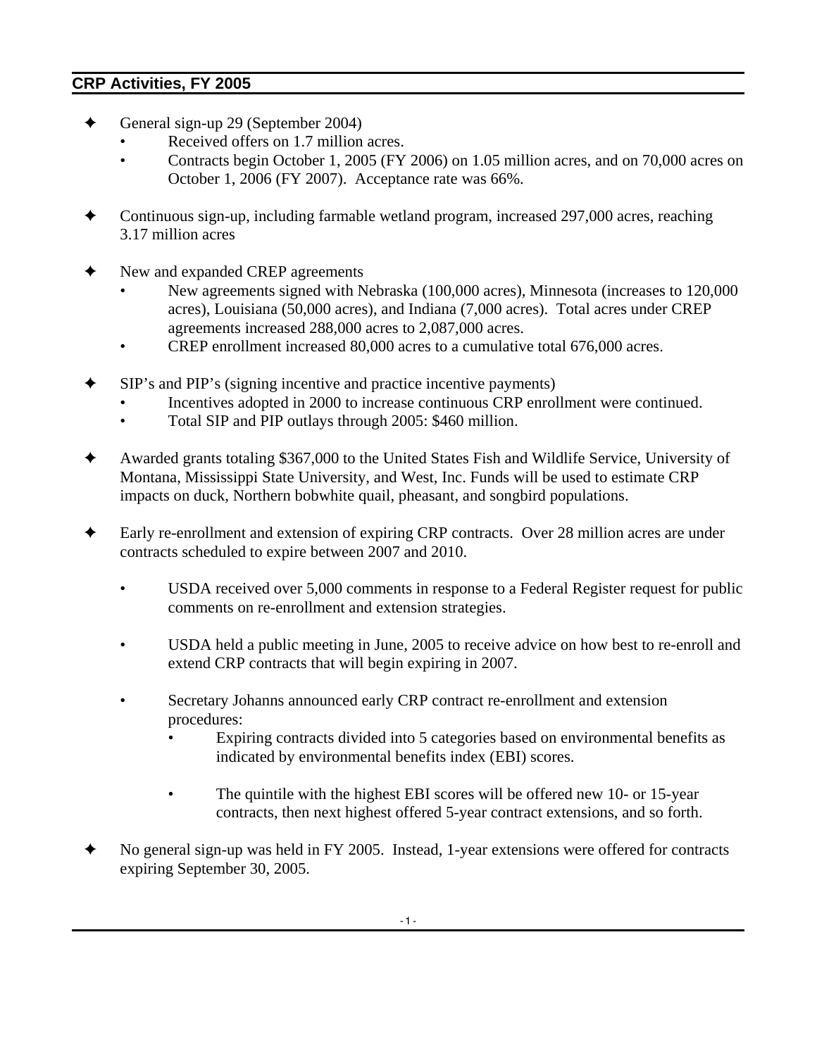## CRP Activities, FY 2005

- ✦ General sign-up 29 (September 2004)
  - Received offers on 1.7 million acres.
  - Contracts begin October 1, 2005 (FY 2006) on 1.05 million acres, and on 70,000 acres on October 1, 2006 (FY 2007). Acceptance rate was 66%.

- ✦ Continuous sign-up, including farmable wetland program, increased 297,000 acres, reaching 3.17 million acres

- ✦ New and expanded CREP agreements
  - New agreements signed with Nebraska (100,000 acres), Minnesota (increases to 120,000 acres), Louisiana (50,000 acres), and Indiana (7,000 acres). Total acres under CREP agreements increased 288,000 acres to 2,087,000 acres.
  - CREP enrollment increased 80,000 acres to a cumulative total 676,000 acres.

- ✦ SIP's and PIP's (signing incentive and practice incentive payments)
  - Incentives adopted in 2000 to increase continuous CRP enrollment were continued.
  - Total SIP and PIP outlays through 2005: $460 million.

- ✦ Awarded grants totaling $367,000 to the United States Fish and Wildlife Service, University of Montana, Mississippi State University, and West, Inc. Funds will be used to estimate CRP impacts on duck, Northern bobwhite quail, pheasant, and songbird populations.

- ✦ Early re-enrollment and extension of expiring CRP contracts. Over 28 million acres are under contracts scheduled to expire between 2007 and 2010.

  - USDA received over 5,000 comments in response to a Federal Register request for public comments on re-enrollment and extension strategies.

  - USDA held a public meeting in June, 2005 to receive advice on how best to re-enroll and extend CRP contracts that will begin expiring in 2007.

  - Secretary Johanns announced early CRP contract re-enrollment and extension procedures:
    - Expiring contracts divided into 5 categories based on environmental benefits as indicated by environmental benefits index (EBI) scores.

    - The quintile with the highest EBI scores will be offered new 10- or 15-year contracts, then next highest offered 5-year contract extensions, and so forth.

- ✦ No general sign-up was held in FY 2005. Instead, 1-year extensions were offered for contracts expiring September 30, 2005.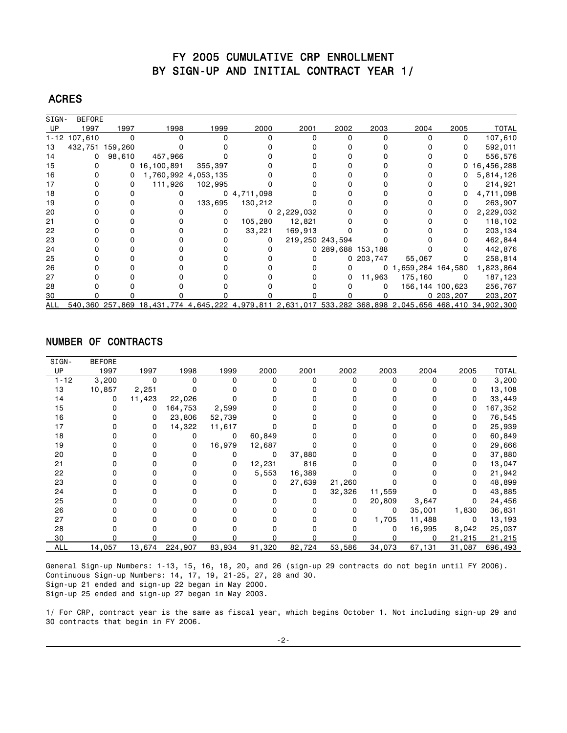# FY 2005 CUMULATIVE CRP ENROLLMENT BY SIGN-UP AND INITIAL CONTRACT YEAR 1/

## ACRES

| SIGN-UP | BEFORE 1997 | 1997 | 1998 | 1999 | 2000 | 2001 | 2002 | 2003 | 2004 | 2005 | TOTAL |
|---|---|---|---|---|---|---|---|---|---|---|---|
| 1-12 | 107,610 | 0 | 0 | 0 | 0 | 0 | 0 | 0 | 0 | 0 | 107,610 |
| 13 | 432,751 | 159,260 | 0 | 0 | 0 | 0 | 0 | 0 | 0 | 0 | 592,011 |
| 14 | 0 | 98,610 | 457,966 | 0 | 0 | 0 | 0 | 0 | 0 | 0 | 556,576 |
| 15 | 0 | 0 | 16,100,891 | 355,397 | 0 | 0 | 0 | 0 | 0 | 0 | 16,456,288 |
| 16 | 0 | 0 | 1,760,992 | 4,053,135 | 0 | 0 | 0 | 0 | 0 | 0 | 5,814,126 |
| 17 | 0 | 0 | 111,926 | 102,995 | 0 | 0 | 0 | 0 | 0 | 0 | 214,921 |
| 18 | 0 | 0 | 0 | 0 | 4,711,098 | 0 | 0 | 0 | 0 | 0 | 4,711,098 |
| 19 | 0 | 0 | 0 | 133,695 | 130,212 | 0 | 0 | 0 | 0 | 0 | 263,907 |
| 20 | 0 | 0 | 0 | 0 | 0 | 2,229,032 | 0 | 0 | 0 | 0 | 2,229,032 |
| 21 | 0 | 0 | 0 | 0 | 105,280 | 12,821 | 0 | 0 | 0 | 0 | 118,102 |
| 22 | 0 | 0 | 0 | 0 | 33,221 | 169,913 | 0 | 0 | 0 | 0 | 203,134 |
| 23 | 0 | 0 | 0 | 0 | 0 | 219,250 | 243,594 | 0 | 0 | 0 | 462,844 |
| 24 | 0 | 0 | 0 | 0 | 0 | 0 | 289,688 | 153,188 | 0 | 0 | 442,876 |
| 25 | 0 | 0 | 0 | 0 | 0 | 0 | 0 | 203,747 | 55,067 | 0 | 258,814 |
| 26 | 0 | 0 | 0 | 0 | 0 | 0 | 0 | 0 | 1,659,284 | 164,580 | 1,823,864 |
| 27 | 0 | 0 | 0 | 0 | 0 | 0 | 0 | 11,963 | 175,160 | 0 | 187,123 |
| 28 | 0 | 0 | 0 | 0 | 0 | 0 | 0 | 0 | 156,144 | 100,623 | 256,767 |
| 30 | 0 | 0 | 0 | 0 | 0 | 0 | 0 | 0 | 0 | 203,207 | 203,207 |
| ALL | 540,360 | 257,869 | 18,431,774 | 4,645,222 | 4,979,811 | 2,631,017 | 533,282 | 368,898 | 2,045,656 | 468,410 | 34,902,300 |

## NUMBER OF CONTRACTS

| SIGN-UP | BEFORE 1997 | 1997 | 1998 | 1999 | 2000 | 2001 | 2002 | 2003 | 2004 | 2005 | TOTAL |
|---|---|---|---|---|---|---|---|---|---|---|---|
| 1-12 | 3,200 | 0 | 0 | 0 | 0 | 0 | 0 | 0 | 0 | 0 | 3,200 |
| 13 | 10,857 | 2,251 | 0 | 0 | 0 | 0 | 0 | 0 | 0 | 0 | 13,108 |
| 14 | 0 | 11,423 | 22,026 | 0 | 0 | 0 | 0 | 0 | 0 | 0 | 33,449 |
| 15 | 0 | 0 | 164,753 | 2,599 | 0 | 0 | 0 | 0 | 0 | 0 | 167,352 |
| 16 | 0 | 0 | 23,806 | 52,739 | 0 | 0 | 0 | 0 | 0 | 0 | 76,545 |
| 17 | 0 | 0 | 14,322 | 11,617 | 0 | 0 | 0 | 0 | 0 | 0 | 25,939 |
| 18 | 0 | 0 | 0 | 0 | 60,849 | 0 | 0 | 0 | 0 | 0 | 60,849 |
| 19 | 0 | 0 | 0 | 16,979 | 12,687 | 0 | 0 | 0 | 0 | 0 | 29,666 |
| 20 | 0 | 0 | 0 | 0 | 0 | 37,880 | 0 | 0 | 0 | 0 | 37,880 |
| 21 | 0 | 0 | 0 | 0 | 12,231 | 816 | 0 | 0 | 0 | 0 | 13,047 |
| 22 | 0 | 0 | 0 | 0 | 5,553 | 16,389 | 0 | 0 | 0 | 0 | 21,942 |
| 23 | 0 | 0 | 0 | 0 | 0 | 27,639 | 21,260 | 0 | 0 | 0 | 48,899 |
| 24 | 0 | 0 | 0 | 0 | 0 | 0 | 32,326 | 11,559 | 0 | 0 | 43,885 |
| 25 | 0 | 0 | 0 | 0 | 0 | 0 | 0 | 20,809 | 3,647 | 0 | 24,456 |
| 26 | 0 | 0 | 0 | 0 | 0 | 0 | 0 | 0 | 35,001 | 1,830 | 36,831 |
| 27 | 0 | 0 | 0 | 0 | 0 | 0 | 0 | 1,705 | 11,488 | 0 | 13,193 |
| 28 | 0 | 0 | 0 | 0 | 0 | 0 | 0 | 0 | 16,995 | 8,042 | 25,037 |
| 30 | 0 | 0 | 0 | 0 | 0 | 0 | 0 | 0 | 0 | 21,215 | 21,215 |
| ALL | 14,057 | 13,674 | 224,907 | 83,934 | 91,320 | 82,724 | 53,586 | 34,073 | 67,131 | 31,087 | 696,493 |

General Sign-up Numbers: 1-13, 15, 16, 18, 20, and 26 (sign-up 29 contracts do not begin until FY 2006).
Continuous Sign-up Numbers: 14, 17, 19, 21-25, 27, 28 and 30.
Sign-up 21 ended and sign-up 22 began in May 2000.
Sign-up 25 ended and sign-up 27 began in May 2003.

1/ For CRP, contract year is the same as fiscal year, which begins October 1. Not including sign-up 29 and 30 contracts that begin in FY 2006.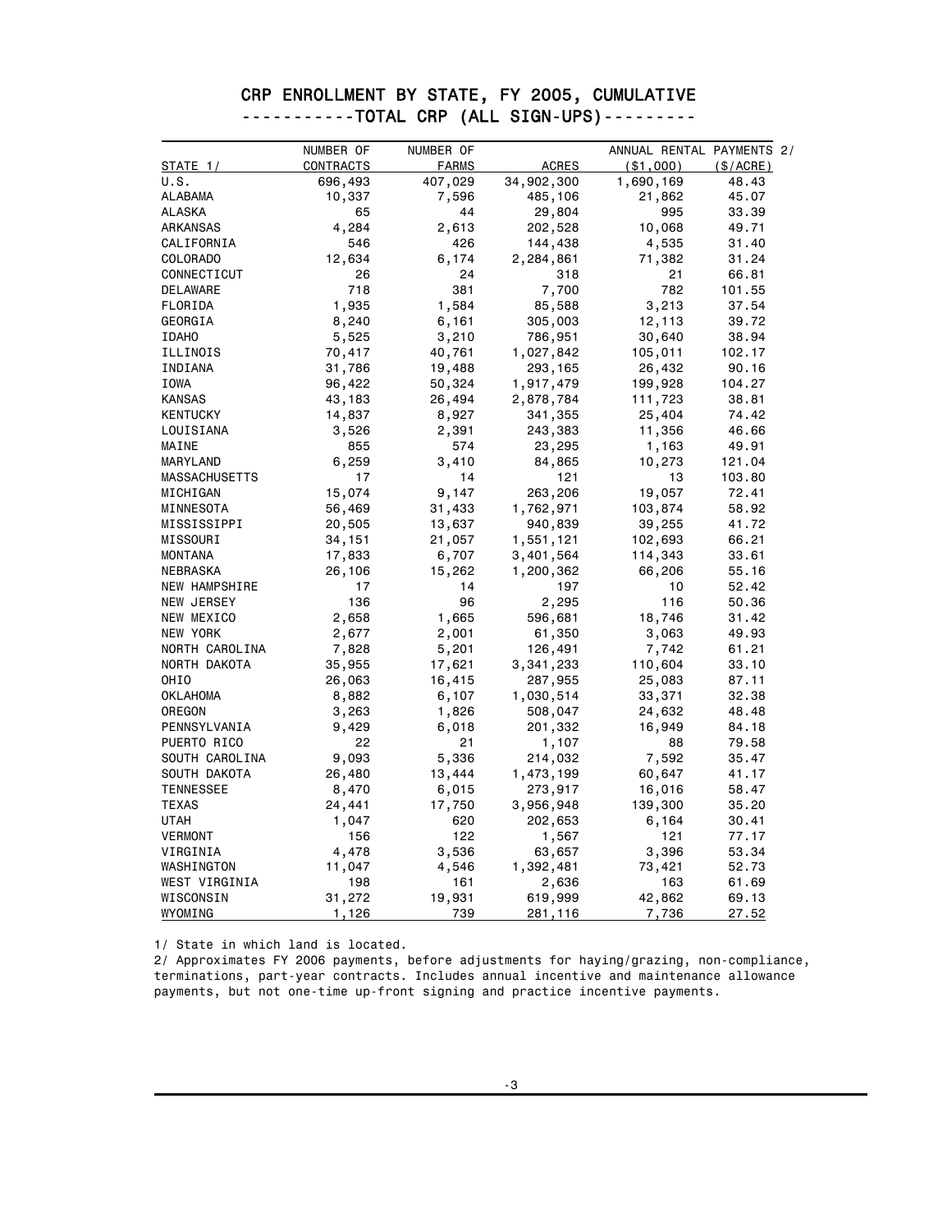# CRP ENROLLMENT BY STATE, FY 2005, CUMULATIVE

## -----------TOTAL CRP (ALL SIGN-UPS)---------

| STATE 1/ | NUMBER OF CONTRACTS | NUMBER OF FARMS | ACRES | ANNUAL RENTAL PAYMENTS 2/ ($1,000) | ($/ACRE) |
|---|---|---|---|---|---|
| U.S. | 696,493 | 407,029 | 34,902,300 | 1,690,169 | 48.43 |
| ALABAMA | 10,337 | 7,596 | 485,106 | 21,862 | 45.07 |
| ALASKA | 65 | 44 | 29,804 | 995 | 33.39 |
| ARKANSAS | 4,284 | 2,613 | 202,528 | 10,068 | 49.71 |
| CALIFORNIA | 546 | 426 | 144,438 | 4,535 | 31.40 |
| COLORADO | 12,634 | 6,174 | 2,284,861 | 71,382 | 31.24 |
| CONNECTICUT | 26 | 24 | 318 | 21 | 66.81 |
| DELAWARE | 718 | 381 | 7,700 | 782 | 101.55 |
| FLORIDA | 1,935 | 1,584 | 85,588 | 3,213 | 37.54 |
| GEORGIA | 8,240 | 6,161 | 305,003 | 12,113 | 39.72 |
| IDAHO | 5,525 | 3,210 | 786,951 | 30,640 | 38.94 |
| ILLINOIS | 70,417 | 40,761 | 1,027,842 | 105,011 | 102.17 |
| INDIANA | 31,786 | 19,488 | 293,165 | 26,432 | 90.16 |
| IOWA | 96,422 | 50,324 | 1,917,479 | 199,928 | 104.27 |
| KANSAS | 43,183 | 26,494 | 2,878,784 | 111,723 | 38.81 |
| KENTUCKY | 14,837 | 8,927 | 341,355 | 25,404 | 74.42 |
| LOUISIANA | 3,526 | 2,391 | 243,383 | 11,356 | 46.66 |
| MAINE | 855 | 574 | 23,295 | 1,163 | 49.91 |
| MARYLAND | 6,259 | 3,410 | 84,865 | 10,273 | 121.04 |
| MASSACHUSETTS | 17 | 14 | 121 | 13 | 103.80 |
| MICHIGAN | 15,074 | 9,147 | 263,206 | 19,057 | 72.41 |
| MINNESOTA | 56,469 | 31,433 | 1,762,971 | 103,874 | 58.92 |
| MISSISSIPPI | 20,505 | 13,637 | 940,839 | 39,255 | 41.72 |
| MISSOURI | 34,151 | 21,057 | 1,551,121 | 102,693 | 66.21 |
| MONTANA | 17,833 | 6,707 | 3,401,564 | 114,343 | 33.61 |
| NEBRASKA | 26,106 | 15,262 | 1,200,362 | 66,206 | 55.16 |
| NEW HAMPSHIRE | 17 | 14 | 197 | 10 | 52.42 |
| NEW JERSEY | 136 | 96 | 2,295 | 116 | 50.36 |
| NEW MEXICO | 2,658 | 1,665 | 596,681 | 18,746 | 31.42 |
| NEW YORK | 2,677 | 2,001 | 61,350 | 3,063 | 49.93 |
| NORTH CAROLINA | 7,828 | 5,201 | 126,491 | 7,742 | 61.21 |
| NORTH DAKOTA | 35,955 | 17,621 | 3,341,233 | 110,604 | 33.10 |
| OHIO | 26,063 | 16,415 | 287,955 | 25,083 | 87.11 |
| OKLAHOMA | 8,882 | 6,107 | 1,030,514 | 33,371 | 32.38 |
| OREGON | 3,263 | 1,826 | 508,047 | 24,632 | 48.48 |
| PENNSYLVANIA | 9,429 | 6,018 | 201,332 | 16,949 | 84.18 |
| PUERTO RICO | 22 | 21 | 1,107 | 88 | 79.58 |
| SOUTH CAROLINA | 9,093 | 5,336 | 214,032 | 7,592 | 35.47 |
| SOUTH DAKOTA | 26,480 | 13,444 | 1,473,199 | 60,647 | 41.17 |
| TENNESSEE | 8,470 | 6,015 | 273,917 | 16,016 | 58.47 |
| TEXAS | 24,441 | 17,750 | 3,956,948 | 139,300 | 35.20 |
| UTAH | 1,047 | 620 | 202,653 | 6,164 | 30.41 |
| VERMONT | 156 | 122 | 1,567 | 121 | 77.17 |
| VIRGINIA | 4,478 | 3,536 | 63,657 | 3,396 | 53.34 |
| WASHINGTON | 11,047 | 4,546 | 1,392,481 | 73,421 | 52.73 |
| WEST VIRGINIA | 198 | 161 | 2,636 | 163 | 61.69 |
| WISCONSIN | 31,272 | 19,931 | 619,999 | 42,862 | 69.13 |
| WYOMING | 1,126 | 739 | 281,116 | 7,736 | 27.52 |

1/ State in which land is located.

2/ Approximates FY 2006 payments, before adjustments for haying/grazing, non-compliance, terminations, part-year contracts. Includes annual incentive and maintenance allowance payments, but not one-time up-front signing and practice incentive payments.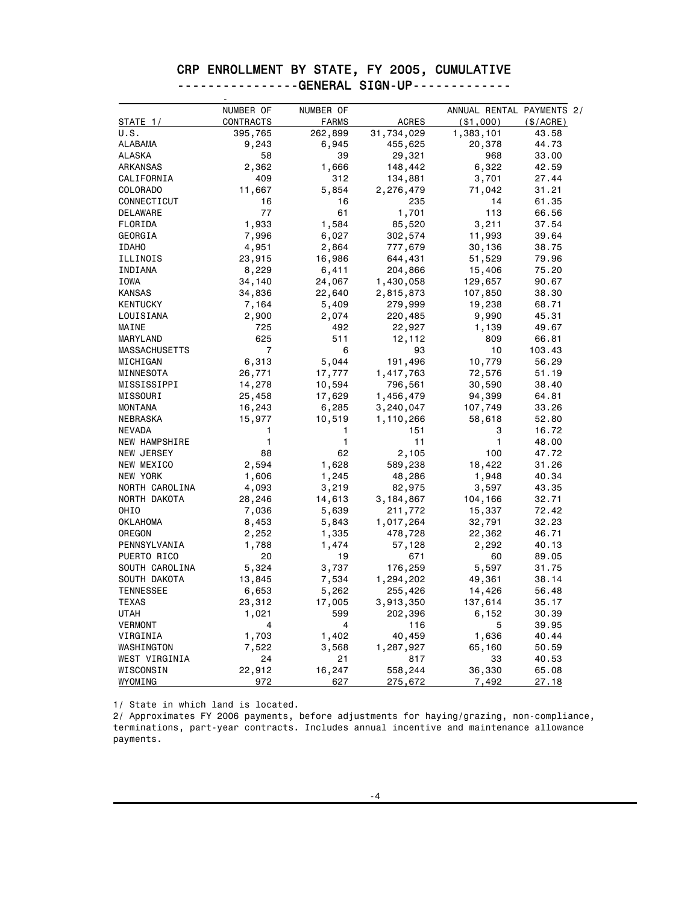# CRP ENROLLMENT BY STATE, FY 2005, CUMULATIVE

## ----------------GENERAL SIGN-UP-------------

| STATE 1/ | NUMBER OF CONTRACTS | NUMBER OF FARMS | ACRES | ANNUAL RENTAL PAYMENTS 2/ ($1,000) | ($/ACRE) |
|---|---|---|---|---|---|
| U.S. | 395,765 | 262,899 | 31,734,029 | 1,383,101 | 43.58 |
| ALABAMA | 9,243 | 6,945 | 455,625 | 20,378 | 44.73 |
| ALASKA | 58 | 39 | 29,321 | 968 | 33.00 |
| ARKANSAS | 2,362 | 1,666 | 148,442 | 6,322 | 42.59 |
| CALIFORNIA | 409 | 312 | 134,881 | 3,701 | 27.44 |
| COLORADO | 11,667 | 5,854 | 2,276,479 | 71,042 | 31.21 |
| CONNECTICUT | 16 | 16 | 235 | 14 | 61.35 |
| DELAWARE | 77 | 61 | 1,701 | 113 | 66.56 |
| FLORIDA | 1,933 | 1,584 | 85,520 | 3,211 | 37.54 |
| GEORGIA | 7,996 | 6,027 | 302,574 | 11,993 | 39.64 |
| IDAHO | 4,951 | 2,864 | 777,679 | 30,136 | 38.75 |
| ILLINOIS | 23,915 | 16,986 | 644,431 | 51,529 | 79.96 |
| INDIANA | 8,229 | 6,411 | 204,866 | 15,406 | 75.20 |
| IOWA | 34,140 | 24,067 | 1,430,058 | 129,657 | 90.67 |
| KANSAS | 34,836 | 22,640 | 2,815,873 | 107,850 | 38.30 |
| KENTUCKY | 7,164 | 5,409 | 279,999 | 19,238 | 68.71 |
| LOUISIANA | 2,900 | 2,074 | 220,485 | 9,990 | 45.31 |
| MAINE | 725 | 492 | 22,927 | 1,139 | 49.67 |
| MARYLAND | 625 | 511 | 12,112 | 809 | 66.81 |
| MASSACHUSETTS | 7 | 6 | 93 | 10 | 103.43 |
| MICHIGAN | 6,313 | 5,044 | 191,496 | 10,779 | 56.29 |
| MINNESOTA | 26,771 | 17,777 | 1,417,763 | 72,576 | 51.19 |
| MISSISSIPPI | 14,278 | 10,594 | 796,561 | 30,590 | 38.40 |
| MISSOURI | 25,458 | 17,629 | 1,456,479 | 94,399 | 64.81 |
| MONTANA | 16,243 | 6,285 | 3,240,047 | 107,749 | 33.26 |
| NEBRASKA | 15,977 | 10,519 | 1,110,266 | 58,618 | 52.80 |
| NEVADA | 1 | 1 | 151 | 3 | 16.72 |
| NEW HAMPSHIRE | 1 | 1 | 11 | 1 | 48.00 |
| NEW JERSEY | 88 | 62 | 2,105 | 100 | 47.72 |
| NEW MEXICO | 2,594 | 1,628 | 589,238 | 18,422 | 31.26 |
| NEW YORK | 1,606 | 1,245 | 48,286 | 1,948 | 40.34 |
| NORTH CAROLINA | 4,093 | 3,219 | 82,975 | 3,597 | 43.35 |
| NORTH DAKOTA | 28,246 | 14,613 | 3,184,867 | 104,166 | 32.71 |
| OHIO | 7,036 | 5,639 | 211,772 | 15,337 | 72.42 |
| OKLAHOMA | 8,453 | 5,843 | 1,017,264 | 32,791 | 32.23 |
| OREGON | 2,252 | 1,335 | 478,728 | 22,362 | 46.71 |
| PENNSYLVANIA | 1,788 | 1,474 | 57,128 | 2,292 | 40.13 |
| PUERTO RICO | 20 | 19 | 671 | 60 | 89.05 |
| SOUTH CAROLINA | 5,324 | 3,737 | 176,259 | 5,597 | 31.75 |
| SOUTH DAKOTA | 13,845 | 7,534 | 1,294,202 | 49,361 | 38.14 |
| TENNESSEE | 6,653 | 5,262 | 255,426 | 14,426 | 56.48 |
| TEXAS | 23,312 | 17,005 | 3,913,350 | 137,614 | 35.17 |
| UTAH | 1,021 | 599 | 202,396 | 6,152 | 30.39 |
| VERMONT | 4 | 4 | 116 | 5 | 39.95 |
| VIRGINIA | 1,703 | 1,402 | 40,459 | 1,636 | 40.44 |
| WASHINGTON | 7,522 | 3,568 | 1,287,927 | 65,160 | 50.59 |
| WEST VIRGINIA | 24 | 21 | 817 | 33 | 40.53 |
| WISCONSIN | 22,912 | 16,247 | 558,244 | 36,330 | 65.08 |
| WYOMING | 972 | 627 | 275,672 | 7,492 | 27.18 |

1/ State in which land is located.

2/ Approximates FY 2006 payments, before adjustments for haying/grazing, non-compliance, terminations, part-year contracts. Includes annual incentive and maintenance allowance payments.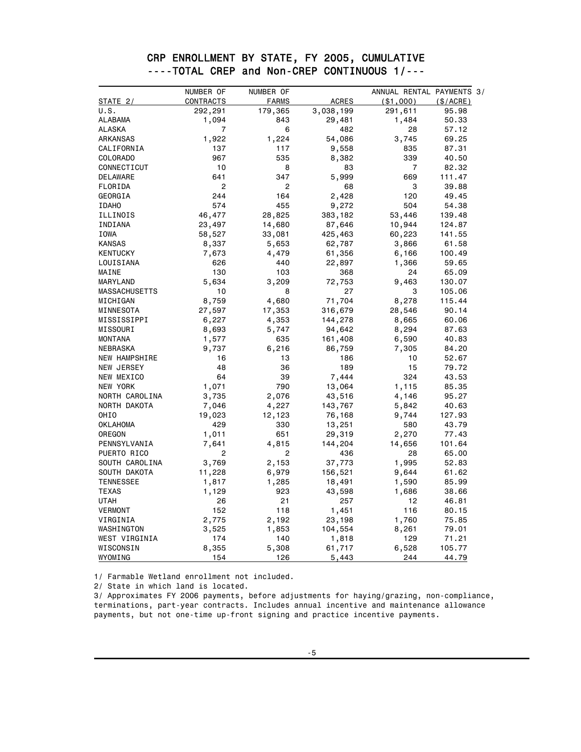# CRP ENROLLMENT BY STATE, FY 2005, CUMULATIVE

## ----TOTAL CREP and Non-CREP CONTINUOUS 1/---

| STATE 2/ | NUMBER OF CONTRACTS | NUMBER OF FARMS | ACRES | ANNUAL RENTAL PAYMENTS 3/ ($1,000) | ($/ACRE) |
|---|---|---|---|---|---|
| U.S. | 292,291 | 179,365 | 3,038,199 | 291,611 | 95.98 |
| ALABAMA | 1,094 | 843 | 29,481 | 1,484 | 50.33 |
| ALASKA | 7 | 6 | 482 | 28 | 57.12 |
| ARKANSAS | 1,922 | 1,224 | 54,086 | 3,745 | 69.25 |
| CALIFORNIA | 137 | 117 | 9,558 | 835 | 87.31 |
| COLORADO | 967 | 535 | 8,382 | 339 | 40.50 |
| CONNECTICUT | 10 | 8 | 83 | 7 | 82.32 |
| DELAWARE | 641 | 347 | 5,999 | 669 | 111.47 |
| FLORIDA | 2 | 2 | 68 | 3 | 39.88 |
| GEORGIA | 244 | 164 | 2,428 | 120 | 49.45 |
| IDAHO | 574 | 455 | 9,272 | 504 | 54.38 |
| ILLINOIS | 46,477 | 28,825 | 383,182 | 53,446 | 139.48 |
| INDIANA | 23,497 | 14,680 | 87,646 | 10,944 | 124.87 |
| IOWA | 58,527 | 33,081 | 425,463 | 60,223 | 141.55 |
| KANSAS | 8,337 | 5,653 | 62,787 | 3,866 | 61.58 |
| KENTUCKY | 7,673 | 4,479 | 61,356 | 6,166 | 100.49 |
| LOUISIANA | 626 | 440 | 22,897 | 1,366 | 59.65 |
| MAINE | 130 | 103 | 368 | 24 | 65.09 |
| MARYLAND | 5,634 | 3,209 | 72,753 | 9,463 | 130.07 |
| MASSACHUSETTS | 10 | 8 | 27 | 3 | 105.06 |
| MICHIGAN | 8,759 | 4,680 | 71,704 | 8,278 | 115.44 |
| MINNESOTA | 27,597 | 17,353 | 316,679 | 28,546 | 90.14 |
| MISSISSIPPI | 6,227 | 4,353 | 144,278 | 8,665 | 60.06 |
| MISSOURI | 8,693 | 5,747 | 94,642 | 8,294 | 87.63 |
| MONTANA | 1,577 | 635 | 161,408 | 6,590 | 40.83 |
| NEBRASKA | 9,737 | 6,216 | 86,759 | 7,305 | 84.20 |
| NEW HAMPSHIRE | 16 | 13 | 186 | 10 | 52.67 |
| NEW JERSEY | 48 | 36 | 189 | 15 | 79.72 |
| NEW MEXICO | 64 | 39 | 7,444 | 324 | 43.53 |
| NEW YORK | 1,071 | 790 | 13,064 | 1,115 | 85.35 |
| NORTH CAROLINA | 3,735 | 2,076 | 43,516 | 4,146 | 95.27 |
| NORTH DAKOTA | 7,046 | 4,227 | 143,767 | 5,842 | 40.63 |
| OHIO | 19,023 | 12,123 | 76,168 | 9,744 | 127.93 |
| OKLAHOMA | 429 | 330 | 13,251 | 580 | 43.79 |
| OREGON | 1,011 | 651 | 29,319 | 2,270 | 77.43 |
| PENNSYLVANIA | 7,641 | 4,815 | 144,204 | 14,656 | 101.64 |
| PUERTO RICO | 2 | 2 | 436 | 28 | 65.00 |
| SOUTH CAROLINA | 3,769 | 2,153 | 37,773 | 1,995 | 52.83 |
| SOUTH DAKOTA | 11,228 | 6,979 | 156,521 | 9,644 | 61.62 |
| TENNESSEE | 1,817 | 1,285 | 18,491 | 1,590 | 85.99 |
| TEXAS | 1,129 | 923 | 43,598 | 1,686 | 38.66 |
| UTAH | 26 | 21 | 257 | 12 | 46.81 |
| VERMONT | 152 | 118 | 1,451 | 116 | 80.15 |
| VIRGINIA | 2,775 | 2,192 | 23,198 | 1,760 | 75.85 |
| WASHINGTON | 3,525 | 1,853 | 104,554 | 8,261 | 79.01 |
| WEST VIRGINIA | 174 | 140 | 1,818 | 129 | 71.21 |
| WISCONSIN | 8,355 | 5,308 | 61,717 | 6,528 | 105.77 |
| WYOMING | 154 | 126 | 5,443 | 244 | 44.79 |

1/ Farmable Wetland enrollment not included.

2/ State in which land is located.

3/ Approximates FY 2006 payments, before adjustments for haying/grazing, non-compliance, terminations, part-year contracts. Includes annual incentive and maintenance allowance payments, but not one-time up-front signing and practice incentive payments.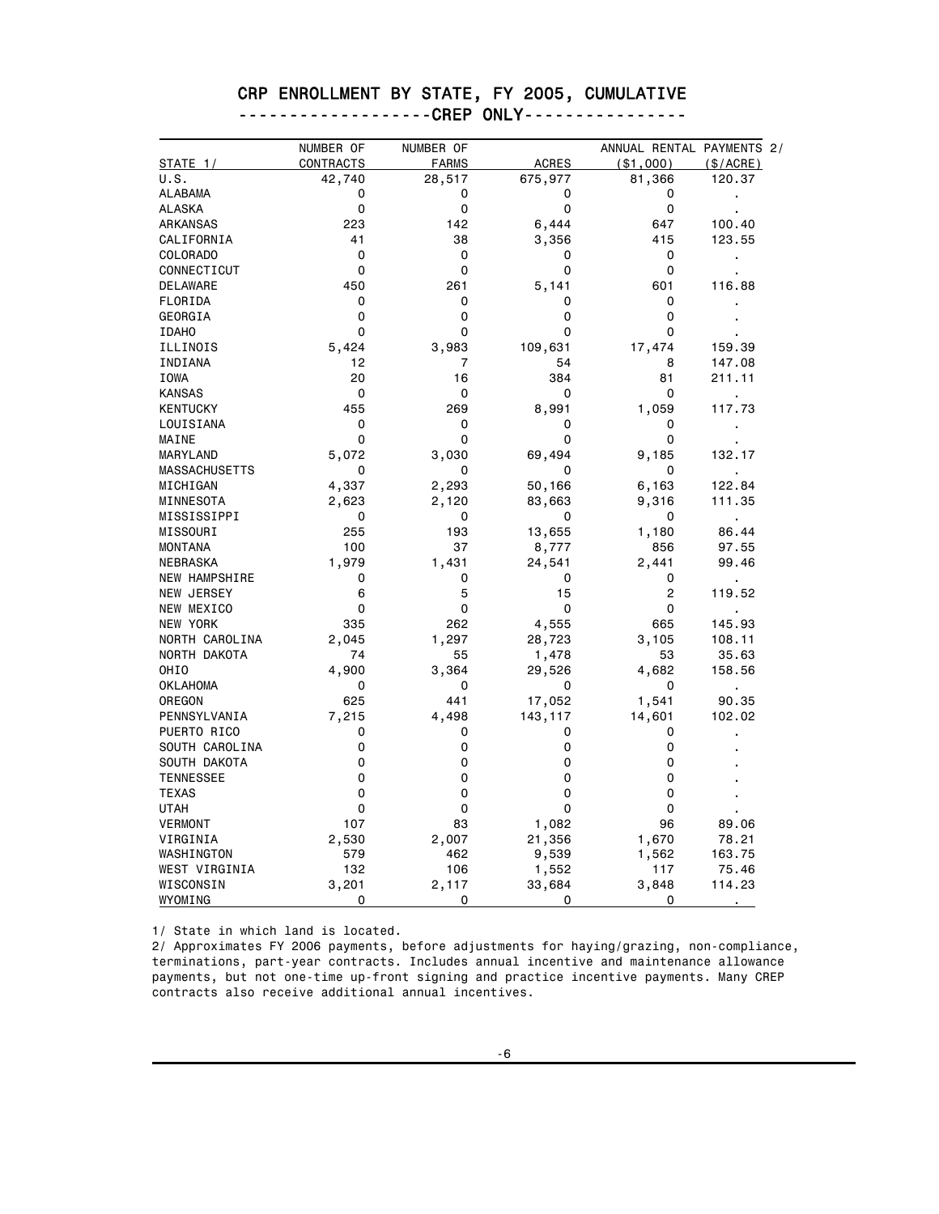# CRP ENROLLMENT BY STATE, FY 2005, CUMULATIVE

## -------------------CREP ONLY----------------

| STATE 1/ | NUMBER OF CONTRACTS | NUMBER OF FARMS | ACRES | ANNUAL RENTAL PAYMENTS 2/ ($1,000) | ($/ACRE) |
|---|---|---|---|---|---|
| U.S. | 42,740 | 28,517 | 675,977 | 81,366 | 120.37 |
| ALABAMA | 0 | 0 | 0 | 0 | . |
| ALASKA | 0 | 0 | 0 | 0 | . |
| ARKANSAS | 223 | 142 | 6,444 | 647 | 100.40 |
| CALIFORNIA | 41 | 38 | 3,356 | 415 | 123.55 |
| COLORADO | 0 | 0 | 0 | 0 | . |
| CONNECTICUT | 0 | 0 | 0 | 0 | . |
| DELAWARE | 450 | 261 | 5,141 | 601 | 116.88 |
| FLORIDA | 0 | 0 | 0 | 0 | . |
| GEORGIA | 0 | 0 | 0 | 0 | . |
| IDAHO | 0 | 0 | 0 | 0 | . |
| ILLINOIS | 5,424 | 3,983 | 109,631 | 17,474 | 159.39 |
| INDIANA | 12 | 7 | 54 | 8 | 147.08 |
| IOWA | 20 | 16 | 384 | 81 | 211.11 |
| KANSAS | 0 | 0 | 0 | 0 | . |
| KENTUCKY | 455 | 269 | 8,991 | 1,059 | 117.73 |
| LOUISIANA | 0 | 0 | 0 | 0 | . |
| MAINE | 0 | 0 | 0 | 0 | . |
| MARYLAND | 5,072 | 3,030 | 69,494 | 9,185 | 132.17 |
| MASSACHUSETTS | 0 | 0 | 0 | 0 | . |
| MICHIGAN | 4,337 | 2,293 | 50,166 | 6,163 | 122.84 |
| MINNESOTA | 2,623 | 2,120 | 83,663 | 9,316 | 111.35 |
| MISSISSIPPI | 0 | 0 | 0 | 0 | . |
| MISSOURI | 255 | 193 | 13,655 | 1,180 | 86.44 |
| MONTANA | 100 | 37 | 8,777 | 856 | 97.55 |
| NEBRASKA | 1,979 | 1,431 | 24,541 | 2,441 | 99.46 |
| NEW HAMPSHIRE | 0 | 0 | 0 | 0 | . |
| NEW JERSEY | 6 | 5 | 15 | 2 | 119.52 |
| NEW MEXICO | 0 | 0 | 0 | 0 | . |
| NEW YORK | 335 | 262 | 4,555 | 665 | 145.93 |
| NORTH CAROLINA | 2,045 | 1,297 | 28,723 | 3,105 | 108.11 |
| NORTH DAKOTA | 74 | 55 | 1,478 | 53 | 35.63 |
| OHIO | 4,900 | 3,364 | 29,526 | 4,682 | 158.56 |
| OKLAHOMA | 0 | 0 | 0 | 0 | . |
| OREGON | 625 | 441 | 17,052 | 1,541 | 90.35 |
| PENNSYLVANIA | 7,215 | 4,498 | 143,117 | 14,601 | 102.02 |
| PUERTO RICO | 0 | 0 | 0 | 0 | . |
| SOUTH CAROLINA | 0 | 0 | 0 | 0 | . |
| SOUTH DAKOTA | 0 | 0 | 0 | 0 | . |
| TENNESSEE | 0 | 0 | 0 | 0 | . |
| TEXAS | 0 | 0 | 0 | 0 | . |
| UTAH | 0 | 0 | 0 | 0 | . |
| VERMONT | 107 | 83 | 1,082 | 96 | 89.06 |
| VIRGINIA | 2,530 | 2,007 | 21,356 | 1,670 | 78.21 |
| WASHINGTON | 579 | 462 | 9,539 | 1,562 | 163.75 |
| WEST VIRGINIA | 132 | 106 | 1,552 | 117 | 75.46 |
| WISCONSIN | 3,201 | 2,117 | 33,684 | 3,848 | 114.23 |
| WYOMING | 0 | 0 | 0 | 0 | . |

1/ State in which land is located.

2/ Approximates FY 2006 payments, before adjustments for haying/grazing, non-compliance, terminations, part-year contracts. Includes annual incentive and maintenance allowance payments, but not one-time up-front signing and practice incentive payments. Many CREP contracts also receive additional annual incentives.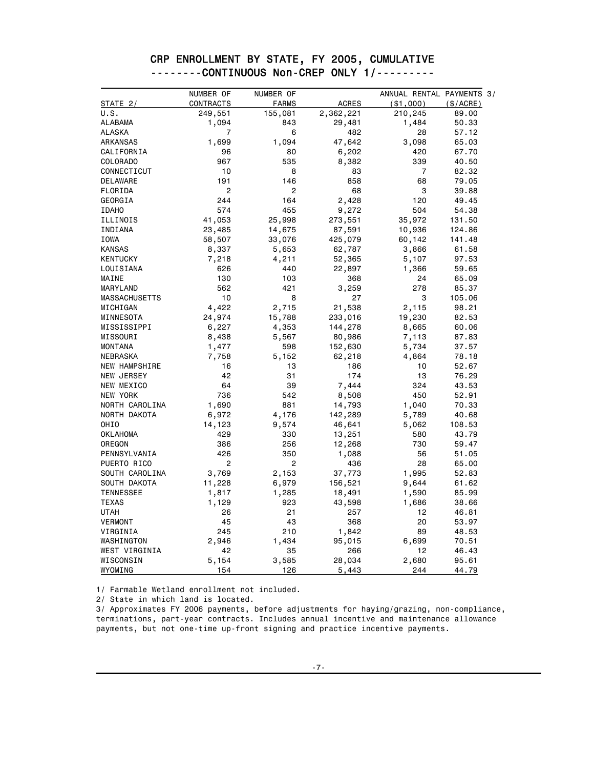# CRP ENROLLMENT BY STATE, FY 2005, CUMULATIVE

## --------CONTINUOUS Non-CREP ONLY 1/---------

| STATE 2/ | NUMBER OF CONTRACTS | NUMBER OF FARMS | ACRES | ANNUAL RENTAL PAYMENTS 3/ ($1,000) | ($/ACRE) |
|---|---|---|---|---|---|
| U.S. | 249,551 | 155,081 | 2,362,221 | 210,245 | 89.00 |
| ALABAMA | 1,094 | 843 | 29,481 | 1,484 | 50.33 |
| ALASKA | 7 | 6 | 482 | 28 | 57.12 |
| ARKANSAS | 1,699 | 1,094 | 47,642 | 3,098 | 65.03 |
| CALIFORNIA | 96 | 80 | 6,202 | 420 | 67.70 |
| COLORADO | 967 | 535 | 8,382 | 339 | 40.50 |
| CONNECTICUT | 10 | 8 | 83 | 7 | 82.32 |
| DELAWARE | 191 | 146 | 858 | 68 | 79.05 |
| FLORIDA | 2 | 2 | 68 | 3 | 39.88 |
| GEORGIA | 244 | 164 | 2,428 | 120 | 49.45 |
| IDAHO | 574 | 455 | 9,272 | 504 | 54.38 |
| ILLINOIS | 41,053 | 25,998 | 273,551 | 35,972 | 131.50 |
| INDIANA | 23,485 | 14,675 | 87,591 | 10,936 | 124.86 |
| IOWA | 58,507 | 33,076 | 425,079 | 60,142 | 141.48 |
| KANSAS | 8,337 | 5,653 | 62,787 | 3,866 | 61.58 |
| KENTUCKY | 7,218 | 4,211 | 52,365 | 5,107 | 97.53 |
| LOUISIANA | 626 | 440 | 22,897 | 1,366 | 59.65 |
| MAINE | 130 | 103 | 368 | 24 | 65.09 |
| MARYLAND | 562 | 421 | 3,259 | 278 | 85.37 |
| MASSACHUSETTS | 10 | 8 | 27 | 3 | 105.06 |
| MICHIGAN | 4,422 | 2,715 | 21,538 | 2,115 | 98.21 |
| MINNESOTA | 24,974 | 15,788 | 233,016 | 19,230 | 82.53 |
| MISSISSIPPI | 6,227 | 4,353 | 144,278 | 8,665 | 60.06 |
| MISSOURI | 8,438 | 5,567 | 80,986 | 7,113 | 87.83 |
| MONTANA | 1,477 | 598 | 152,630 | 5,734 | 37.57 |
| NEBRASKA | 7,758 | 5,152 | 62,218 | 4,864 | 78.18 |
| NEW HAMPSHIRE | 16 | 13 | 186 | 10 | 52.67 |
| NEW JERSEY | 42 | 31 | 174 | 13 | 76.29 |
| NEW MEXICO | 64 | 39 | 7,444 | 324 | 43.53 |
| NEW YORK | 736 | 542 | 8,508 | 450 | 52.91 |
| NORTH CAROLINA | 1,690 | 881 | 14,793 | 1,040 | 70.33 |
| NORTH DAKOTA | 6,972 | 4,176 | 142,289 | 5,789 | 40.68 |
| OHIO | 14,123 | 9,574 | 46,641 | 5,062 | 108.53 |
| OKLAHOMA | 429 | 330 | 13,251 | 580 | 43.79 |
| OREGON | 386 | 256 | 12,268 | 730 | 59.47 |
| PENNSYLVANIA | 426 | 350 | 1,088 | 56 | 51.05 |
| PUERTO RICO | 2 | 2 | 436 | 28 | 65.00 |
| SOUTH CAROLINA | 3,769 | 2,153 | 37,773 | 1,995 | 52.83 |
| SOUTH DAKOTA | 11,228 | 6,979 | 156,521 | 9,644 | 61.62 |
| TENNESSEE | 1,817 | 1,285 | 18,491 | 1,590 | 85.99 |
| TEXAS | 1,129 | 923 | 43,598 | 1,686 | 38.66 |
| UTAH | 26 | 21 | 257 | 12 | 46.81 |
| VERMONT | 45 | 43 | 368 | 20 | 53.97 |
| VIRGINIA | 245 | 210 | 1,842 | 89 | 48.53 |
| WASHINGTON | 2,946 | 1,434 | 95,015 | 6,699 | 70.51 |
| WEST VIRGINIA | 42 | 35 | 266 | 12 | 46.43 |
| WISCONSIN | 5,154 | 3,585 | 28,034 | 2,680 | 95.61 |
| WYOMING | 154 | 126 | 5,443 | 244 | 44.79 |

1/ Farmable Wetland enrollment not included.

2/ State in which land is located.

3/ Approximates FY 2006 payments, before adjustments for haying/grazing, non-compliance, terminations, part-year contracts. Includes annual incentive and maintenance allowance payments, but not one-time up-front signing and practice incentive payments.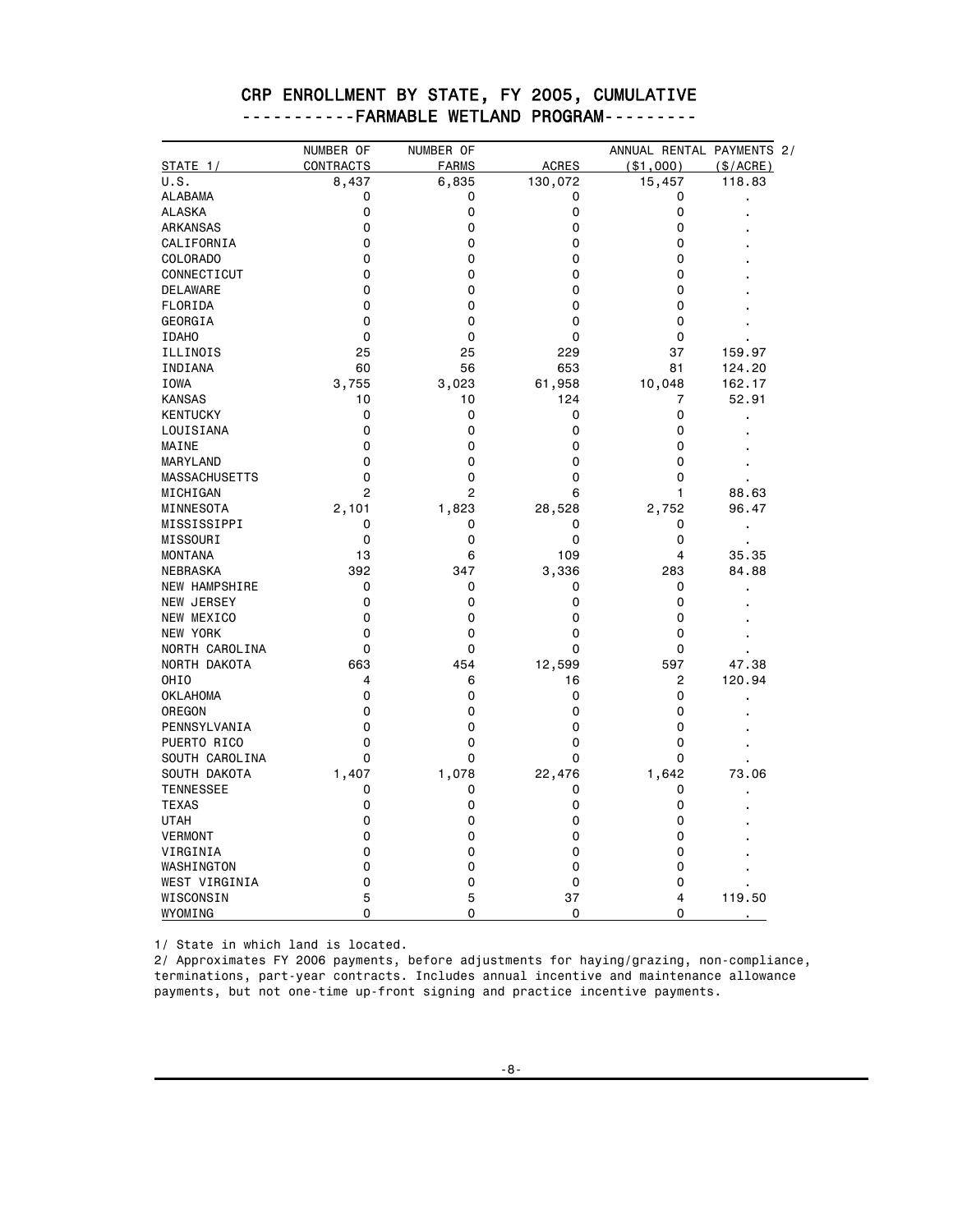# CRP ENROLLMENT BY STATE, FY 2005, CUMULATIVE

## -----------FARMABLE WETLAND PROGRAM---------

| STATE 1/ | NUMBER OF CONTRACTS | NUMBER OF FARMS | ACRES | ANNUAL RENTAL PAYMENTS 2/ ($1,000) | ($/ACRE) |
|---|---|---|---|---|---|
| U.S. | 8,437 | 6,835 | 130,072 | 15,457 | 118.83 |
| ALABAMA | 0 | 0 | 0 | 0 | . |
| ALASKA | 0 | 0 | 0 | 0 | . |
| ARKANSAS | 0 | 0 | 0 | 0 | . |
| CALIFORNIA | 0 | 0 | 0 | 0 | . |
| COLORADO | 0 | 0 | 0 | 0 | . |
| CONNECTICUT | 0 | 0 | 0 | 0 | . |
| DELAWARE | 0 | 0 | 0 | 0 | . |
| FLORIDA | 0 | 0 | 0 | 0 | . |
| GEORGIA | 0 | 0 | 0 | 0 | . |
| IDAHO | 0 | 0 | 0 | 0 | . |
| ILLINOIS | 25 | 25 | 229 | 37 | 159.97 |
| INDIANA | 60 | 56 | 653 | 81 | 124.20 |
| IOWA | 3,755 | 3,023 | 61,958 | 10,048 | 162.17 |
| KANSAS | 10 | 10 | 124 | 7 | 52.91 |
| KENTUCKY | 0 | 0 | 0 | 0 | . |
| LOUISIANA | 0 | 0 | 0 | 0 | . |
| MAINE | 0 | 0 | 0 | 0 | . |
| MARYLAND | 0 | 0 | 0 | 0 | . |
| MASSACHUSETTS | 0 | 0 | 0 | 0 | . |
| MICHIGAN | 2 | 2 | 6 | 1 | 88.63 |
| MINNESOTA | 2,101 | 1,823 | 28,528 | 2,752 | 96.47 |
| MISSISSIPPI | 0 | 0 | 0 | 0 | . |
| MISSOURI | 0 | 0 | 0 | 0 | . |
| MONTANA | 13 | 6 | 109 | 4 | 35.35 |
| NEBRASKA | 392 | 347 | 3,336 | 283 | 84.88 |
| NEW HAMPSHIRE | 0 | 0 | 0 | 0 | . |
| NEW JERSEY | 0 | 0 | 0 | 0 | . |
| NEW MEXICO | 0 | 0 | 0 | 0 | . |
| NEW YORK | 0 | 0 | 0 | 0 | . |
| NORTH CAROLINA | 0 | 0 | 0 | 0 | . |
| NORTH DAKOTA | 663 | 454 | 12,599 | 597 | 47.38 |
| OHIO | 4 | 6 | 16 | 2 | 120.94 |
| OKLAHOMA | 0 | 0 | 0 | 0 | . |
| OREGON | 0 | 0 | 0 | 0 | . |
| PENNSYLVANIA | 0 | 0 | 0 | 0 | . |
| PUERTO RICO | 0 | 0 | 0 | 0 | . |
| SOUTH CAROLINA | 0 | 0 | 0 | 0 | . |
| SOUTH DAKOTA | 1,407 | 1,078 | 22,476 | 1,642 | 73.06 |
| TENNESSEE | 0 | 0 | 0 | 0 | . |
| TEXAS | 0 | 0 | 0 | 0 | . |
| UTAH | 0 | 0 | 0 | 0 | . |
| VERMONT | 0 | 0 | 0 | 0 | . |
| VIRGINIA | 0 | 0 | 0 | 0 | . |
| WASHINGTON | 0 | 0 | 0 | 0 | . |
| WEST VIRGINIA | 0 | 0 | 0 | 0 | . |
| WISCONSIN | 5 | 5 | 37 | 4 | 119.50 |
| WYOMING | 0 | 0 | 0 | 0 | . |

1/ State in which land is located.

2/ Approximates FY 2006 payments, before adjustments for haying/grazing, non-compliance, terminations, part-year contracts. Includes annual incentive and maintenance allowance payments, but not one-time up-front signing and practice incentive payments.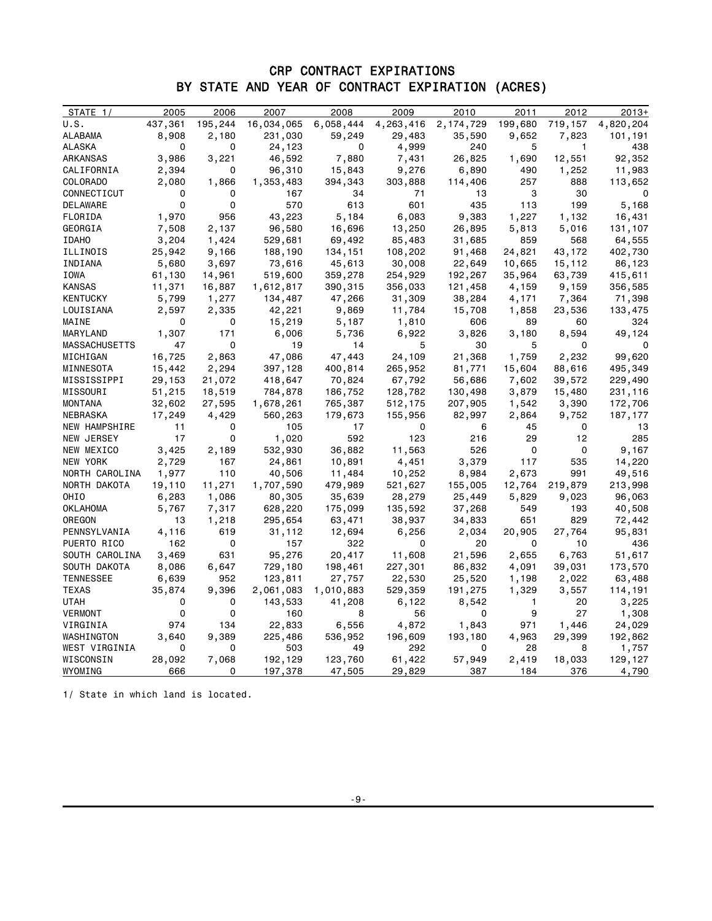# CRP CONTRACT EXPIRATIONS
## BY STATE AND YEAR OF CONTRACT EXPIRATION (ACRES)

| STATE 1/ | 2005 | 2006 | 2007 | 2008 | 2009 | 2010 | 2011 | 2012 | 2013+ |
|---|---|---|---|---|---|---|---|---|---|
| U.S. | 437,361 | 195,244 | 16,034,065 | 6,058,444 | 4,263,416 | 2,174,729 | 199,680 | 719,157 | 4,820,204 |
| ALABAMA | 8,908 | 2,180 | 231,030 | 59,249 | 29,483 | 35,590 | 9,652 | 7,823 | 101,191 |
| ALASKA | 0 | 0 | 24,123 | 0 | 4,999 | 240 | 5 | 1 | 438 |
| ARKANSAS | 3,986 | 3,221 | 46,592 | 7,880 | 7,431 | 26,825 | 1,690 | 12,551 | 92,352 |
| CALIFORNIA | 2,394 | 0 | 96,310 | 15,843 | 9,276 | 6,890 | 490 | 1,252 | 11,983 |
| COLORADO | 2,080 | 1,866 | 1,353,483 | 394,343 | 303,888 | 114,406 | 257 | 888 | 113,652 |
| CONNECTICUT | 0 | 0 | 167 | 34 | 71 | 13 | 3 | 30 | 0 |
| DELAWARE | 0 | 0 | 570 | 613 | 601 | 435 | 113 | 199 | 5,168 |
| FLORIDA | 1,970 | 956 | 43,223 | 5,184 | 6,083 | 9,383 | 1,227 | 1,132 | 16,431 |
| GEORGIA | 7,508 | 2,137 | 96,580 | 16,696 | 13,250 | 26,895 | 5,813 | 5,016 | 131,107 |
| IDAHO | 3,204 | 1,424 | 529,681 | 69,492 | 85,483 | 31,685 | 859 | 568 | 64,555 |
| ILLINOIS | 25,942 | 9,166 | 188,190 | 134,151 | 108,202 | 91,468 | 24,821 | 43,172 | 402,730 |
| INDIANA | 5,680 | 3,697 | 73,616 | 45,613 | 30,008 | 22,649 | 10,665 | 15,112 | 86,123 |
| IOWA | 61,130 | 14,961 | 519,600 | 359,278 | 254,929 | 192,267 | 35,964 | 63,739 | 415,611 |
| KANSAS | 11,371 | 16,887 | 1,612,817 | 390,315 | 356,033 | 121,458 | 4,159 | 9,159 | 356,585 |
| KENTUCKY | 5,799 | 1,277 | 134,487 | 47,266 | 31,309 | 38,284 | 4,171 | 7,364 | 71,398 |
| LOUISIANA | 2,597 | 2,335 | 42,221 | 9,869 | 11,784 | 15,708 | 1,858 | 23,536 | 133,475 |
| MAINE | 0 | 0 | 15,219 | 5,187 | 1,810 | 606 | 89 | 60 | 324 |
| MARYLAND | 1,307 | 171 | 6,006 | 5,736 | 6,922 | 3,826 | 3,180 | 8,594 | 49,124 |
| MASSACHUSETTS | 47 | 0 | 19 | 14 | 5 | 30 | 5 | 0 | 0 |
| MICHIGAN | 16,725 | 2,863 | 47,086 | 47,443 | 24,109 | 21,368 | 1,759 | 2,232 | 99,620 |
| MINNESOTA | 15,442 | 2,294 | 397,128 | 400,814 | 265,952 | 81,771 | 15,604 | 88,616 | 495,349 |
| MISSISSIPPI | 29,153 | 21,072 | 418,647 | 70,824 | 67,792 | 56,686 | 7,602 | 39,572 | 229,490 |
| MISSOURI | 51,215 | 18,519 | 784,878 | 186,752 | 128,782 | 130,498 | 3,879 | 15,480 | 231,116 |
| MONTANA | 32,602 | 27,595 | 1,678,261 | 765,387 | 512,175 | 207,905 | 1,542 | 3,390 | 172,706 |
| NEBRASKA | 17,249 | 4,429 | 560,263 | 179,673 | 155,956 | 82,997 | 2,864 | 9,752 | 187,177 |
| NEW HAMPSHIRE | 11 | 0 | 105 | 17 | 0 | 6 | 45 | 0 | 13 |
| NEW JERSEY | 17 | 0 | 1,020 | 592 | 123 | 216 | 29 | 12 | 285 |
| NEW MEXICO | 3,425 | 2,189 | 532,930 | 36,882 | 11,563 | 526 | 0 | 0 | 9,167 |
| NEW YORK | 2,729 | 167 | 24,861 | 10,891 | 4,451 | 3,379 | 117 | 535 | 14,220 |
| NORTH CAROLINA | 1,977 | 110 | 40,506 | 11,484 | 10,252 | 8,984 | 2,673 | 991 | 49,516 |
| NORTH DAKOTA | 19,110 | 11,271 | 1,707,590 | 479,989 | 521,627 | 155,005 | 12,764 | 219,879 | 213,998 |
| OHIO | 6,283 | 1,086 | 80,305 | 35,639 | 28,279 | 25,449 | 5,829 | 9,023 | 96,063 |
| OKLAHOMA | 5,767 | 7,317 | 628,220 | 175,099 | 135,592 | 37,268 | 549 | 193 | 40,508 |
| OREGON | 13 | 1,218 | 295,654 | 63,471 | 38,937 | 34,833 | 651 | 829 | 72,442 |
| PENNSYLVANIA | 4,116 | 619 | 31,112 | 12,694 | 6,256 | 2,034 | 20,905 | 27,764 | 95,831 |
| PUERTO RICO | 162 | 0 | 157 | 322 | 0 | 20 | 0 | 10 | 436 |
| SOUTH CAROLINA | 3,469 | 631 | 95,276 | 20,417 | 11,608 | 21,596 | 2,655 | 6,763 | 51,617 |
| SOUTH DAKOTA | 8,086 | 6,647 | 729,180 | 198,461 | 227,301 | 86,832 | 4,091 | 39,031 | 173,570 |
| TENNESSEE | 6,639 | 952 | 123,811 | 27,757 | 22,530 | 25,520 | 1,198 | 2,022 | 63,488 |
| TEXAS | 35,874 | 9,396 | 2,061,083 | 1,010,883 | 529,359 | 191,275 | 1,329 | 3,557 | 114,191 |
| UTAH | 0 | 0 | 143,533 | 41,208 | 6,122 | 8,542 | 1 | 20 | 3,225 |
| VERMONT | 0 | 0 | 160 | 8 | 56 | 0 | 9 | 27 | 1,308 |
| VIRGINIA | 974 | 134 | 22,833 | 6,556 | 4,872 | 1,843 | 971 | 1,446 | 24,029 |
| WASHINGTON | 3,640 | 9,389 | 225,486 | 536,952 | 196,609 | 193,180 | 4,963 | 29,399 | 192,862 |
| WEST VIRGINIA | 0 | 0 | 503 | 49 | 292 | 0 | 28 | 8 | 1,757 |
| WISCONSIN | 28,092 | 7,068 | 192,129 | 123,760 | 61,422 | 57,949 | 2,419 | 18,033 | 129,127 |
| WYOMING | 666 | 0 | 197,378 | 47,505 | 29,829 | 387 | 184 | 376 | 4,790 |

1/ State in which land is located.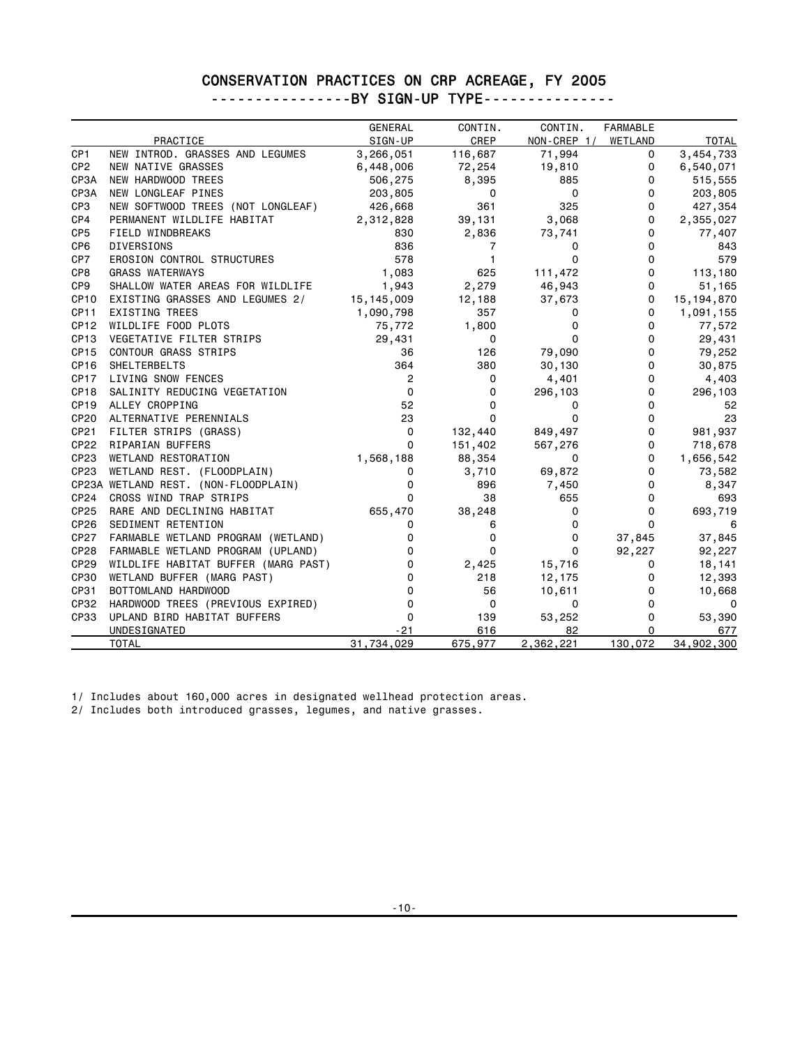# CONSERVATION PRACTICES ON CRP ACREAGE, FY 2005

## ----------------BY SIGN-UP TYPE---------------

| | PRACTICE | GENERAL SIGN-UP | CONTIN. CREP | CONTIN. NON-CREP 1/ | FARMABLE WETLAND | TOTAL |
|---|---|---|---|---|---|---|
| CP1 | NEW INTROD. GRASSES AND LEGUMES | 3,266,051 | 116,687 | 71,994 | 0 | 3,454,733 |
| CP2 | NEW NATIVE GRASSES | 6,448,006 | 72,254 | 19,810 | 0 | 6,540,071 |
| CP3A | NEW HARDWOOD TREES | 506,275 | 8,395 | 885 | 0 | 515,555 |
| CP3A | NEW LONGLEAF PINES | 203,805 | 0 | 0 | 0 | 203,805 |
| CP3 | NEW SOFTWOOD TREES (NOT LONGLEAF) | 426,668 | 361 | 325 | 0 | 427,354 |
| CP4 | PERMANENT WILDLIFE HABITAT | 2,312,828 | 39,131 | 3,068 | 0 | 2,355,027 |
| CP5 | FIELD WINDBREAKS | 830 | 2,836 | 73,741 | 0 | 77,407 |
| CP6 | DIVERSIONS | 836 | 7 | 0 | 0 | 843 |
| CP7 | EROSION CONTROL STRUCTURES | 578 | 1 | 0 | 0 | 579 |
| CP8 | GRASS WATERWAYS | 1,083 | 625 | 111,472 | 0 | 113,180 |
| CP9 | SHALLOW WATER AREAS FOR WILDLIFE | 1,943 | 2,279 | 46,943 | 0 | 51,165 |
| CP10 | EXISTING GRASSES AND LEGUMES 2/ | 15,145,009 | 12,188 | 37,673 | 0 | 15,194,870 |
| CP11 | EXISTING TREES | 1,090,798 | 357 | 0 | 0 | 1,091,155 |
| CP12 | WILDLIFE FOOD PLOTS | 75,772 | 1,800 | 0 | 0 | 77,572 |
| CP13 | VEGETATIVE FILTER STRIPS | 29,431 | 0 | 0 | 0 | 29,431 |
| CP15 | CONTOUR GRASS STRIPS | 36 | 126 | 79,090 | 0 | 79,252 |
| CP16 | SHELTERBELTS | 364 | 380 | 30,130 | 0 | 30,875 |
| CP17 | LIVING SNOW FENCES | 2 | 0 | 4,401 | 0 | 4,403 |
| CP18 | SALINITY REDUCING VEGETATION | 0 | 0 | 296,103 | 0 | 296,103 |
| CP19 | ALLEY CROPPING | 52 | 0 | 0 | 0 | 52 |
| CP20 | ALTERNATIVE PERENNIALS | 23 | 0 | 0 | 0 | 23 |
| CP21 | FILTER STRIPS (GRASS) | 0 | 132,440 | 849,497 | 0 | 981,937 |
| CP22 | RIPARIAN BUFFERS | 0 | 151,402 | 567,276 | 0 | 718,678 |
| CP23 | WETLAND RESTORATION | 1,568,188 | 88,354 | 0 | 0 | 1,656,542 |
| CP23 | WETLAND REST. (FLOODPLAIN) | 0 | 3,710 | 69,872 | 0 | 73,582 |
| CP23A | WETLAND REST. (NON-FLOODPLAIN) | 0 | 896 | 7,450 | 0 | 8,347 |
| CP24 | CROSS WIND TRAP STRIPS | 0 | 38 | 655 | 0 | 693 |
| CP25 | RARE AND DECLINING HABITAT | 655,470 | 38,248 | 0 | 0 | 693,719 |
| CP26 | SEDIMENT RETENTION | 0 | 6 | 0 | 0 | 6 |
| CP27 | FARMABLE WETLAND PROGRAM (WETLAND) | 0 | 0 | 0 | 37,845 | 37,845 |
| CP28 | FARMABLE WETLAND PROGRAM (UPLAND) | 0 | 0 | 0 | 92,227 | 92,227 |
| CP29 | WILDLIFE HABITAT BUFFER (MARG PAST) | 0 | 2,425 | 15,716 | 0 | 18,141 |
| CP30 | WETLAND BUFFER (MARG PAST) | 0 | 218 | 12,175 | 0 | 12,393 |
| CP31 | BOTTOMLAND HARDWOOD | 0 | 56 | 10,611 | 0 | 10,668 |
| CP32 | HARDWOOD TREES (PREVIOUS EXPIRED) | 0 | 0 | 0 | 0 | 0 |
| CP33 | UPLAND BIRD HABITAT BUFFERS | 0 | 139 | 53,252 | 0 | 53,390 |
| | UNDESIGNATED | -21 | 616 | 82 | 0 | 677 |
| | TOTAL | 31,734,029 | 675,977 | 2,362,221 | 130,072 | 34,902,300 |

1/ Includes about 160,000 acres in designated wellhead protection areas.

2/ Includes both introduced grasses, legumes, and native grasses.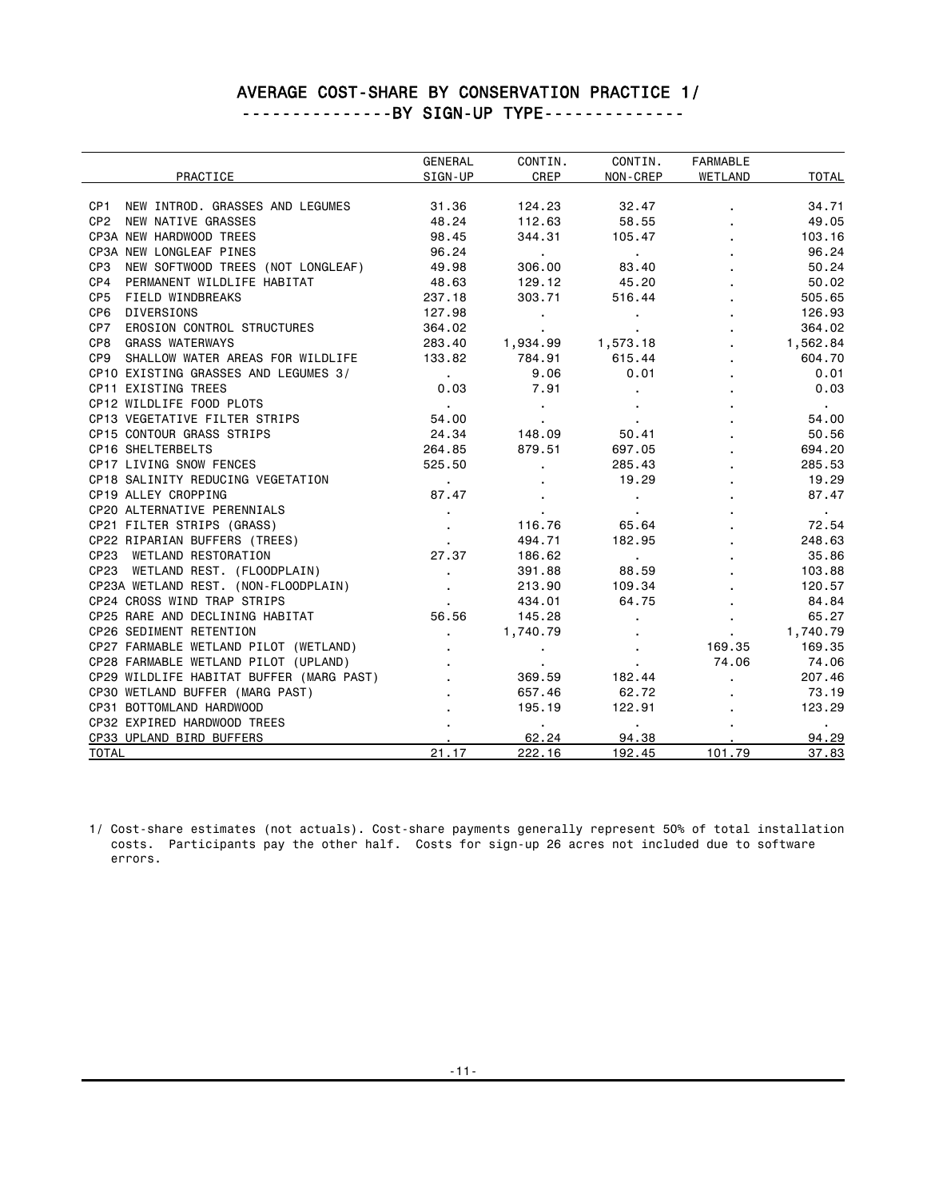# AVERAGE COST-SHARE BY CONSERVATION PRACTICE 1/

## ---------------BY SIGN-UP TYPE--------------

| PRACTICE | GENERAL SIGN-UP | CONTIN. CREP | CONTIN. NON-CREP | FARMABLE WETLAND | TOTAL |
|---|---|---|---|---|---|
| CP1 NEW INTROD. GRASSES AND LEGUMES | 31.36 | 124.23 | 32.47 | . | 34.71 |
| CP2 NEW NATIVE GRASSES | 48.24 | 112.63 | 58.55 | . | 49.05 |
| CP3A NEW HARDWOOD TREES | 98.45 | 344.31 | 105.47 | . | 103.16 |
| CP3A NEW LONGLEAF PINES | 96.24 | . | . | . | 96.24 |
| CP3 NEW SOFTWOOD TREES (NOT LONGLEAF) | 49.98 | 306.00 | 83.40 | . | 50.24 |
| CP4 PERMANENT WILDLIFE HABITAT | 48.63 | 129.12 | 45.20 | . | 50.02 |
| CP5 FIELD WINDBREAKS | 237.18 | 303.71 | 516.44 | . | 505.65 |
| CP6 DIVERSIONS | 127.98 | . | . | . | 126.93 |
| CP7 EROSION CONTROL STRUCTURES | 364.02 | . | . | . | 364.02 |
| CP8 GRASS WATERWAYS | 283.40 | 1,934.99 | 1,573.18 | . | 1,562.84 |
| CP9 SHALLOW WATER AREAS FOR WILDLIFE | 133.82 | 784.91 | 615.44 | . | 604.70 |
| CP10 EXISTING GRASSES AND LEGUMES 3/ | . | 9.06 | 0.01 | . | 0.01 |
| CP11 EXISTING TREES | 0.03 | 7.91 | . | . | 0.03 |
| CP12 WILDLIFE FOOD PLOTS | . | . | . | . | . |
| CP13 VEGETATIVE FILTER STRIPS | 54.00 | . | . | . | 54.00 |
| CP15 CONTOUR GRASS STRIPS | 24.34 | 148.09 | 50.41 | . | 50.56 |
| CP16 SHELTERBELTS | 264.85 | 879.51 | 697.05 | . | 694.20 |
| CP17 LIVING SNOW FENCES | 525.50 | . | 285.43 | . | 285.53 |
| CP18 SALINITY REDUCING VEGETATION | . | . | 19.29 | . | 19.29 |
| CP19 ALLEY CROPPING | 87.47 | . | . | . | 87.47 |
| CP20 ALTERNATIVE PERENNIALS | . | . | . | . | . |
| CP21 FILTER STRIPS (GRASS) | . | 116.76 | 65.64 | . | 72.54 |
| CP22 RIPARIAN BUFFERS (TREES) | . | 494.71 | 182.95 | . | 248.63 |
| CP23 WETLAND RESTORATION | 27.37 | 186.62 | . | . | 35.86 |
| CP23 WETLAND REST. (FLOODPLAIN) | . | 391.88 | 88.59 | . | 103.88 |
| CP23A WETLAND REST. (NON-FLOODPLAIN) | . | 213.90 | 109.34 | . | 120.57 |
| CP24 CROSS WIND TRAP STRIPS | . | 434.01 | 64.75 | . | 84.84 |
| CP25 RARE AND DECLINING HABITAT | 56.56 | 145.28 | . | . | 65.27 |
| CP26 SEDIMENT RETENTION | . | 1,740.79 | . | . | 1,740.79 |
| CP27 FARMABLE WETLAND PILOT (WETLAND) | . | . | . | 169.35 | 169.35 |
| CP28 FARMABLE WETLAND PILOT (UPLAND) | . | . | . | 74.06 | 74.06 |
| CP29 WILDLIFE HABITAT BUFFER (MARG PAST) | . | 369.59 | 182.44 | . | 207.46 |
| CP30 WETLAND BUFFER (MARG PAST) | . | 657.46 | 62.72 | . | 73.19 |
| CP31 BOTTOMLAND HARDWOOD | . | 195.19 | 122.91 | . | 123.29 |
| CP32 EXPIRED HARDWOOD TREES | . | . | . | . | . |
| CP33 UPLAND BIRD BUFFERS | . | 62.24 | 94.38 | . | 94.29 |
| TOTAL | 21.17 | 222.16 | 192.45 | 101.79 | 37.83 |

1/ Cost-share estimates (not actuals). Cost-share payments generally represent 50% of total installation costs. Participants pay the other half. Costs for sign-up 26 acres not included due to software errors.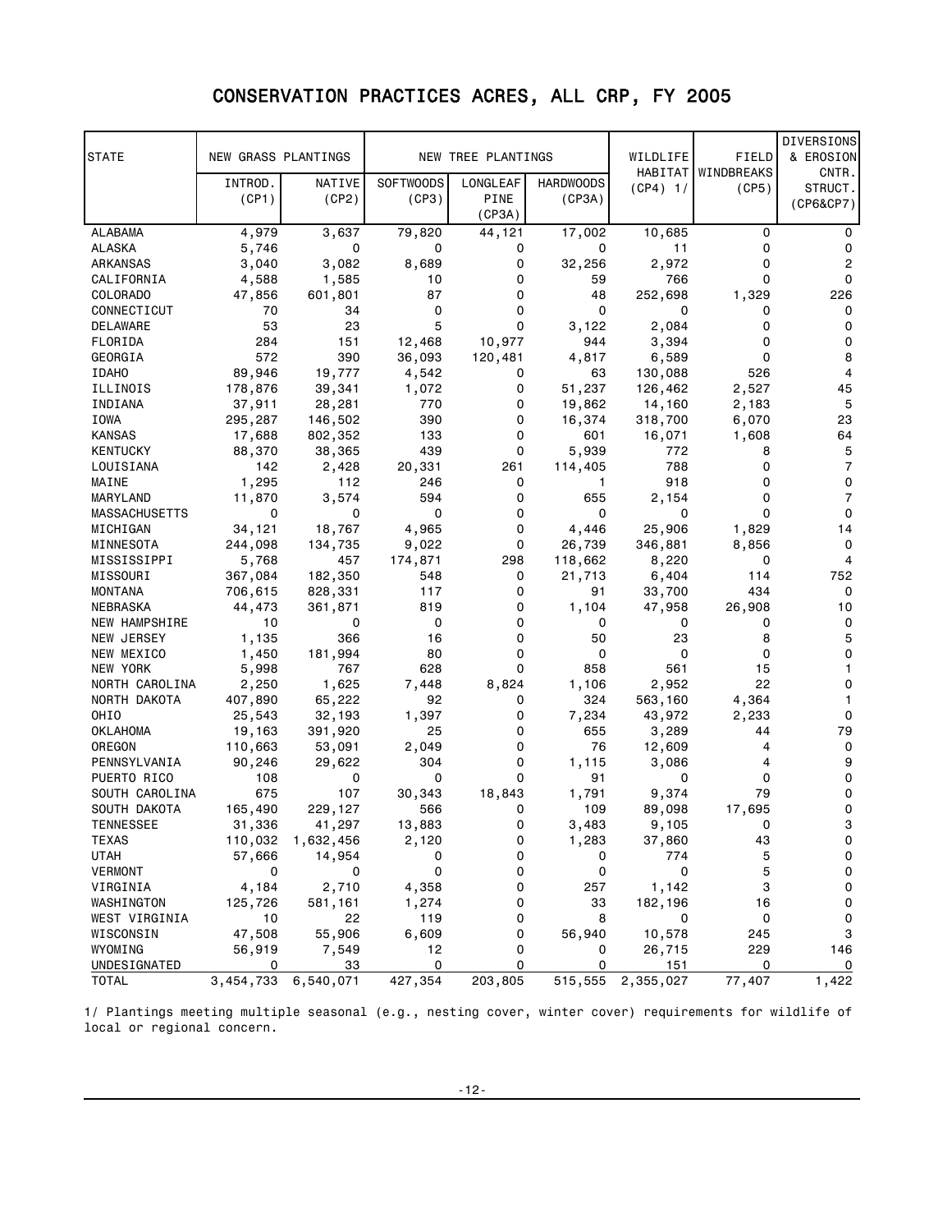# CONSERVATION PRACTICES ACRES, ALL CRP, FY 2005

| STATE | NEW GRASS PLANTINGS | | NEW TREE PLANTINGS | | | WILDLIFE HABITAT (CP4) 1/ | FIELD WINDBREAKS (CP5) | DIVERSIONS & EROSION CNTR. STRUCT. (CP6&CP7) |
|---|---|---|---|---|---|---|---|---|
| | INTROD. (CP1) | NATIVE (CP2) | SOFTWOODS (CP3) | LONGLEAF PINE (CP3A) | HARDWOODS (CP3A) | | | |
| ALABAMA | 4,979 | 3,637 | 79,820 | 44,121 | 17,002 | 10,685 | 0 | 0 |
| ALASKA | 5,746 | 0 | 0 | 0 | 0 | 11 | 0 | 0 |
| ARKANSAS | 3,040 | 3,082 | 8,689 | 0 | 32,256 | 2,972 | 0 | 2 |
| CALIFORNIA | 4,588 | 1,585 | 10 | 0 | 59 | 766 | 0 | 0 |
| COLORADO | 47,856 | 601,801 | 87 | 0 | 48 | 252,698 | 1,329 | 226 |
| CONNECTICUT | 70 | 34 | 0 | 0 | 0 | 0 | 0 | 0 |
| DELAWARE | 53 | 23 | 5 | 0 | 3,122 | 2,084 | 0 | 0 |
| FLORIDA | 284 | 151 | 12,468 | 10,977 | 944 | 3,394 | 0 | 0 |
| GEORGIA | 572 | 390 | 36,093 | 120,481 | 4,817 | 6,589 | 0 | 8 |
| IDAHO | 89,946 | 19,777 | 4,542 | 0 | 63 | 130,088 | 526 | 4 |
| ILLINOIS | 178,876 | 39,341 | 1,072 | 0 | 51,237 | 126,462 | 2,527 | 45 |
| INDIANA | 37,911 | 28,281 | 770 | 0 | 19,862 | 14,160 | 2,183 | 5 |
| IOWA | 295,287 | 146,502 | 390 | 0 | 16,374 | 318,700 | 6,070 | 23 |
| KANSAS | 17,688 | 802,352 | 133 | 0 | 601 | 16,071 | 1,608 | 64 |
| KENTUCKY | 88,370 | 38,365 | 439 | 0 | 5,939 | 772 | 8 | 5 |
| LOUISIANA | 142 | 2,428 | 20,331 | 261 | 114,405 | 788 | 0 | 7 |
| MAINE | 1,295 | 112 | 246 | 0 | 1 | 918 | 0 | 0 |
| MARYLAND | 11,870 | 3,574 | 594 | 0 | 655 | 2,154 | 0 | 7 |
| MASSACHUSETTS | 0 | 0 | 0 | 0 | 0 | 0 | 0 | 0 |
| MICHIGAN | 34,121 | 18,767 | 4,965 | 0 | 4,446 | 25,906 | 1,829 | 14 |
| MINNESOTA | 244,098 | 134,735 | 9,022 | 0 | 26,739 | 346,881 | 8,856 | 0 |
| MISSISSIPPI | 5,768 | 457 | 174,871 | 298 | 118,662 | 8,220 | 0 | 4 |
| MISSOURI | 367,084 | 182,350 | 548 | 0 | 21,713 | 6,404 | 114 | 752 |
| MONTANA | 706,615 | 828,331 | 117 | 0 | 91 | 33,700 | 434 | 0 |
| NEBRASKA | 44,473 | 361,871 | 819 | 0 | 1,104 | 47,958 | 26,908 | 10 |
| NEW HAMPSHIRE | 10 | 0 | 0 | 0 | 0 | 0 | 0 | 0 |
| NEW JERSEY | 1,135 | 366 | 16 | 0 | 50 | 23 | 8 | 5 |
| NEW MEXICO | 1,450 | 181,994 | 80 | 0 | 0 | 0 | 0 | 0 |
| NEW YORK | 5,998 | 767 | 628 | 0 | 858 | 561 | 15 | 1 |
| NORTH CAROLINA | 2,250 | 1,625 | 7,448 | 8,824 | 1,106 | 2,952 | 22 | 0 |
| NORTH DAKOTA | 407,890 | 65,222 | 92 | 0 | 324 | 563,160 | 4,364 | 1 |
| OHIO | 25,543 | 32,193 | 1,397 | 0 | 7,234 | 43,972 | 2,233 | 0 |
| OKLAHOMA | 19,163 | 391,920 | 25 | 0 | 655 | 3,289 | 44 | 79 |
| OREGON | 110,663 | 53,091 | 2,049 | 0 | 76 | 12,609 | 4 | 0 |
| PENNSYLVANIA | 90,246 | 29,622 | 304 | 0 | 1,115 | 3,086 | 4 | 9 |
| PUERTO RICO | 108 | 0 | 0 | 0 | 91 | 0 | 0 | 0 |
| SOUTH CAROLINA | 675 | 107 | 30,343 | 18,843 | 1,791 | 9,374 | 79 | 0 |
| SOUTH DAKOTA | 165,490 | 229,127 | 566 | 0 | 109 | 89,098 | 17,695 | 0 |
| TENNESSEE | 31,336 | 41,297 | 13,883 | 0 | 3,483 | 9,105 | 0 | 3 |
| TEXAS | 110,032 | 1,632,456 | 2,120 | 0 | 1,283 | 37,860 | 43 | 0 |
| UTAH | 57,666 | 14,954 | 0 | 0 | 0 | 774 | 5 | 0 |
| VERMONT | 0 | 0 | 0 | 0 | 0 | 0 | 5 | 0 |
| VIRGINIA | 4,184 | 2,710 | 4,358 | 0 | 257 | 1,142 | 3 | 0 |
| WASHINGTON | 125,726 | 581,161 | 1,274 | 0 | 33 | 182,196 | 16 | 0 |
| WEST VIRGINIA | 10 | 22 | 119 | 0 | 8 | 0 | 0 | 0 |
| WISCONSIN | 47,508 | 55,906 | 6,609 | 0 | 56,940 | 10,578 | 245 | 3 |
| WYOMING | 56,919 | 7,549 | 12 | 0 | 0 | 26,715 | 229 | 146 |
| UNDESIGNATED | 0 | 33 | 0 | 0 | 0 | 151 | 0 | 0 |
| TOTAL | 3,454,733 | 6,540,071 | 427,354 | 203,805 | 515,555 | 2,355,027 | 77,407 | 1,422 |

1/ Plantings meeting multiple seasonal (e.g., nesting cover, winter cover) requirements for wildlife of local or regional concern.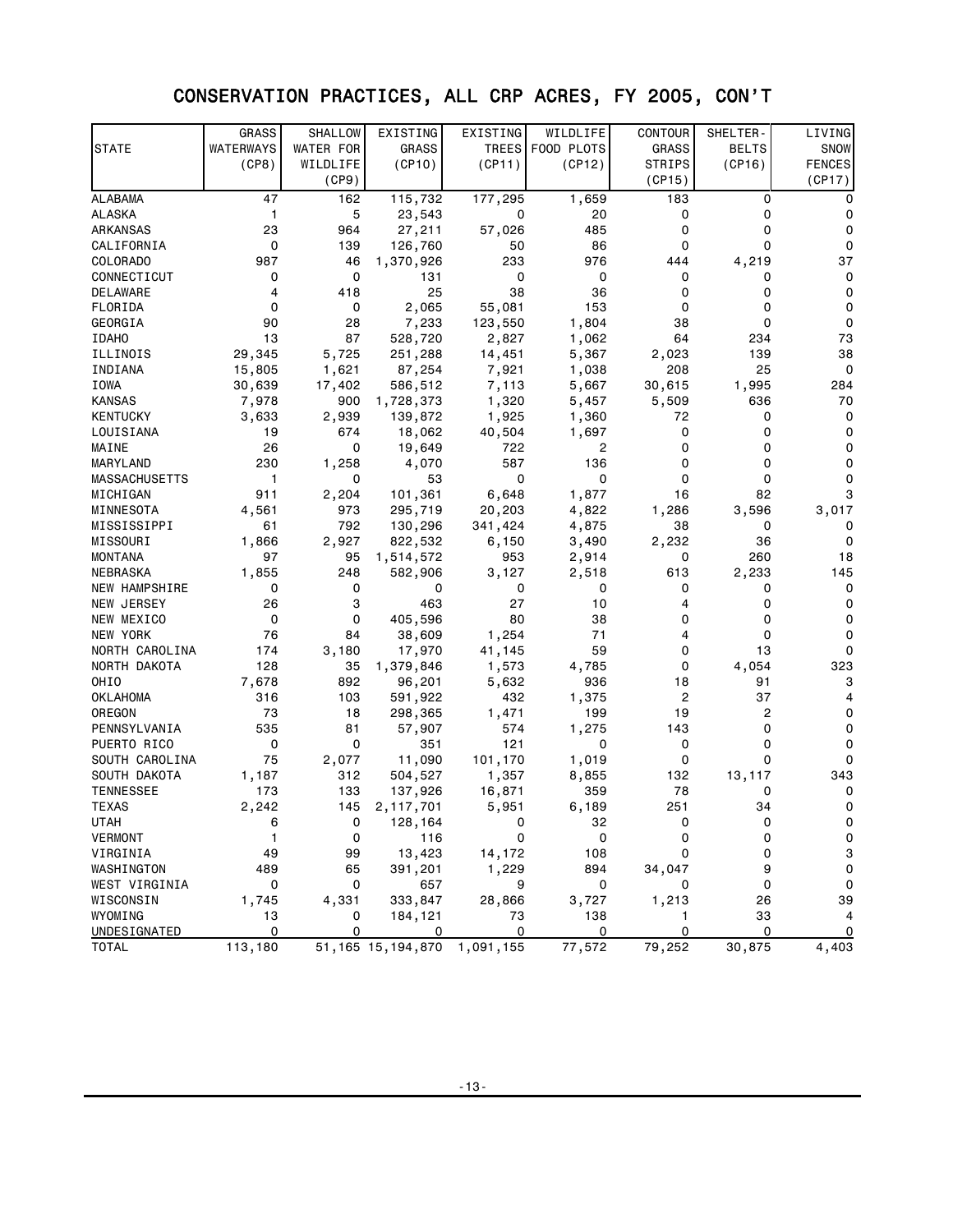# CONSERVATION PRACTICES, ALL CRP ACRES, FY 2005, CON'T

| STATE | GRASS WATERWAYS (CP8) | SHALLOW WATER FOR WILDLIFE (CP9) | EXISTING GRASS (CP10) | EXISTING TREES (CP11) | WILDLIFE FOOD PLOTS (CP12) | CONTOUR GRASS STRIPS (CP15) | SHELTER-BELTS (CP16) | LIVING SNOW FENCES (CP17) |
|---|---|---|---|---|---|---|---|---|
| ALABAMA | 47 | 162 | 115,732 | 177,295 | 1,659 | 183 | 0 | 0 |
| ALASKA | 1 | 5 | 23,543 | 0 | 20 | 0 | 0 | 0 |
| ARKANSAS | 23 | 964 | 27,211 | 57,026 | 485 | 0 | 0 | 0 |
| CALIFORNIA | 0 | 139 | 126,760 | 50 | 86 | 0 | 0 | 0 |
| COLORADO | 987 | 46 | 1,370,926 | 233 | 976 | 444 | 4,219 | 37 |
| CONNECTICUT | 0 | 0 | 131 | 0 | 0 | 0 | 0 | 0 |
| DELAWARE | 4 | 418 | 25 | 38 | 36 | 0 | 0 | 0 |
| FLORIDA | 0 | 0 | 2,065 | 55,081 | 153 | 0 | 0 | 0 |
| GEORGIA | 90 | 28 | 7,233 | 123,550 | 1,804 | 38 | 0 | 0 |
| IDAHO | 13 | 87 | 528,720 | 2,827 | 1,062 | 64 | 234 | 73 |
| ILLINOIS | 29,345 | 5,725 | 251,288 | 14,451 | 5,367 | 2,023 | 139 | 38 |
| INDIANA | 15,805 | 1,621 | 87,254 | 7,921 | 1,038 | 208 | 25 | 0 |
| IOWA | 30,639 | 17,402 | 586,512 | 7,113 | 5,667 | 30,615 | 1,995 | 284 |
| KANSAS | 7,978 | 900 | 1,728,373 | 1,320 | 5,457 | 5,509 | 636 | 70 |
| KENTUCKY | 3,633 | 2,939 | 139,872 | 1,925 | 1,360 | 72 | 0 | 0 |
| LOUISIANA | 19 | 674 | 18,062 | 40,504 | 1,697 | 0 | 0 | 0 |
| MAINE | 26 | 0 | 19,649 | 722 | 2 | 0 | 0 | 0 |
| MARYLAND | 230 | 1,258 | 4,070 | 587 | 136 | 0 | 0 | 0 |
| MASSACHUSETTS | 1 | 0 | 53 | 0 | 0 | 0 | 0 | 0 |
| MICHIGAN | 911 | 2,204 | 101,361 | 6,648 | 1,877 | 16 | 82 | 3 |
| MINNESOTA | 4,561 | 973 | 295,719 | 20,203 | 4,822 | 1,286 | 3,596 | 3,017 |
| MISSISSIPPI | 61 | 792 | 130,296 | 341,424 | 4,875 | 38 | 0 | 0 |
| MISSOURI | 1,866 | 2,927 | 822,532 | 6,150 | 3,490 | 2,232 | 36 | 0 |
| MONTANA | 97 | 95 | 1,514,572 | 953 | 2,914 | 0 | 260 | 18 |
| NEBRASKA | 1,855 | 248 | 582,906 | 3,127 | 2,518 | 613 | 2,233 | 145 |
| NEW HAMPSHIRE | 0 | 0 | 0 | 0 | 0 | 0 | 0 | 0 |
| NEW JERSEY | 26 | 3 | 463 | 27 | 10 | 4 | 0 | 0 |
| NEW MEXICO | 0 | 0 | 405,596 | 80 | 38 | 0 | 0 | 0 |
| NEW YORK | 76 | 84 | 38,609 | 1,254 | 71 | 4 | 0 | 0 |
| NORTH CAROLINA | 174 | 3,180 | 17,970 | 41,145 | 59 | 0 | 13 | 0 |
| NORTH DAKOTA | 128 | 35 | 1,379,846 | 1,573 | 4,785 | 0 | 4,054 | 323 |
| OHIO | 7,678 | 892 | 96,201 | 5,632 | 936 | 18 | 91 | 3 |
| OKLAHOMA | 316 | 103 | 591,922 | 432 | 1,375 | 2 | 37 | 4 |
| OREGON | 73 | 18 | 298,365 | 1,471 | 199 | 19 | 2 | 0 |
| PENNSYLVANIA | 535 | 81 | 57,907 | 574 | 1,275 | 143 | 0 | 0 |
| PUERTO RICO | 0 | 0 | 351 | 121 | 0 | 0 | 0 | 0 |
| SOUTH CAROLINA | 75 | 2,077 | 11,090 | 101,170 | 1,019 | 0 | 0 | 0 |
| SOUTH DAKOTA | 1,187 | 312 | 504,527 | 1,357 | 8,855 | 132 | 13,117 | 343 |
| TENNESSEE | 173 | 133 | 137,926 | 16,871 | 359 | 78 | 0 | 0 |
| TEXAS | 2,242 | 145 | 2,117,701 | 5,951 | 6,189 | 251 | 34 | 0 |
| UTAH | 6 | 0 | 128,164 | 0 | 32 | 0 | 0 | 0 |
| VERMONT | 1 | 0 | 116 | 0 | 0 | 0 | 0 | 0 |
| VIRGINIA | 49 | 99 | 13,423 | 14,172 | 108 | 0 | 0 | 3 |
| WASHINGTON | 489 | 65 | 391,201 | 1,229 | 894 | 34,047 | 9 | 0 |
| WEST VIRGINIA | 0 | 0 | 657 | 9 | 0 | 0 | 0 | 0 |
| WISCONSIN | 1,745 | 4,331 | 333,847 | 28,866 | 3,727 | 1,213 | 26 | 39 |
| WYOMING | 13 | 0 | 184,121 | 73 | 138 | 1 | 33 | 4 |
| UNDESIGNATED | 0 | 0 | 0 | 0 | 0 | 0 | 0 | 0 |
| TOTAL | 113,180 | 51,165 | 15,194,870 | 1,091,155 | 77,572 | 79,252 | 30,875 | 4,403 |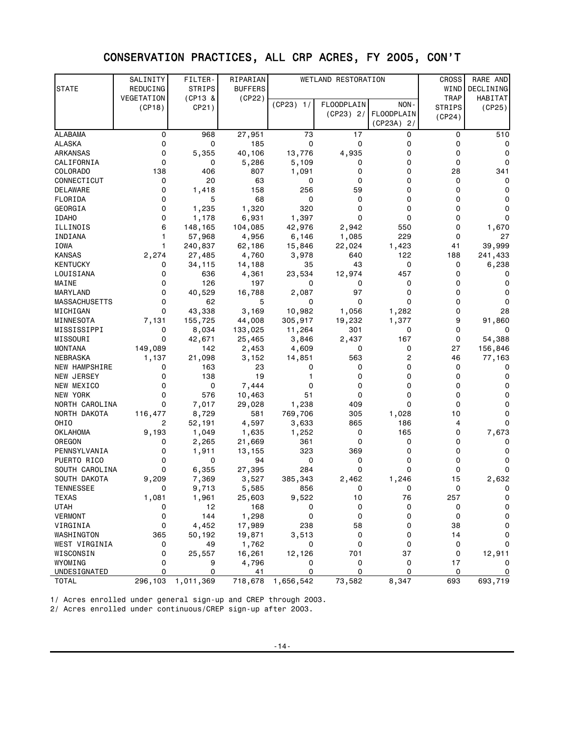# CONSERVATION PRACTICES, ALL CRP ACRES, FY 2005, CON'T

| STATE | SALINITY REDUCING VEGETATION (CP18) | FILTER-STRIPS (CP13 & CP21) | RIPARIAN BUFFERS (CP22) | WETLAND RESTORATION | | | CROSS WIND TRAP STRIPS (CP24) | RARE AND DECLINING HABITAT (CP25) |
|---|---|---|---|---|---|---|---|---|
| | | | | (CP23) 1/ | FLOODPLAIN (CP23) 2/ | NON-FLOODPLAIN (CP23A) 2/ | | |
| ALABAMA | 0 | 968 | 27,951 | 73 | 17 | 0 | 0 | 510 |
| ALASKA | 0 | 0 | 185 | 0 | 0 | 0 | 0 | 0 |
| ARKANSAS | 0 | 5,355 | 40,106 | 13,776 | 4,935 | 0 | 0 | 0 |
| CALIFORNIA | 0 | 0 | 5,286 | 5,109 | 0 | 0 | 0 | 0 |
| COLORADO | 138 | 406 | 807 | 1,091 | 0 | 0 | 28 | 341 |
| CONNECTICUT | 0 | 20 | 63 | 0 | 0 | 0 | 0 | 0 |
| DELAWARE | 0 | 1,418 | 158 | 256 | 59 | 0 | 0 | 0 |
| FLORIDA | 0 | 5 | 68 | 0 | 0 | 0 | 0 | 0 |
| GEORGIA | 0 | 1,235 | 1,320 | 320 | 0 | 0 | 0 | 0 |
| IDAHO | 0 | 1,178 | 6,931 | 1,397 | 0 | 0 | 0 | 0 |
| ILLINOIS | 6 | 148,165 | 104,085 | 42,976 | 2,942 | 550 | 0 | 1,670 |
| INDIANA | 1 | 57,968 | 4,956 | 6,146 | 1,085 | 229 | 0 | 27 |
| IOWA | 1 | 240,837 | 62,186 | 15,846 | 22,024 | 1,423 | 41 | 39,999 |
| KANSAS | 2,274 | 27,485 | 4,760 | 3,978 | 640 | 122 | 188 | 241,433 |
| KENTUCKY | 0 | 34,115 | 14,188 | 35 | 43 | 0 | 0 | 6,238 |
| LOUISIANA | 0 | 636 | 4,361 | 23,534 | 12,974 | 457 | 0 | 0 |
| MAINE | 0 | 126 | 197 | 0 | 0 | 0 | 0 | 0 |
| MARYLAND | 0 | 40,529 | 16,788 | 2,087 | 97 | 0 | 0 | 0 |
| MASSACHUSETTS | 0 | 62 | 5 | 0 | 0 | 0 | 0 | 0 |
| MICHIGAN | 0 | 43,338 | 3,169 | 10,982 | 1,056 | 1,282 | 0 | 28 |
| MINNESOTA | 7,131 | 155,725 | 44,008 | 305,917 | 19,232 | 1,377 | 9 | 91,860 |
| MISSISSIPPI | 0 | 8,034 | 133,025 | 11,264 | 301 | 0 | 0 | 0 |
| MISSOURI | 0 | 42,671 | 25,465 | 3,846 | 2,437 | 167 | 0 | 54,388 |
| MONTANA | 149,089 | 142 | 2,453 | 4,609 | 0 | 0 | 27 | 156,846 |
| NEBRASKA | 1,137 | 21,098 | 3,152 | 14,851 | 563 | 2 | 46 | 77,163 |
| NEW HAMPSHIRE | 0 | 163 | 23 | 0 | 0 | 0 | 0 | 0 |
| NEW JERSEY | 0 | 138 | 19 | 1 | 0 | 0 | 0 | 0 |
| NEW MEXICO | 0 | 0 | 7,444 | 0 | 0 | 0 | 0 | 0 |
| NEW YORK | 0 | 576 | 10,463 | 51 | 0 | 0 | 0 | 0 |
| NORTH CAROLINA | 0 | 7,017 | 29,028 | 1,238 | 409 | 0 | 0 | 0 |
| NORTH DAKOTA | 116,477 | 8,729 | 581 | 769,706 | 305 | 1,028 | 10 | 0 |
| OHIO | 2 | 52,191 | 4,597 | 3,633 | 865 | 186 | 4 | 0 |
| OKLAHOMA | 9,193 | 1,049 | 1,635 | 1,252 | 0 | 165 | 0 | 7,673 |
| OREGON | 0 | 2,265 | 21,669 | 361 | 0 | 0 | 0 | 0 |
| PENNSYLVANIA | 0 | 1,911 | 13,155 | 323 | 369 | 0 | 0 | 0 |
| PUERTO RICO | 0 | 0 | 94 | 0 | 0 | 0 | 0 | 0 |
| SOUTH CAROLINA | 0 | 6,355 | 27,395 | 284 | 0 | 0 | 0 | 0 |
| SOUTH DAKOTA | 9,209 | 7,369 | 3,527 | 385,343 | 2,462 | 1,246 | 15 | 2,632 |
| TENNESSEE | 0 | 9,713 | 5,585 | 856 | 0 | 0 | 0 | 0 |
| TEXAS | 1,081 | 1,961 | 25,603 | 9,522 | 10 | 76 | 257 | 0 |
| UTAH | 0 | 12 | 168 | 0 | 0 | 0 | 0 | 0 |
| VERMONT | 0 | 144 | 1,298 | 0 | 0 | 0 | 0 | 0 |
| VIRGINIA | 0 | 4,452 | 17,989 | 238 | 58 | 0 | 38 | 0 |
| WASHINGTON | 365 | 50,192 | 19,871 | 3,513 | 0 | 0 | 14 | 0 |
| WEST VIRGINIA | 0 | 49 | 1,762 | 0 | 0 | 0 | 0 | 0 |
| WISCONSIN | 0 | 25,557 | 16,261 | 12,126 | 701 | 37 | 0 | 12,911 |
| WYOMING | 0 | 9 | 4,796 | 0 | 0 | 0 | 17 | 0 |
| UNDESIGNATED | 0 | 0 | 41 | 0 | 0 | 0 | 0 | 0 |
| TOTAL | 296,103 | 1,011,369 | 718,678 | 1,656,542 | 73,582 | 8,347 | 693 | 693,719 |

1/ Acres enrolled under general sign-up and CREP through 2003.

2/ Acres enrolled under continuous/CREP sign-up after 2003.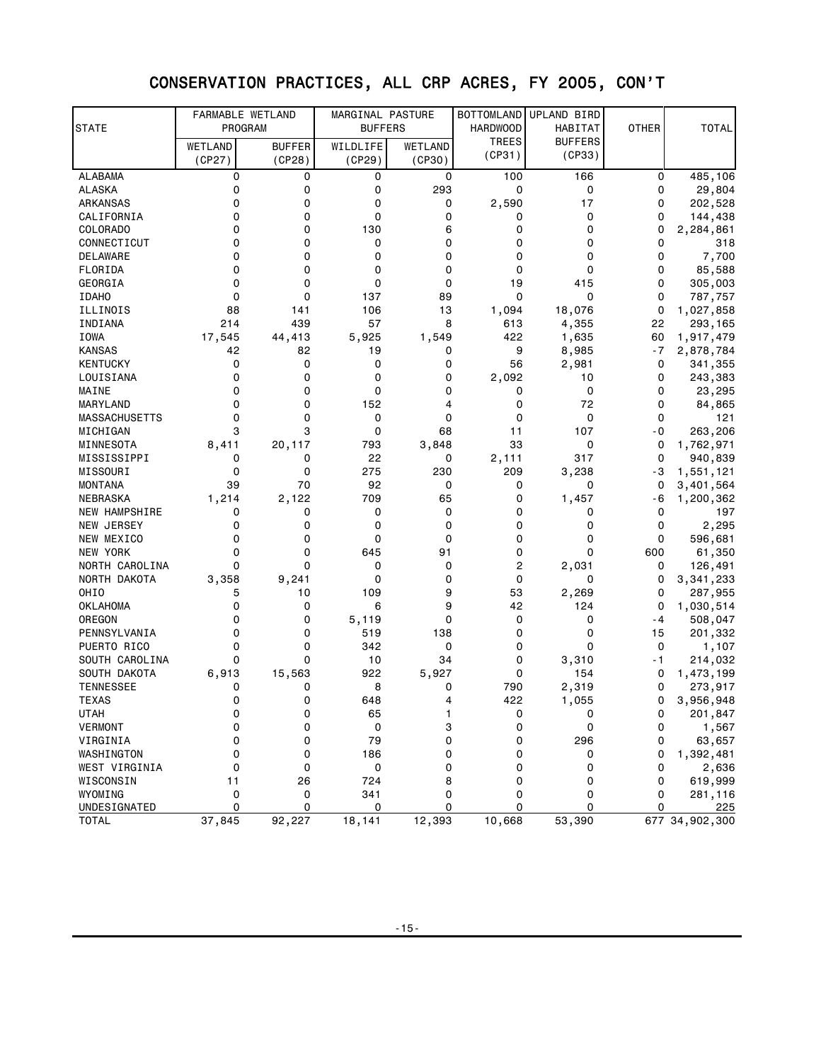# CONSERVATION PRACTICES, ALL CRP ACRES, FY 2005, CON'T

| STATE | FARMABLE WETLAND PROGRAM | | MARGINAL PASTURE BUFFERS | | BOTTOMLAND HARDWOOD TREES (CP31) | UPLAND BIRD HABITAT BUFFERS (CP33) | OTHER | TOTAL |
|---|---|---|---|---|---|---|---|---|
| | WETLAND (CP27) | BUFFER (CP28) | WILDLIFE (CP29) | WETLAND (CP30) | | | | |
| ALABAMA | 0 | 0 | 0 | 0 | 100 | 166 | 0 | 485,106 |
| ALASKA | 0 | 0 | 0 | 293 | 0 | 0 | 0 | 29,804 |
| ARKANSAS | 0 | 0 | 0 | 0 | 2,590 | 17 | 0 | 202,528 |
| CALIFORNIA | 0 | 0 | 0 | 0 | 0 | 0 | 0 | 144,438 |
| COLORADO | 0 | 0 | 130 | 6 | 0 | 0 | 0 | 2,284,861 |
| CONNECTICUT | 0 | 0 | 0 | 0 | 0 | 0 | 0 | 318 |
| DELAWARE | 0 | 0 | 0 | 0 | 0 | 0 | 0 | 7,700 |
| FLORIDA | 0 | 0 | 0 | 0 | 0 | 0 | 0 | 85,588 |
| GEORGIA | 0 | 0 | 0 | 0 | 19 | 415 | 0 | 305,003 |
| IDAHO | 0 | 0 | 137 | 89 | 0 | 0 | 0 | 787,757 |
| ILLINOIS | 88 | 141 | 106 | 13 | 1,094 | 18,076 | 0 | 1,027,858 |
| INDIANA | 214 | 439 | 57 | 8 | 613 | 4,355 | 22 | 293,165 |
| IOWA | 17,545 | 44,413 | 5,925 | 1,549 | 422 | 1,635 | 60 | 1,917,479 |
| KANSAS | 42 | 82 | 19 | 0 | 9 | 8,985 | -7 | 2,878,784 |
| KENTUCKY | 0 | 0 | 0 | 0 | 56 | 2,981 | 0 | 341,355 |
| LOUISIANA | 0 | 0 | 0 | 0 | 2,092 | 10 | 0 | 243,383 |
| MAINE | 0 | 0 | 0 | 0 | 0 | 0 | 0 | 23,295 |
| MARYLAND | 0 | 0 | 152 | 4 | 0 | 72 | 0 | 84,865 |
| MASSACHUSETTS | 0 | 0 | 0 | 0 | 0 | 0 | 0 | 121 |
| MICHIGAN | 3 | 3 | 0 | 68 | 11 | 107 | -0 | 263,206 |
| MINNESOTA | 8,411 | 20,117 | 793 | 3,848 | 33 | 0 | 0 | 1,762,971 |
| MISSISSIPPI | 0 | 0 | 22 | 0 | 2,111 | 317 | 0 | 940,839 |
| MISSOURI | 0 | 0 | 275 | 230 | 209 | 3,238 | -3 | 1,551,121 |
| MONTANA | 39 | 70 | 92 | 0 | 0 | 0 | 0 | 3,401,564 |
| NEBRASKA | 1,214 | 2,122 | 709 | 65 | 0 | 1,457 | -6 | 1,200,362 |
| NEW HAMPSHIRE | 0 | 0 | 0 | 0 | 0 | 0 | 0 | 197 |
| NEW JERSEY | 0 | 0 | 0 | 0 | 0 | 0 | 0 | 2,295 |
| NEW MEXICO | 0 | 0 | 0 | 0 | 0 | 0 | 0 | 596,681 |
| NEW YORK | 0 | 0 | 645 | 91 | 0 | 0 | 600 | 61,350 |
| NORTH CAROLINA | 0 | 0 | 0 | 0 | 2 | 2,031 | 0 | 126,491 |
| NORTH DAKOTA | 3,358 | 9,241 | 0 | 0 | 0 | 0 | 0 | 3,341,233 |
| OHIO | 5 | 10 | 109 | 9 | 53 | 2,269 | 0 | 287,955 |
| OKLAHOMA | 0 | 0 | 6 | 9 | 42 | 124 | 0 | 1,030,514 |
| OREGON | 0 | 0 | 5,119 | 0 | 0 | 0 | -4 | 508,047 |
| PENNSYLVANIA | 0 | 0 | 519 | 138 | 0 | 0 | 15 | 201,332 |
| PUERTO RICO | 0 | 0 | 342 | 0 | 0 | 0 | 0 | 1,107 |
| SOUTH CAROLINA | 0 | 0 | 10 | 34 | 0 | 3,310 | -1 | 214,032 |
| SOUTH DAKOTA | 6,913 | 15,563 | 922 | 5,927 | 0 | 154 | 0 | 1,473,199 |
| TENNESSEE | 0 | 0 | 8 | 0 | 790 | 2,319 | 0 | 273,917 |
| TEXAS | 0 | 0 | 648 | 4 | 422 | 1,055 | 0 | 3,956,948 |
| UTAH | 0 | 0 | 65 | 1 | 0 | 0 | 0 | 201,847 |
| VERMONT | 0 | 0 | 0 | 3 | 0 | 0 | 0 | 1,567 |
| VIRGINIA | 0 | 0 | 79 | 0 | 0 | 296 | 0 | 63,657 |
| WASHINGTON | 0 | 0 | 186 | 0 | 0 | 0 | 0 | 1,392,481 |
| WEST VIRGINIA | 0 | 0 | 0 | 0 | 0 | 0 | 0 | 2,636 |
| WISCONSIN | 11 | 26 | 724 | 8 | 0 | 0 | 0 | 619,999 |
| WYOMING | 0 | 0 | 341 | 0 | 0 | 0 | 0 | 281,116 |
| UNDESIGNATED | 0 | 0 | 0 | 0 | 0 | 0 | 0 | 225 |
| TOTAL | 37,845 | 92,227 | 18,141 | 12,393 | 10,668 | 53,390 | 677 | 34,902,300 |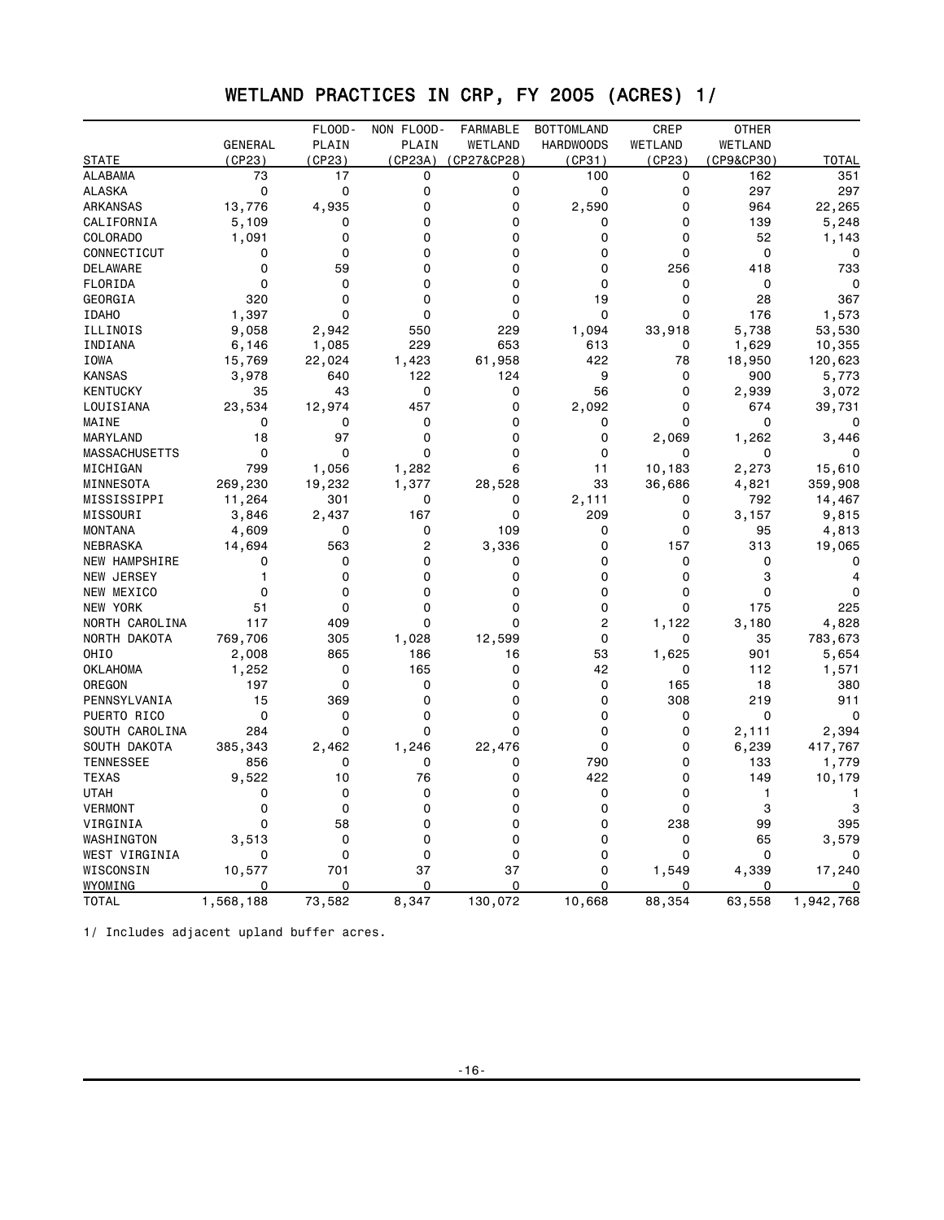# WETLAND PRACTICES IN CRP, FY 2005 (ACRES) 1/

| STATE | GENERAL (CP23) | FLOOD-PLAIN (CP23) | NON FLOOD-PLAIN (CP23A) | FARMABLE WETLAND (CP27&CP28) | BOTTOMLAND HARDWOODS (CP31) | CREP WETLAND (CP23) | OTHER WETLAND (CP9&CP30) | TOTAL |
|---|---|---|---|---|---|---|---|---|
| ALABAMA | 73 | 17 | 0 | 0 | 100 | 0 | 162 | 351 |
| ALASKA | 0 | 0 | 0 | 0 | 0 | 0 | 297 | 297 |
| ARKANSAS | 13,776 | 4,935 | 0 | 0 | 2,590 | 0 | 964 | 22,265 |
| CALIFORNIA | 5,109 | 0 | 0 | 0 | 0 | 0 | 139 | 5,248 |
| COLORADO | 1,091 | 0 | 0 | 0 | 0 | 0 | 52 | 1,143 |
| CONNECTICUT | 0 | 0 | 0 | 0 | 0 | 0 | 0 | 0 |
| DELAWARE | 0 | 59 | 0 | 0 | 0 | 256 | 418 | 733 |
| FLORIDA | 0 | 0 | 0 | 0 | 0 | 0 | 0 | 0 |
| GEORGIA | 320 | 0 | 0 | 0 | 19 | 0 | 28 | 367 |
| IDAHO | 1,397 | 0 | 0 | 0 | 0 | 0 | 176 | 1,573 |
| ILLINOIS | 9,058 | 2,942 | 550 | 229 | 1,094 | 33,918 | 5,738 | 53,530 |
| INDIANA | 6,146 | 1,085 | 229 | 653 | 613 | 0 | 1,629 | 10,355 |
| IOWA | 15,769 | 22,024 | 1,423 | 61,958 | 422 | 78 | 18,950 | 120,623 |
| KANSAS | 3,978 | 640 | 122 | 124 | 9 | 0 | 900 | 5,773 |
| KENTUCKY | 35 | 43 | 0 | 0 | 56 | 0 | 2,939 | 3,072 |
| LOUISIANA | 23,534 | 12,974 | 457 | 0 | 2,092 | 0 | 674 | 39,731 |
| MAINE | 0 | 0 | 0 | 0 | 0 | 0 | 0 | 0 |
| MARYLAND | 18 | 97 | 0 | 0 | 0 | 2,069 | 1,262 | 3,446 |
| MASSACHUSETTS | 0 | 0 | 0 | 0 | 0 | 0 | 0 | 0 |
| MICHIGAN | 799 | 1,056 | 1,282 | 6 | 11 | 10,183 | 2,273 | 15,610 |
| MINNESOTA | 269,230 | 19,232 | 1,377 | 28,528 | 33 | 36,686 | 4,821 | 359,908 |
| MISSISSIPPI | 11,264 | 301 | 0 | 0 | 2,111 | 0 | 792 | 14,467 |
| MISSOURI | 3,846 | 2,437 | 167 | 0 | 209 | 0 | 3,157 | 9,815 |
| MONTANA | 4,609 | 0 | 0 | 109 | 0 | 0 | 95 | 4,813 |
| NEBRASKA | 14,694 | 563 | 2 | 3,336 | 0 | 157 | 313 | 19,065 |
| NEW HAMPSHIRE | 0 | 0 | 0 | 0 | 0 | 0 | 0 | 0 |
| NEW JERSEY | 1 | 0 | 0 | 0 | 0 | 0 | 3 | 4 |
| NEW MEXICO | 0 | 0 | 0 | 0 | 0 | 0 | 0 | 0 |
| NEW YORK | 51 | 0 | 0 | 0 | 0 | 0 | 175 | 225 |
| NORTH CAROLINA | 117 | 409 | 0 | 0 | 2 | 1,122 | 3,180 | 4,828 |
| NORTH DAKOTA | 769,706 | 305 | 1,028 | 12,599 | 0 | 0 | 35 | 783,673 |
| OHIO | 2,008 | 865 | 186 | 16 | 53 | 1,625 | 901 | 5,654 |
| OKLAHOMA | 1,252 | 0 | 165 | 0 | 42 | 0 | 112 | 1,571 |
| OREGON | 197 | 0 | 0 | 0 | 0 | 165 | 18 | 380 |
| PENNSYLVANIA | 15 | 369 | 0 | 0 | 0 | 308 | 219 | 911 |
| PUERTO RICO | 0 | 0 | 0 | 0 | 0 | 0 | 0 | 0 |
| SOUTH CAROLINA | 284 | 0 | 0 | 0 | 0 | 0 | 2,111 | 2,394 |
| SOUTH DAKOTA | 385,343 | 2,462 | 1,246 | 22,476 | 0 | 0 | 6,239 | 417,767 |
| TENNESSEE | 856 | 0 | 0 | 0 | 790 | 0 | 133 | 1,779 |
| TEXAS | 9,522 | 10 | 76 | 0 | 422 | 0 | 149 | 10,179 |
| UTAH | 0 | 0 | 0 | 0 | 0 | 0 | 1 | 1 |
| VERMONT | 0 | 0 | 0 | 0 | 0 | 0 | 3 | 3 |
| VIRGINIA | 0 | 58 | 0 | 0 | 0 | 238 | 99 | 395 |
| WASHINGTON | 3,513 | 0 | 0 | 0 | 0 | 0 | 65 | 3,579 |
| WEST VIRGINIA | 0 | 0 | 0 | 0 | 0 | 0 | 0 | 0 |
| WISCONSIN | 10,577 | 701 | 37 | 37 | 0 | 1,549 | 4,339 | 17,240 |
| WYOMING | 0 | 0 | 0 | 0 | 0 | 0 | 0 | 0 |
| TOTAL | 1,568,188 | 73,582 | 8,347 | 130,072 | 10,668 | 88,354 | 63,558 | 1,942,768 |

1/ Includes adjacent upland buffer acres.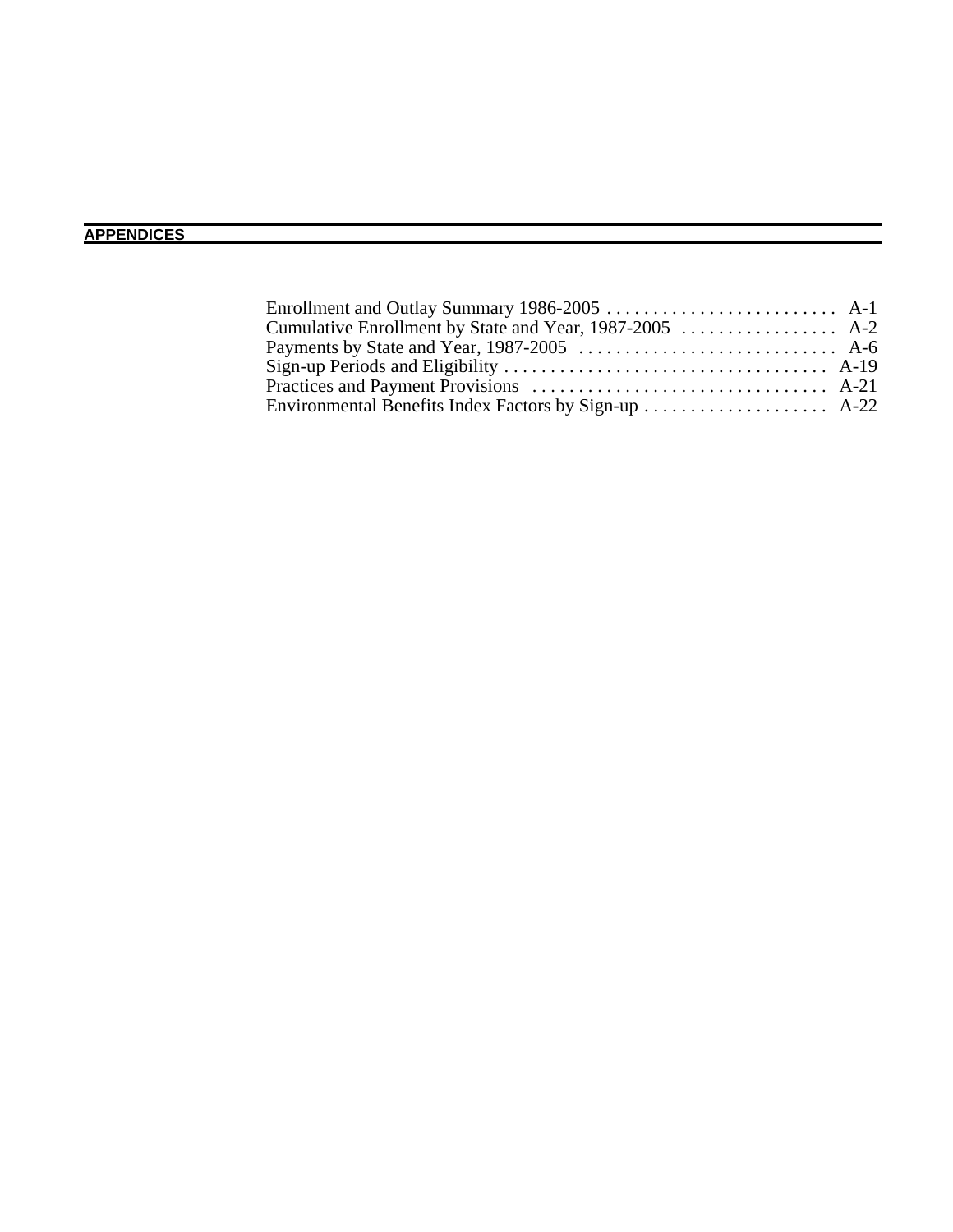# APPENDICES

Enrollment and Outlay Summary 1986-2005 . . . . . . . . . . . . . . . . . . . . . . . . . A-1
Cumulative Enrollment by State and Year, 1987-2005 . . . . . . . . . . . . . . . . . A-2
Payments by State and Year, 1987-2005 . . . . . . . . . . . . . . . . . . . . . . . . . . . . A-6
Sign-up Periods and Eligibility . . . . . . . . . . . . . . . . . . . . . . . . . . . . . . . . . . . A-19
Practices and Payment Provisions . . . . . . . . . . . . . . . . . . . . . . . . . . . . . . . . A-21
Environmental Benefits Index Factors by Sign-up . . . . . . . . . . . . . . . . . . . . A-22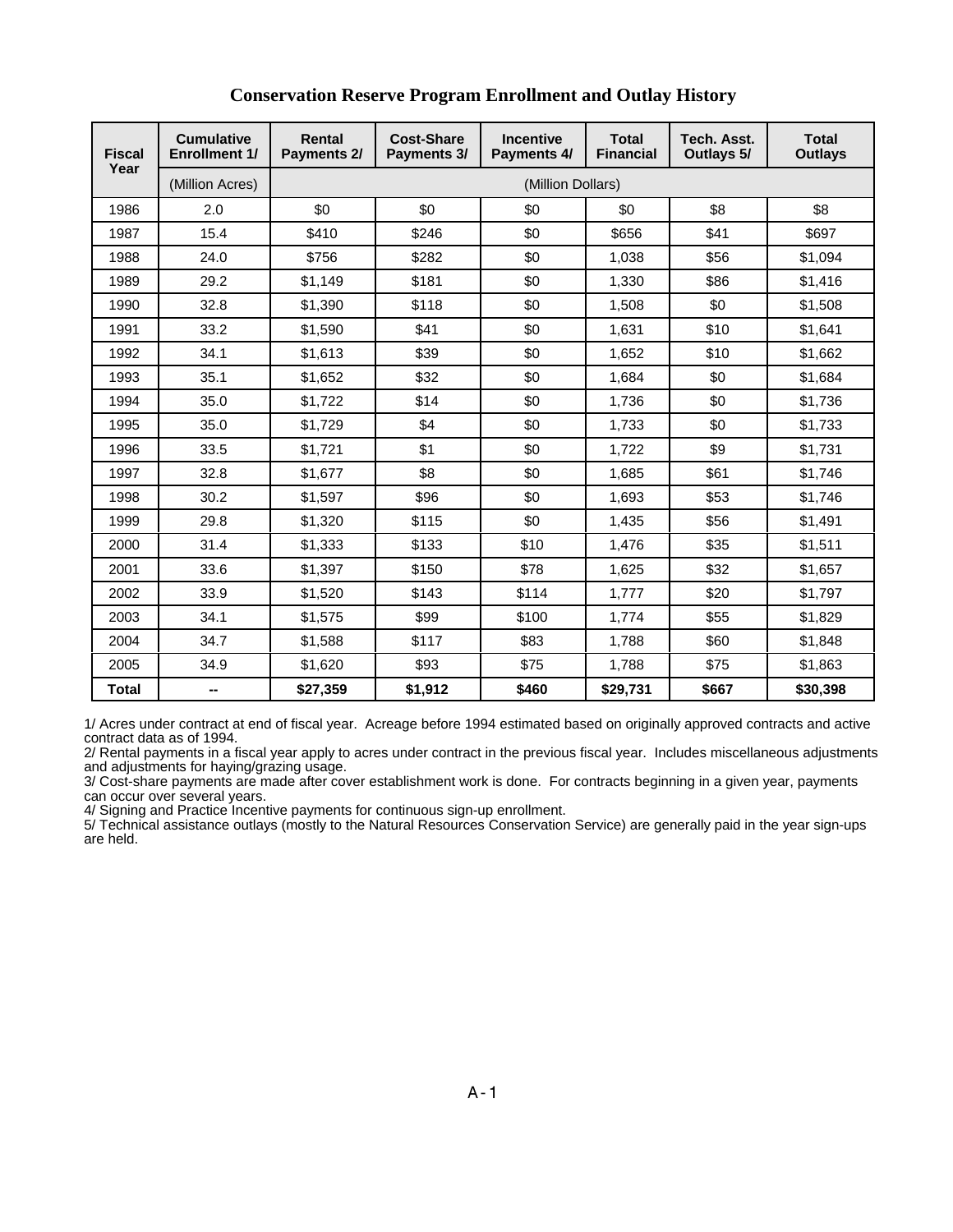## Conservation Reserve Program Enrollment and Outlay History

| Fiscal Year | Cumulative Enrollment 1/ | Rental Payments 2/ | Cost-Share Payments 3/ | Incentive Payments 4/ | Total Financial | Tech. Asst. Outlays 5/ | Total Outlays |
|---|---|---|---|---|---|---|---|
| | (Million Acres) | (Million Dollars) | | | | | |
| 1986 | 2.0 | $0 | $0 | $0 | $0 | $8 | $8 |
| 1987 | 15.4 | $410 | $246 | $0 | $656 | $41 | $697 |
| 1988 | 24.0 | $756 | $282 | $0 | 1,038 | $56 | $1,094 |
| 1989 | 29.2 | $1,149 | $181 | $0 | 1,330 | $86 | $1,416 |
| 1990 | 32.8 | $1,390 | $118 | $0 | 1,508 | $0 | $1,508 |
| 1991 | 33.2 | $1,590 | $41 | $0 | 1,631 | $10 | $1,641 |
| 1992 | 34.1 | $1,613 | $39 | $0 | 1,652 | $10 | $1,662 |
| 1993 | 35.1 | $1,652 | $32 | $0 | 1,684 | $0 | $1,684 |
| 1994 | 35.0 | $1,722 | $14 | $0 | 1,736 | $0 | $1,736 |
| 1995 | 35.0 | $1,729 | $4 | $0 | 1,733 | $0 | $1,733 |
| 1996 | 33.5 | $1,721 | $1 | $0 | 1,722 | $9 | $1,731 |
| 1997 | 32.8 | $1,677 | $8 | $0 | 1,685 | $61 | $1,746 |
| 1998 | 30.2 | $1,597 | $96 | $0 | 1,693 | $53 | $1,746 |
| 1999 | 29.8 | $1,320 | $115 | $0 | 1,435 | $56 | $1,491 |
| 2000 | 31.4 | $1,333 | $133 | $10 | 1,476 | $35 | $1,511 |
| 2001 | 33.6 | $1,397 | $150 | $78 | 1,625 | $32 | $1,657 |
| 2002 | 33.9 | $1,520 | $143 | $114 | 1,777 | $20 | $1,797 |
| 2003 | 34.1 | $1,575 | $99 | $100 | 1,774 | $55 | $1,829 |
| 2004 | 34.7 | $1,588 | $117 | $83 | 1,788 | $60 | $1,848 |
| 2005 | 34.9 | $1,620 | $93 | $75 | 1,788 | $75 | $1,863 |
| **Total** | **--** | **$27,359** | **$1,912** | **$460** | **$29,731** | **$667** | **$30,398** |

1/ Acres under contract at end of fiscal year. Acreage before 1994 estimated based on originally approved contracts and active contract data as of 1994.
2/ Rental payments in a fiscal year apply to acres under contract in the previous fiscal year. Includes miscellaneous adjustments and adjustments for haying/grazing usage.
3/ Cost-share payments are made after cover establishment work is done. For contracts beginning in a given year, payments can occur over several years.
4/ Signing and Practice Incentive payments for continuous sign-up enrollment.
5/ Technical assistance outlays (mostly to the Natural Resources Conservation Service) are generally paid in the year sign-ups are held.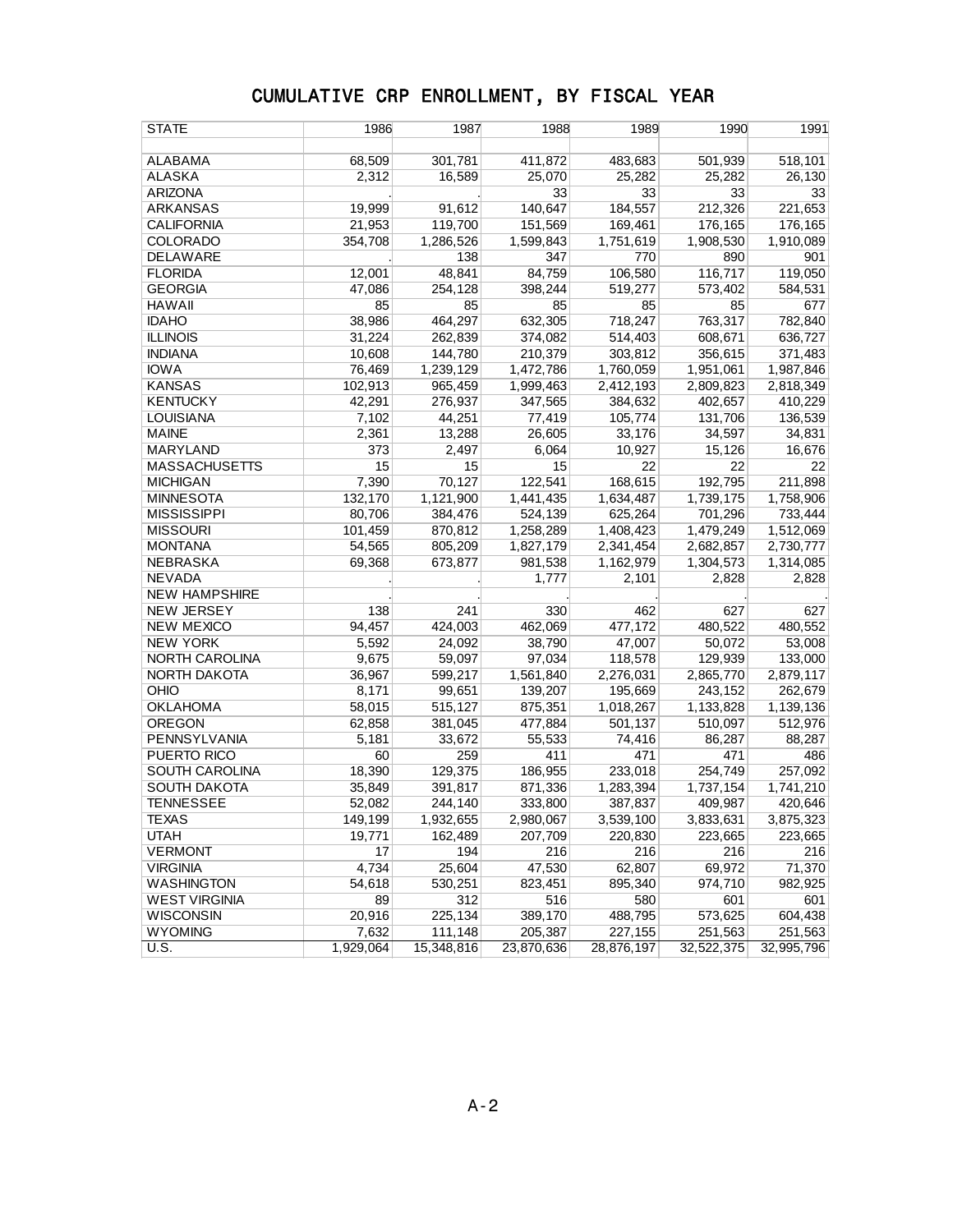# CUMULATIVE CRP ENROLLMENT, BY FISCAL YEAR

| STATE | 1986 | 1987 | 1988 | 1989 | 1990 | 1991 |
|---|---|---|---|---|---|---|
| ALABAMA | 68,509 | 301,781 | 411,872 | 483,683 | 501,939 | 518,101 |
| ALASKA | 2,312 | 16,589 | 25,070 | 25,282 | 25,282 | 26,130 |
| ARIZONA | . | . | 33 | 33 | 33 | 33 |
| ARKANSAS | 19,999 | 91,612 | 140,647 | 184,557 | 212,326 | 221,653 |
| CALIFORNIA | 21,953 | 119,700 | 151,569 | 169,461 | 176,165 | 176,165 |
| COLORADO | 354,708 | 1,286,526 | 1,599,843 | 1,751,619 | 1,908,530 | 1,910,089 |
| DELAWARE | . | 138 | 347 | 770 | 890 | 901 |
| FLORIDA | 12,001 | 48,841 | 84,759 | 106,580 | 116,717 | 119,050 |
| GEORGIA | 47,086 | 254,128 | 398,244 | 519,277 | 573,402 | 584,531 |
| HAWAII | 85 | 85 | 85 | 85 | 85 | 677 |
| IDAHO | 38,986 | 464,297 | 632,305 | 718,247 | 763,317 | 782,840 |
| ILLINOIS | 31,224 | 262,839 | 374,082 | 514,403 | 608,671 | 636,727 |
| INDIANA | 10,608 | 144,780 | 210,379 | 303,812 | 356,615 | 371,483 |
| IOWA | 76,469 | 1,239,129 | 1,472,786 | 1,760,059 | 1,951,061 | 1,987,846 |
| KANSAS | 102,913 | 965,459 | 1,999,463 | 2,412,193 | 2,809,823 | 2,818,349 |
| KENTUCKY | 42,291 | 276,937 | 347,565 | 384,632 | 402,657 | 410,229 |
| LOUISIANA | 7,102 | 44,251 | 77,419 | 105,774 | 131,706 | 136,539 |
| MAINE | 2,361 | 13,288 | 26,605 | 33,176 | 34,597 | 34,831 |
| MARYLAND | 373 | 2,497 | 6,064 | 10,927 | 15,126 | 16,676 |
| MASSACHUSETTS | 15 | 15 | 15 | 22 | 22 | 22 |
| MICHIGAN | 7,390 | 70,127 | 122,541 | 168,615 | 192,795 | 211,898 |
| MINNESOTA | 132,170 | 1,121,900 | 1,441,435 | 1,634,487 | 1,739,175 | 1,758,906 |
| MISSISSIPPI | 80,706 | 384,476 | 524,139 | 625,264 | 701,296 | 733,444 |
| MISSOURI | 101,459 | 870,812 | 1,258,289 | 1,408,423 | 1,479,249 | 1,512,069 |
| MONTANA | 54,565 | 805,209 | 1,827,179 | 2,341,454 | 2,682,857 | 2,730,777 |
| NEBRASKA | 69,368 | 673,877 | 981,538 | 1,162,979 | 1,304,573 | 1,314,085 |
| NEVADA | . | . | 1,777 | 2,101 | 2,828 | 2,828 |
| NEW HAMPSHIRE | . | . | . | . | . | . |
| NEW JERSEY | 138 | 241 | 330 | 462 | 627 | 627 |
| NEW MEXICO | 94,457 | 424,003 | 462,069 | 477,172 | 480,522 | 480,552 |
| NEW YORK | 5,592 | 24,092 | 38,790 | 47,007 | 50,072 | 53,008 |
| NORTH CAROLINA | 9,675 | 59,097 | 97,034 | 118,578 | 129,939 | 133,000 |
| NORTH DAKOTA | 36,967 | 599,217 | 1,561,840 | 2,276,031 | 2,865,770 | 2,879,117 |
| OHIO | 8,171 | 99,651 | 139,207 | 195,669 | 243,152 | 262,679 |
| OKLAHOMA | 58,015 | 515,127 | 875,351 | 1,018,267 | 1,133,828 | 1,139,136 |
| OREGON | 62,858 | 381,045 | 477,884 | 501,137 | 510,097 | 512,976 |
| PENNSYLVANIA | 5,181 | 33,672 | 55,533 | 74,416 | 86,287 | 88,287 |
| PUERTO RICO | 60 | 259 | 411 | 471 | 471 | 486 |
| SOUTH CAROLINA | 18,390 | 129,375 | 186,955 | 233,018 | 254,749 | 257,092 |
| SOUTH DAKOTA | 35,849 | 391,817 | 871,336 | 1,283,394 | 1,737,154 | 1,741,210 |
| TENNESSEE | 52,082 | 244,140 | 333,800 | 387,837 | 409,987 | 420,646 |
| TEXAS | 149,199 | 1,932,655 | 2,980,067 | 3,539,100 | 3,833,631 | 3,875,323 |
| UTAH | 19,771 | 162,489 | 207,709 | 220,830 | 223,665 | 223,665 |
| VERMONT | 17 | 194 | 216 | 216 | 216 | 216 |
| VIRGINIA | 4,734 | 25,604 | 47,530 | 62,807 | 69,972 | 71,370 |
| WASHINGTON | 54,618 | 530,251 | 823,451 | 895,340 | 974,710 | 982,925 |
| WEST VIRGINIA | 89 | 312 | 516 | 580 | 601 | 601 |
| WISCONSIN | 20,916 | 225,134 | 389,170 | 488,795 | 573,625 | 604,438 |
| WYOMING | 7,632 | 111,148 | 205,387 | 227,155 | 251,563 | 251,563 |
| U.S. | 1,929,064 | 15,348,816 | 23,870,636 | 28,876,197 | 32,522,375 | 32,995,796 |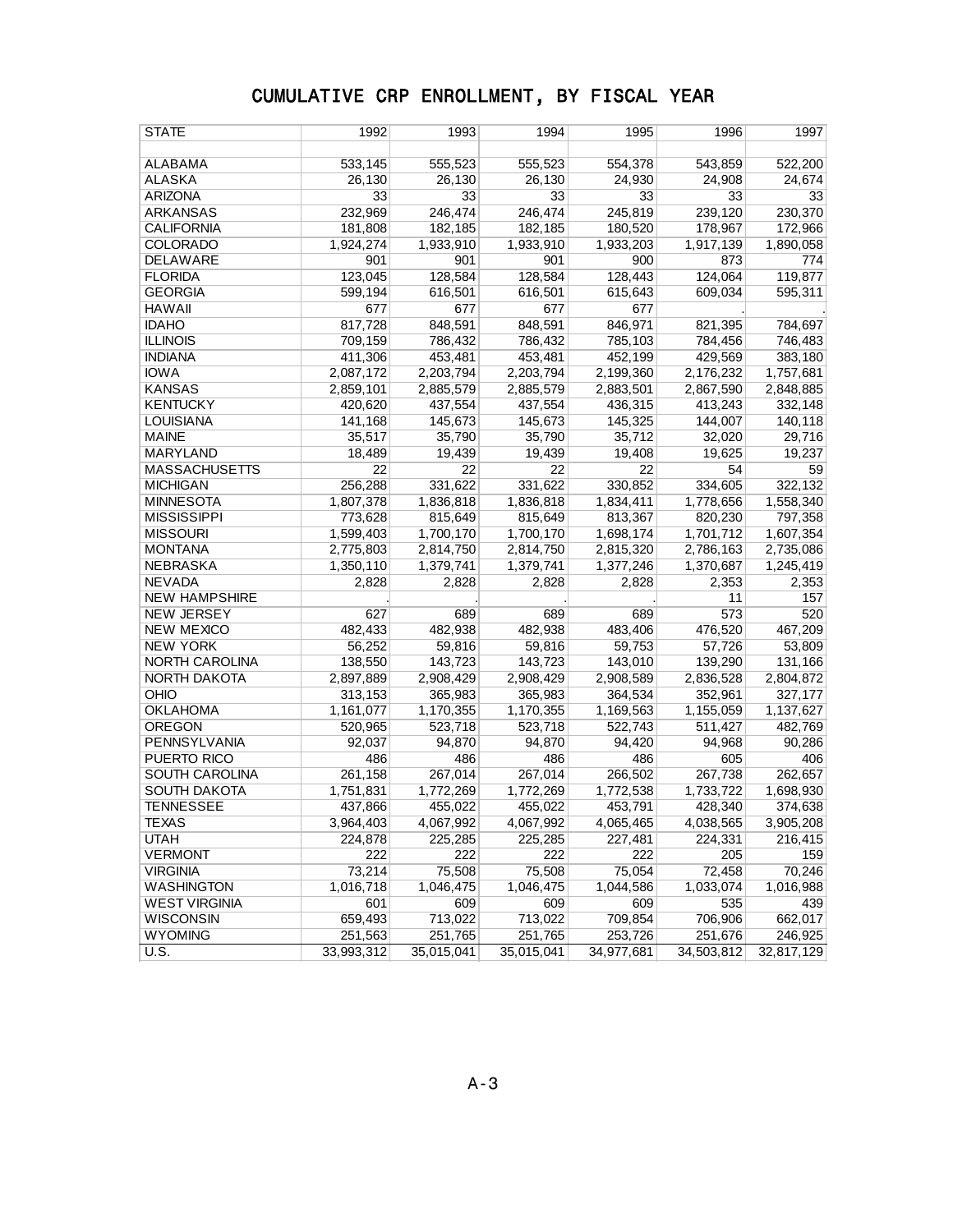# CUMULATIVE CRP ENROLLMENT, BY FISCAL YEAR

| STATE | 1992 | 1993 | 1994 | 1995 | 1996 | 1997 |
|---|---|---|---|---|---|---|
| | | | | | | |
| ALABAMA | 533,145 | 555,523 | 555,523 | 554,378 | 543,859 | 522,200 |
| ALASKA | 26,130 | 26,130 | 26,130 | 24,930 | 24,908 | 24,674 |
| ARIZONA | 33 | 33 | 33 | 33 | 33 | 33 |
| ARKANSAS | 232,969 | 246,474 | 246,474 | 245,819 | 239,120 | 230,370 |
| CALIFORNIA | 181,808 | 182,185 | 182,185 | 180,520 | 178,967 | 172,966 |
| COLORADO | 1,924,274 | 1,933,910 | 1,933,910 | 1,933,203 | 1,917,139 | 1,890,058 |
| DELAWARE | 901 | 901 | 901 | 900 | 873 | 774 |
| FLORIDA | 123,045 | 128,584 | 128,584 | 128,443 | 124,064 | 119,877 |
| GEORGIA | 599,194 | 616,501 | 616,501 | 615,643 | 609,034 | 595,311 |
| HAWAII | 677 | 677 | 677 | 677 | . | . |
| IDAHO | 817,728 | 848,591 | 848,591 | 846,971 | 821,395 | 784,697 |
| ILLINOIS | 709,159 | 786,432 | 786,432 | 785,103 | 784,456 | 746,483 |
| INDIANA | 411,306 | 453,481 | 453,481 | 452,199 | 429,569 | 383,180 |
| IOWA | 2,087,172 | 2,203,794 | 2,203,794 | 2,199,360 | 2,176,232 | 1,757,681 |
| KANSAS | 2,859,101 | 2,885,579 | 2,885,579 | 2,883,501 | 2,867,590 | 2,848,885 |
| KENTUCKY | 420,620 | 437,554 | 437,554 | 436,315 | 413,243 | 332,148 |
| LOUISIANA | 141,168 | 145,673 | 145,673 | 145,325 | 144,007 | 140,118 |
| MAINE | 35,517 | 35,790 | 35,790 | 35,712 | 32,020 | 29,716 |
| MARYLAND | 18,489 | 19,439 | 19,439 | 19,408 | 19,625 | 19,237 |
| MASSACHUSETTS | 22 | 22 | 22 | 22 | 54 | 59 |
| MICHIGAN | 256,288 | 331,622 | 331,622 | 330,852 | 334,605 | 322,132 |
| MINNESOTA | 1,807,378 | 1,836,818 | 1,836,818 | 1,834,411 | 1,778,656 | 1,558,340 |
| MISSISSIPPI | 773,628 | 815,649 | 815,649 | 813,367 | 820,230 | 797,358 |
| MISSOURI | 1,599,403 | 1,700,170 | 1,700,170 | 1,698,174 | 1,701,712 | 1,607,354 |
| MONTANA | 2,775,803 | 2,814,750 | 2,814,750 | 2,815,320 | 2,786,163 | 2,735,086 |
| NEBRASKA | 1,350,110 | 1,379,741 | 1,379,741 | 1,377,246 | 1,370,687 | 1,245,419 |
| NEVADA | 2,828 | 2,828 | 2,828 | 2,828 | 2,353 | 2,353 |
| NEW HAMPSHIRE | . | . | . | . | 11 | 157 |
| NEW JERSEY | 627 | 689 | 689 | 689 | 573 | 520 |
| NEW MEXICO | 482,433 | 482,938 | 482,938 | 483,406 | 476,520 | 467,209 |
| NEW YORK | 56,252 | 59,816 | 59,816 | 59,753 | 57,726 | 53,809 |
| NORTH CAROLINA | 138,550 | 143,723 | 143,723 | 143,010 | 139,290 | 131,166 |
| NORTH DAKOTA | 2,897,889 | 2,908,429 | 2,908,429 | 2,908,589 | 2,836,528 | 2,804,872 |
| OHIO | 313,153 | 365,983 | 365,983 | 364,534 | 352,961 | 327,177 |
| OKLAHOMA | 1,161,077 | 1,170,355 | 1,170,355 | 1,169,563 | 1,155,059 | 1,137,627 |
| OREGON | 520,965 | 523,718 | 523,718 | 522,743 | 511,427 | 482,769 |
| PENNSYLVANIA | 92,037 | 94,870 | 94,870 | 94,420 | 94,968 | 90,286 |
| PUERTO RICO | 486 | 486 | 486 | 486 | 605 | 406 |
| SOUTH CAROLINA | 261,158 | 267,014 | 267,014 | 266,502 | 267,738 | 262,657 |
| SOUTH DAKOTA | 1,751,831 | 1,772,269 | 1,772,269 | 1,772,538 | 1,733,722 | 1,698,930 |
| TENNESSEE | 437,866 | 455,022 | 455,022 | 453,791 | 428,340 | 374,638 |
| TEXAS | 3,964,403 | 4,067,992 | 4,067,992 | 4,065,465 | 4,038,565 | 3,905,208 |
| UTAH | 224,878 | 225,285 | 225,285 | 227,481 | 224,331 | 216,415 |
| VERMONT | 222 | 222 | 222 | 222 | 205 | 159 |
| VIRGINIA | 73,214 | 75,508 | 75,508 | 75,054 | 72,458 | 70,246 |
| WASHINGTON | 1,016,718 | 1,046,475 | 1,046,475 | 1,044,586 | 1,033,074 | 1,016,988 |
| WEST VIRGINIA | 601 | 609 | 609 | 609 | 535 | 439 |
| WISCONSIN | 659,493 | 713,022 | 713,022 | 709,854 | 706,906 | 662,017 |
| WYOMING | 251,563 | 251,765 | 251,765 | 253,726 | 251,676 | 246,925 |
| U.S. | 33,993,312 | 35,015,041 | 35,015,041 | 34,977,681 | 34,503,812 | 32,817,129 |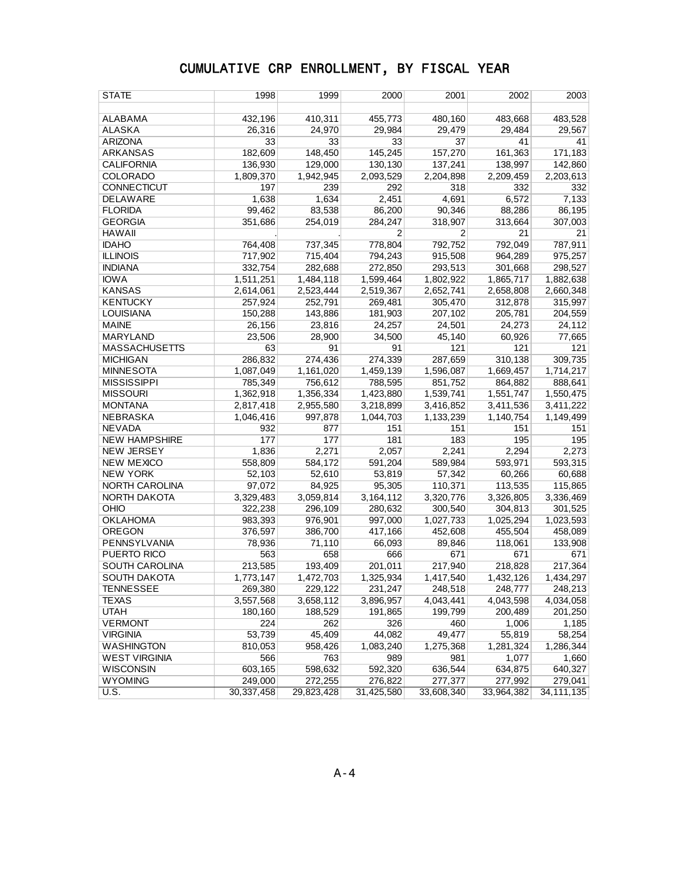# CUMULATIVE CRP ENROLLMENT, BY FISCAL YEAR

| STATE | 1998 | 1999 | 2000 | 2001 | 2002 | 2003 |
|---|---|---|---|---|---|---|
| ALABAMA | 432,196 | 410,311 | 455,773 | 480,160 | 483,668 | 483,528 |
| ALASKA | 26,316 | 24,970 | 29,984 | 29,479 | 29,484 | 29,567 |
| ARIZONA | 33 | 33 | 33 | 37 | 41 | 41 |
| ARKANSAS | 182,609 | 148,450 | 145,245 | 157,270 | 161,363 | 171,183 |
| CALIFORNIA | 136,930 | 129,000 | 130,130 | 137,241 | 138,997 | 142,860 |
| COLORADO | 1,809,370 | 1,942,945 | 2,093,529 | 2,204,898 | 2,209,459 | 2,203,613 |
| CONNECTICUT | 197 | 239 | 292 | 318 | 332 | 332 |
| DELAWARE | 1,638 | 1,634 | 2,451 | 4,691 | 6,572 | 7,133 |
| FLORIDA | 99,462 | 83,538 | 86,200 | 90,346 | 88,286 | 86,195 |
| GEORGIA | 351,686 | 254,019 | 284,247 | 318,907 | 313,664 | 307,003 |
| HAWAII | . | . | 2 | 2 | 21 | 21 |
| IDAHO | 764,408 | 737,345 | 778,804 | 792,752 | 792,049 | 787,911 |
| ILLINOIS | 717,902 | 715,404 | 794,243 | 915,508 | 964,289 | 975,257 |
| INDIANA | 332,754 | 282,688 | 272,850 | 293,513 | 301,668 | 298,527 |
| IOWA | 1,511,251 | 1,484,118 | 1,599,464 | 1,802,922 | 1,865,717 | 1,882,638 |
| KANSAS | 2,614,061 | 2,523,444 | 2,519,367 | 2,652,741 | 2,658,808 | 2,660,348 |
| KENTUCKY | 257,924 | 252,791 | 269,481 | 305,470 | 312,878 | 315,997 |
| LOUISIANA | 150,288 | 143,886 | 181,903 | 207,102 | 205,781 | 204,559 |
| MAINE | 26,156 | 23,816 | 24,257 | 24,501 | 24,273 | 24,112 |
| MARYLAND | 23,506 | 28,900 | 34,500 | 45,140 | 60,926 | 77,665 |
| MASSACHUSETTS | 63 | 91 | 91 | 121 | 121 | 121 |
| MICHIGAN | 286,832 | 274,436 | 274,339 | 287,659 | 310,138 | 309,735 |
| MINNESOTA | 1,087,049 | 1,161,020 | 1,459,139 | 1,596,087 | 1,669,457 | 1,714,217 |
| MISSISSIPPI | 785,349 | 756,612 | 788,595 | 851,752 | 864,882 | 888,641 |
| MISSOURI | 1,362,918 | 1,356,334 | 1,423,880 | 1,539,741 | 1,551,747 | 1,550,475 |
| MONTANA | 2,817,418 | 2,955,580 | 3,218,899 | 3,416,852 | 3,411,536 | 3,411,222 |
| NEBRASKA | 1,046,416 | 997,878 | 1,044,703 | 1,133,239 | 1,140,754 | 1,149,499 |
| NEVADA | 932 | 877 | 151 | 151 | 151 | 151 |
| NEW HAMPSHIRE | 177 | 177 | 181 | 183 | 195 | 195 |
| NEW JERSEY | 1,836 | 2,271 | 2,057 | 2,241 | 2,294 | 2,273 |
| NEW MEXICO | 558,809 | 584,172 | 591,204 | 589,984 | 593,971 | 593,315 |
| NEW YORK | 52,103 | 52,610 | 53,819 | 57,342 | 60,266 | 60,688 |
| NORTH CAROLINA | 97,072 | 84,925 | 95,305 | 110,371 | 113,535 | 115,865 |
| NORTH DAKOTA | 3,329,483 | 3,059,814 | 3,164,112 | 3,320,776 | 3,326,805 | 3,336,469 |
| OHIO | 322,238 | 296,109 | 280,632 | 300,540 | 304,813 | 301,525 |
| OKLAHOMA | 983,393 | 976,901 | 997,000 | 1,027,733 | 1,025,294 | 1,023,593 |
| OREGON | 376,597 | 386,700 | 417,166 | 452,608 | 455,504 | 458,089 |
| PENNSYLVANIA | 78,936 | 71,110 | 66,093 | 89,846 | 118,061 | 133,908 |
| PUERTO RICO | 563 | 658 | 666 | 671 | 671 | 671 |
| SOUTH CAROLINA | 213,585 | 193,409 | 201,011 | 217,940 | 218,828 | 217,364 |
| SOUTH DAKOTA | 1,773,147 | 1,472,703 | 1,325,934 | 1,417,540 | 1,432,126 | 1,434,297 |
| TENNESSEE | 269,380 | 229,122 | 231,247 | 248,518 | 248,777 | 248,213 |
| TEXAS | 3,557,568 | 3,658,112 | 3,896,957 | 4,043,441 | 4,043,598 | 4,034,058 |
| UTAH | 180,160 | 188,529 | 191,865 | 199,799 | 200,489 | 201,250 |
| VERMONT | 224 | 262 | 326 | 460 | 1,006 | 1,185 |
| VIRGINIA | 53,739 | 45,409 | 44,082 | 49,477 | 55,819 | 58,254 |
| WASHINGTON | 810,053 | 958,426 | 1,083,240 | 1,275,368 | 1,281,324 | 1,286,344 |
| WEST VIRGINIA | 566 | 763 | 989 | 981 | 1,077 | 1,660 |
| WISCONSIN | 603,165 | 598,632 | 592,320 | 636,544 | 634,875 | 640,327 |
| WYOMING | 249,000 | 272,255 | 276,822 | 277,377 | 277,992 | 279,041 |
| U.S. | 30,337,458 | 29,823,428 | 31,425,580 | 33,608,340 | 33,964,382 | 34,111,135 |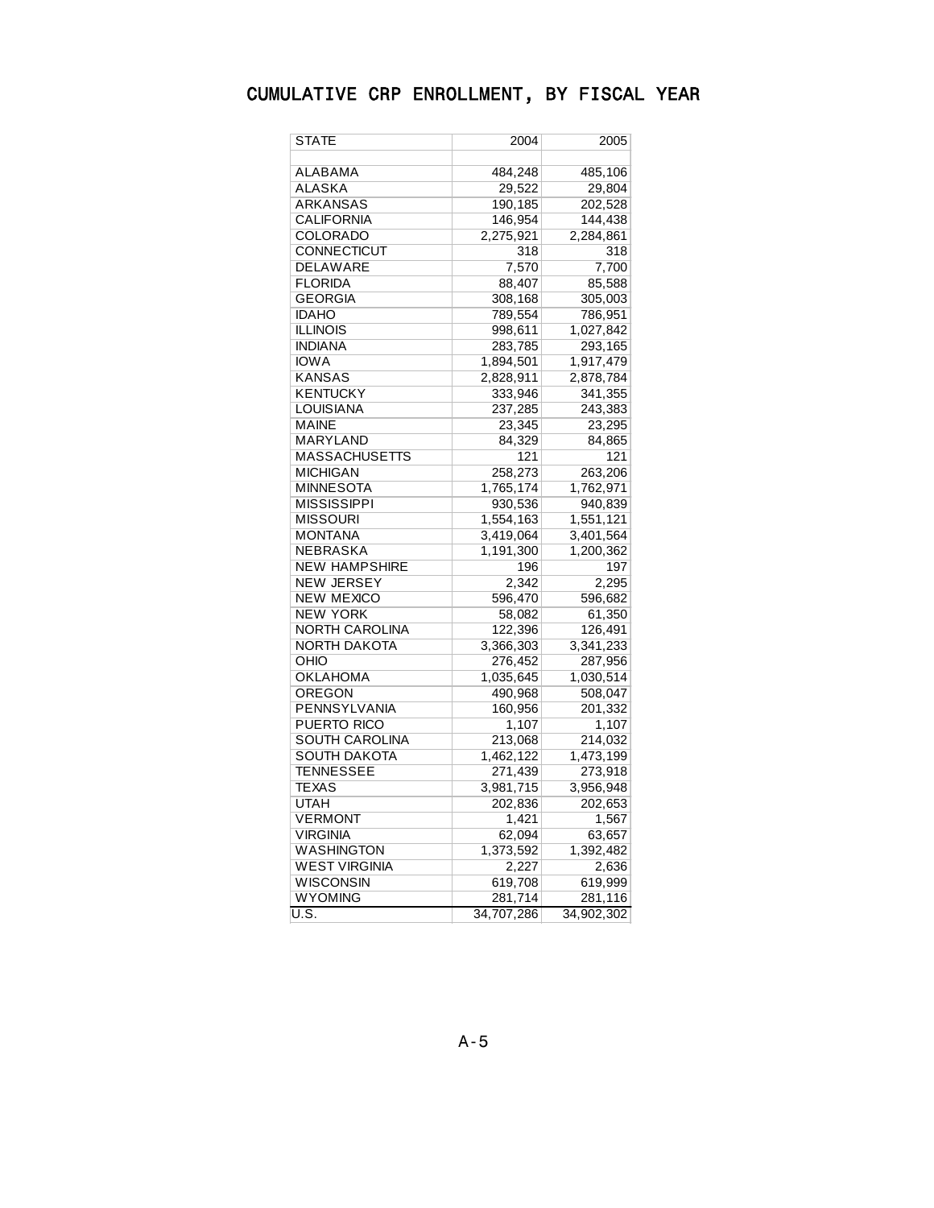# CUMULATIVE CRP ENROLLMENT, BY FISCAL YEAR

| STATE | 2004 | 2005 |
|---|---|---|
| | | |
| ALABAMA | 484,248 | 485,106 |
| ALASKA | 29,522 | 29,804 |
| ARKANSAS | 190,185 | 202,528 |
| CALIFORNIA | 146,954 | 144,438 |
| COLORADO | 2,275,921 | 2,284,861 |
| CONNECTICUT | 318 | 318 |
| DELAWARE | 7,570 | 7,700 |
| FLORIDA | 88,407 | 85,588 |
| GEORGIA | 308,168 | 305,003 |
| IDAHO | 789,554 | 786,951 |
| ILLINOIS | 998,611 | 1,027,842 |
| INDIANA | 283,785 | 293,165 |
| IOWA | 1,894,501 | 1,917,479 |
| KANSAS | 2,828,911 | 2,878,784 |
| KENTUCKY | 333,946 | 341,355 |
| LOUISIANA | 237,285 | 243,383 |
| MAINE | 23,345 | 23,295 |
| MARYLAND | 84,329 | 84,865 |
| MASSACHUSETTS | 121 | 121 |
| MICHIGAN | 258,273 | 263,206 |
| MINNESOTA | 1,765,174 | 1,762,971 |
| MISSISSIPPI | 930,536 | 940,839 |
| MISSOURI | 1,554,163 | 1,551,121 |
| MONTANA | 3,419,064 | 3,401,564 |
| NEBRASKA | 1,191,300 | 1,200,362 |
| NEW HAMPSHIRE | 196 | 197 |
| NEW JERSEY | 2,342 | 2,295 |
| NEW MEXICO | 596,470 | 596,682 |
| NEW YORK | 58,082 | 61,350 |
| NORTH CAROLINA | 122,396 | 126,491 |
| NORTH DAKOTA | 3,366,303 | 3,341,233 |
| OHIO | 276,452 | 287,956 |
| OKLAHOMA | 1,035,645 | 1,030,514 |
| OREGON | 490,968 | 508,047 |
| PENNSYLVANIA | 160,956 | 201,332 |
| PUERTO RICO | 1,107 | 1,107 |
| SOUTH CAROLINA | 213,068 | 214,032 |
| SOUTH DAKOTA | 1,462,122 | 1,473,199 |
| TENNESSEE | 271,439 | 273,918 |
| TEXAS | 3,981,715 | 3,956,948 |
| UTAH | 202,836 | 202,653 |
| VERMONT | 1,421 | 1,567 |
| VIRGINIA | 62,094 | 63,657 |
| WASHINGTON | 1,373,592 | 1,392,482 |
| WEST VIRGINIA | 2,227 | 2,636 |
| WISCONSIN | 619,708 | 619,999 |
| WYOMING | 281,714 | 281,116 |
| U.S. | 34,707,286 | 34,902,302 |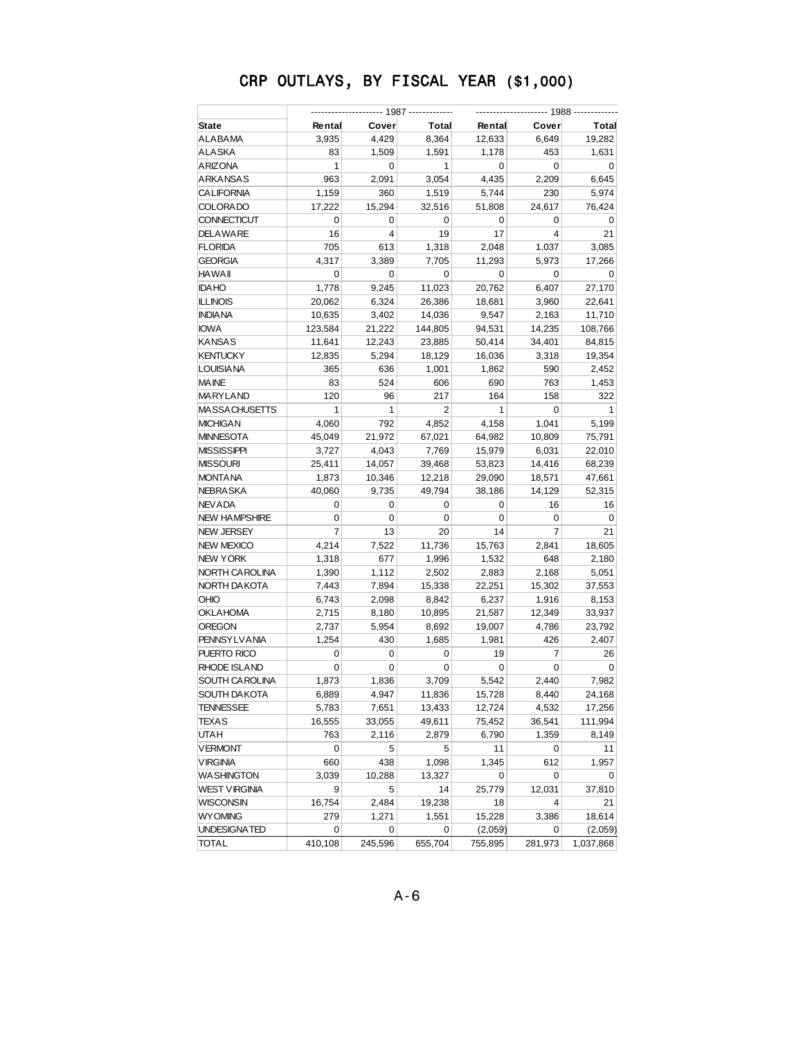# CRP OUTLAYS, BY FISCAL YEAR ($1,000)

|  | 1987 |  |  | 1988 |  |  |
|---|---|---|---|---|---|---|
| **State** | **Rental** | **Cover** | **Total** | **Rental** | **Cover** | **Total** |
| ALABAMA | 3,935 | 4,429 | 8,364 | 12,633 | 6,649 | 19,282 |
| ALASKA | 83 | 1,509 | 1,591 | 1,178 | 453 | 1,631 |
| ARIZONA | 1 | 0 | 1 | 0 | 0 | 0 |
| ARKANSAS | 963 | 2,091 | 3,054 | 4,435 | 2,209 | 6,645 |
| CALIFORNIA | 1,159 | 360 | 1,519 | 5,744 | 230 | 5,974 |
| COLORADO | 17,222 | 15,294 | 32,516 | 51,808 | 24,617 | 76,424 |
| CONNECTICUT | 0 | 0 | 0 | 0 | 0 | 0 |
| DELAWARE | 16 | 4 | 19 | 17 | 4 | 21 |
| FLORIDA | 705 | 613 | 1,318 | 2,048 | 1,037 | 3,085 |
| GEORGIA | 4,317 | 3,389 | 7,705 | 11,293 | 5,973 | 17,266 |
| HAWAII | 0 | 0 | 0 | 0 | 0 | 0 |
| IDAHO | 1,778 | 9,245 | 11,023 | 20,762 | 6,407 | 27,170 |
| ILLINOIS | 20,062 | 6,324 | 26,386 | 18,681 | 3,960 | 22,641 |
| INDIANA | 10,635 | 3,402 | 14,036 | 9,547 | 2,163 | 11,710 |
| IOWA | 123,584 | 21,222 | 144,805 | 94,531 | 14,235 | 108,766 |
| KANSAS | 11,641 | 12,243 | 23,885 | 50,414 | 34,401 | 84,815 |
| KENTUCKY | 12,835 | 5,294 | 18,129 | 16,036 | 3,318 | 19,354 |
| LOUISIANA | 365 | 636 | 1,001 | 1,862 | 590 | 2,452 |
| MAINE | 83 | 524 | 606 | 690 | 763 | 1,453 |
| MARYLAND | 120 | 96 | 217 | 164 | 158 | 322 |
| MASSACHUSETTS | 1 | 1 | 2 | 1 | 0 | 1 |
| MICHIGAN | 4,060 | 792 | 4,852 | 4,158 | 1,041 | 5,199 |
| MINNESOTA | 45,049 | 21,972 | 67,021 | 64,982 | 10,809 | 75,791 |
| MISSISSIPPI | 3,727 | 4,043 | 7,769 | 15,979 | 6,031 | 22,010 |
| MISSOURI | 25,411 | 14,057 | 39,468 | 53,823 | 14,416 | 68,239 |
| MONTANA | 1,873 | 10,346 | 12,218 | 29,090 | 18,571 | 47,661 |
| NEBRASKA | 40,060 | 9,735 | 49,794 | 38,186 | 14,129 | 52,315 |
| NEVADA | 0 | 0 | 0 | 0 | 16 | 16 |
| NEW HAMPSHIRE | 0 | 0 | 0 | 0 | 0 | 0 |
| NEW JERSEY | 7 | 13 | 20 | 14 | 7 | 21 |
| NEW MEXICO | 4,214 | 7,522 | 11,736 | 15,763 | 2,841 | 18,605 |
| NEW YORK | 1,318 | 677 | 1,996 | 1,532 | 648 | 2,180 |
| NORTH CAROLINA | 1,390 | 1,112 | 2,502 | 2,883 | 2,168 | 5,051 |
| NORTH DAKOTA | 7,443 | 7,894 | 15,338 | 22,251 | 15,302 | 37,553 |
| OHIO | 6,743 | 2,098 | 8,842 | 6,237 | 1,916 | 8,153 |
| OKLAHOMA | 2,715 | 8,180 | 10,895 | 21,587 | 12,349 | 33,937 |
| OREGON | 2,737 | 5,954 | 8,692 | 19,007 | 4,786 | 23,792 |
| PENNSYLVANIA | 1,254 | 430 | 1,685 | 1,981 | 426 | 2,407 |
| PUERTO RICO | 0 | 0 | 0 | 19 | 7 | 26 |
| RHODE ISLAND | 0 | 0 | 0 | 0 | 0 | 0 |
| SOUTH CAROLINA | 1,873 | 1,836 | 3,709 | 5,542 | 2,440 | 7,982 |
| SOUTH DAKOTA | 6,889 | 4,947 | 11,836 | 15,728 | 8,440 | 24,168 |
| TENNESSEE | 5,783 | 7,651 | 13,433 | 12,724 | 4,532 | 17,256 |
| TEXAS | 16,555 | 33,055 | 49,611 | 75,452 | 36,541 | 111,994 |
| UTAH | 763 | 2,116 | 2,879 | 6,790 | 1,359 | 8,149 |
| VERMONT | 0 | 5 | 5 | 11 | 0 | 11 |
| VIRGINIA | 660 | 438 | 1,098 | 1,345 | 612 | 1,957 |
| WASHINGTON | 3,039 | 10,288 | 13,327 | 0 | 0 | 0 |
| WEST VIRGINIA | 9 | 5 | 14 | 25,779 | 12,031 | 37,810 |
| WISCONSIN | 16,754 | 2,484 | 19,238 | 18 | 4 | 21 |
| WYOMING | 279 | 1,271 | 1,551 | 15,228 | 3,386 | 18,614 |
| UNDESIGNATED | 0 | 0 | 0 | (2,059) | 0 | (2,059) |
| TOTAL | 410,108 | 245,596 | 655,704 | 755,895 | 281,973 | 1,037,868 |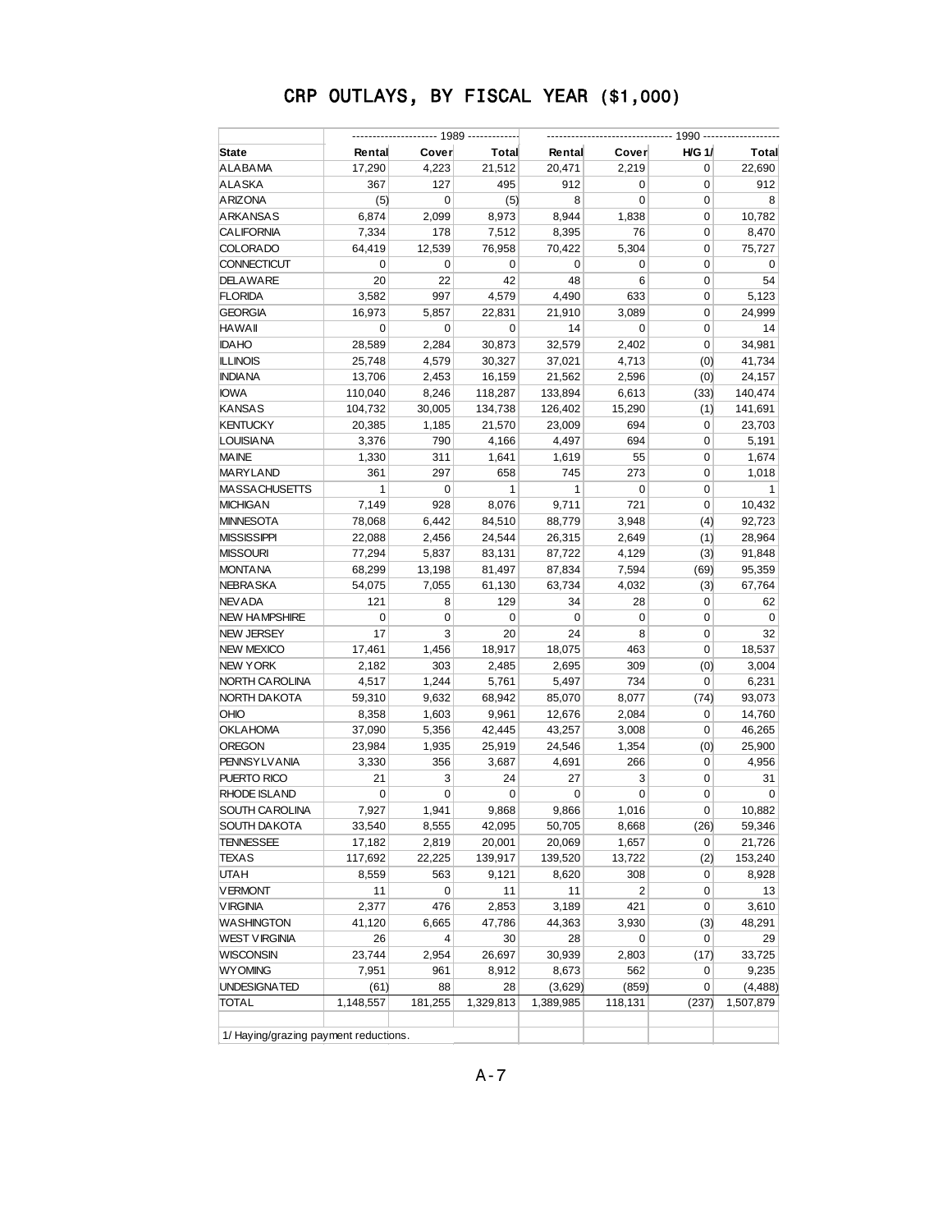# CRP OUTLAYS, BY FISCAL YEAR ($1,000)

| | 1989 | | | 1990 | | | |
|---|---|---|---|---|---|---|---|
| State | Rental | Cover | Total | Rental | Cover | H/G 1/ | Total |
| ALABAMA | 17,290 | 4,223 | 21,512 | 20,471 | 2,219 | 0 | 22,690 |
| ALASKA | 367 | 127 | 495 | 912 | 0 | 0 | 912 |
| ARIZONA | (5) | 0 | (5) | 8 | 0 | 0 | 8 |
| ARKANSAS | 6,874 | 2,099 | 8,973 | 8,944 | 1,838 | 0 | 10,782 |
| CALIFORNIA | 7,334 | 178 | 7,512 | 8,395 | 76 | 0 | 8,470 |
| COLORADO | 64,419 | 12,539 | 76,958 | 70,422 | 5,304 | 0 | 75,727 |
| CONNECTICUT | 0 | 0 | 0 | 0 | 0 | 0 | 0 |
| DELAWARE | 20 | 22 | 42 | 48 | 6 | 0 | 54 |
| FLORIDA | 3,582 | 997 | 4,579 | 4,490 | 633 | 0 | 5,123 |
| GEORGIA | 16,973 | 5,857 | 22,831 | 21,910 | 3,089 | 0 | 24,999 |
| HAWAII | 0 | 0 | 0 | 14 | 0 | 0 | 14 |
| IDAHO | 28,589 | 2,284 | 30,873 | 32,579 | 2,402 | 0 | 34,981 |
| ILLINOIS | 25,748 | 4,579 | 30,327 | 37,021 | 4,713 | (0) | 41,734 |
| INDIANA | 13,706 | 2,453 | 16,159 | 21,562 | 2,596 | (0) | 24,157 |
| IOWA | 110,040 | 8,246 | 118,287 | 133,894 | 6,613 | (33) | 140,474 |
| KANSAS | 104,732 | 30,005 | 134,738 | 126,402 | 15,290 | (1) | 141,691 |
| KENTUCKY | 20,385 | 1,185 | 21,570 | 23,009 | 694 | 0 | 23,703 |
| LOUISIANA | 3,376 | 790 | 4,166 | 4,497 | 694 | 0 | 5,191 |
| MAINE | 1,330 | 311 | 1,641 | 1,619 | 55 | 0 | 1,674 |
| MARYLAND | 361 | 297 | 658 | 745 | 273 | 0 | 1,018 |
| MASSACHUSETTS | 1 | 0 | 1 | 1 | 0 | 0 | 1 |
| MICHIGAN | 7,149 | 928 | 8,076 | 9,711 | 721 | 0 | 10,432 |
| MINNESOTA | 78,068 | 6,442 | 84,510 | 88,779 | 3,948 | (4) | 92,723 |
| MISSISSIPPI | 22,088 | 2,456 | 24,544 | 26,315 | 2,649 | (1) | 28,964 |
| MISSOURI | 77,294 | 5,837 | 83,131 | 87,722 | 4,129 | (3) | 91,848 |
| MONTANA | 68,299 | 13,198 | 81,497 | 87,834 | 7,594 | (69) | 95,359 |
| NEBRASKA | 54,075 | 7,055 | 61,130 | 63,734 | 4,032 | (3) | 67,764 |
| NEVADA | 121 | 8 | 129 | 34 | 28 | 0 | 62 |
| NEW HAMPSHIRE | 0 | 0 | 0 | 0 | 0 | 0 | 0 |
| NEW JERSEY | 17 | 3 | 20 | 24 | 8 | 0 | 32 |
| NEW MEXICO | 17,461 | 1,456 | 18,917 | 18,075 | 463 | 0 | 18,537 |
| NEW YORK | 2,182 | 303 | 2,485 | 2,695 | 309 | (0) | 3,004 |
| NORTH CAROLINA | 4,517 | 1,244 | 5,761 | 5,497 | 734 | 0 | 6,231 |
| NORTH DAKOTA | 59,310 | 9,632 | 68,942 | 85,070 | 8,077 | (74) | 93,073 |
| OHIO | 8,358 | 1,603 | 9,961 | 12,676 | 2,084 | 0 | 14,760 |
| OKLAHOMA | 37,090 | 5,356 | 42,445 | 43,257 | 3,008 | 0 | 46,265 |
| OREGON | 23,984 | 1,935 | 25,919 | 24,546 | 1,354 | (0) | 25,900 |
| PENNSYLVANIA | 3,330 | 356 | 3,687 | 4,691 | 266 | 0 | 4,956 |
| PUERTO RICO | 21 | 3 | 24 | 27 | 3 | 0 | 31 |
| RHODE ISLAND | 0 | 0 | 0 | 0 | 0 | 0 | 0 |
| SOUTH CAROLINA | 7,927 | 1,941 | 9,868 | 9,866 | 1,016 | 0 | 10,882 |
| SOUTH DAKOTA | 33,540 | 8,555 | 42,095 | 50,705 | 8,668 | (26) | 59,346 |
| TENNESSEE | 17,182 | 2,819 | 20,001 | 20,069 | 1,657 | 0 | 21,726 |
| TEXAS | 117,692 | 22,225 | 139,917 | 139,520 | 13,722 | (2) | 153,240 |
| UTAH | 8,559 | 563 | 9,121 | 8,620 | 308 | 0 | 8,928 |
| VERMONT | 11 | 0 | 11 | 11 | 2 | 0 | 13 |
| VIRGINIA | 2,377 | 476 | 2,853 | 3,189 | 421 | 0 | 3,610 |
| WASHINGTON | 41,120 | 6,665 | 47,786 | 44,363 | 3,930 | (3) | 48,291 |
| WEST VIRGINIA | 26 | 4 | 30 | 28 | 0 | 0 | 29 |
| WISCONSIN | 23,744 | 2,954 | 26,697 | 30,939 | 2,803 | (17) | 33,725 |
| WYOMING | 7,951 | 961 | 8,912 | 8,673 | 562 | 0 | 9,235 |
| UNDESIGNATED | (61) | 88 | 28 | (3,629) | (859) | 0 | (4,488) |
| TOTAL | 1,148,557 | 181,255 | 1,329,813 | 1,389,985 | 118,131 | (237) | 1,507,879 |

1/ Haying/grazing payment reductions.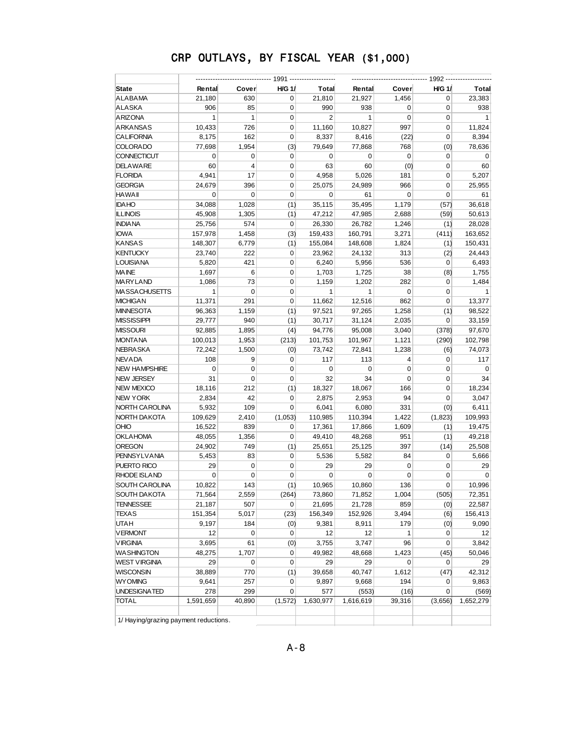# CRP OUTLAYS, BY FISCAL YEAR ($1,000)

| | 1991 | | | | 1992 | | | |
|---|---|---|---|---|---|---|---|---|
| State | Rental | Cover | H/G 1/ | Total | Rental | Cover | H/G 1/ | Total |
| ALABAMA | 21,180 | 630 | 0 | 21,810 | 21,927 | 1,456 | 0 | 23,383 |
| ALASKA | 906 | 85 | 0 | 990 | 938 | 0 | 0 | 938 |
| ARIZONA | 1 | 1 | 0 | 2 | 1 | 0 | 0 | 1 |
| ARKANSAS | 10,433 | 726 | 0 | 11,160 | 10,827 | 997 | 0 | 11,824 |
| CALIFORNIA | 8,175 | 162 | 0 | 8,337 | 8,416 | (22) | 0 | 8,394 |
| COLORADO | 77,698 | 1,954 | (3) | 79,649 | 77,868 | 768 | (0) | 78,636 |
| CONNECTICUT | 0 | 0 | 0 | 0 | 0 | 0 | 0 | 0 |
| DELAWARE | 60 | 4 | 0 | 63 | 60 | (0) | 0 | 60 |
| FLORIDA | 4,941 | 17 | 0 | 4,958 | 5,026 | 181 | 0 | 5,207 |
| GEORGIA | 24,679 | 396 | 0 | 25,075 | 24,989 | 966 | 0 | 25,955 |
| HAWAII | 0 | 0 | 0 | 0 | 61 | 0 | 0 | 61 |
| IDAHO | 34,088 | 1,028 | (1) | 35,115 | 35,495 | 1,179 | (57) | 36,618 |
| ILLINOIS | 45,908 | 1,305 | (1) | 47,212 | 47,985 | 2,688 | (59) | 50,613 |
| INDIANA | 25,756 | 574 | 0 | 26,330 | 26,782 | 1,246 | (1) | 28,028 |
| IOWA | 157,978 | 1,458 | (3) | 159,433 | 160,791 | 3,271 | (411) | 163,652 |
| KANSAS | 148,307 | 6,779 | (1) | 155,084 | 148,608 | 1,824 | (1) | 150,431 |
| KENTUCKY | 23,740 | 222 | 0 | 23,962 | 24,132 | 313 | (2) | 24,443 |
| LOUISIANA | 5,820 | 421 | 0 | 6,240 | 5,956 | 536 | 0 | 6,493 |
| MAINE | 1,697 | 6 | 0 | 1,703 | 1,725 | 38 | (8) | 1,755 |
| MARYLAND | 1,086 | 73 | 0 | 1,159 | 1,202 | 282 | 0 | 1,484 |
| MASSACHUSETTS | 1 | 0 | 0 | 1 | 1 | 0 | 0 | 1 |
| MICHIGAN | 11,371 | 291 | 0 | 11,662 | 12,516 | 862 | 0 | 13,377 |
| MINNESOTA | 96,363 | 1,159 | (1) | 97,521 | 97,265 | 1,258 | (1) | 98,522 |
| MISSISSIPPI | 29,777 | 940 | (1) | 30,717 | 31,124 | 2,035 | 0 | 33,159 |
| MISSOURI | 92,885 | 1,895 | (4) | 94,776 | 95,008 | 3,040 | (378) | 97,670 |
| MONTANA | 100,013 | 1,953 | (213) | 101,753 | 101,967 | 1,121 | (290) | 102,798 |
| NEBRASKA | 72,242 | 1,500 | (0) | 73,742 | 72,841 | 1,238 | (6) | 74,073 |
| NEVADA | 108 | 9 | 0 | 117 | 113 | 4 | 0 | 117 |
| NEW HAMPSHIRE | 0 | 0 | 0 | 0 | 0 | 0 | 0 | 0 |
| NEW JERSEY | 31 | 0 | 0 | 32 | 34 | 0 | 0 | 34 |
| NEW MEXICO | 18,116 | 212 | (1) | 18,327 | 18,067 | 166 | 0 | 18,234 |
| NEW YORK | 2,834 | 42 | 0 | 2,875 | 2,953 | 94 | 0 | 3,047 |
| NORTH CAROLINA | 5,932 | 109 | 0 | 6,041 | 6,080 | 331 | (0) | 6,411 |
| NORTH DAKOTA | 109,629 | 2,410 | (1,053) | 110,985 | 110,394 | 1,422 | (1,823) | 109,993 |
| OHIO | 16,522 | 839 | 0 | 17,361 | 17,866 | 1,609 | (1) | 19,475 |
| OKLAHOMA | 48,055 | 1,356 | 0 | 49,410 | 48,268 | 951 | (1) | 49,218 |
| OREGON | 24,902 | 749 | (1) | 25,651 | 25,125 | 397 | (14) | 25,508 |
| PENNSYLVANIA | 5,453 | 83 | 0 | 5,536 | 5,582 | 84 | 0 | 5,666 |
| PUERTO RICO | 29 | 0 | 0 | 29 | 29 | 0 | 0 | 29 |
| RHODE ISLAND | 0 | 0 | 0 | 0 | 0 | 0 | 0 | 0 |
| SOUTH CAROLINA | 10,822 | 143 | (1) | 10,965 | 10,860 | 136 | 0 | 10,996 |
| SOUTH DAKOTA | 71,564 | 2,559 | (264) | 73,860 | 71,852 | 1,004 | (505) | 72,351 |
| TENNESSEE | 21,187 | 507 | 0 | 21,695 | 21,728 | 859 | (0) | 22,587 |
| TEXAS | 151,354 | 5,017 | (23) | 156,349 | 152,926 | 3,494 | (6) | 156,413 |
| UTAH | 9,197 | 184 | (0) | 9,381 | 8,911 | 179 | (0) | 9,090 |
| VERMONT | 12 | 0 | 0 | 12 | 12 | 1 | 0 | 12 |
| VIRGINIA | 3,695 | 61 | (0) | 3,755 | 3,747 | 96 | 0 | 3,842 |
| WASHINGTON | 48,275 | 1,707 | 0 | 49,982 | 48,668 | 1,423 | (45) | 50,046 |
| WEST VIRGINIA | 29 | 0 | 0 | 29 | 29 | 0 | 0 | 29 |
| WISCONSIN | 38,889 | 770 | (1) | 39,658 | 40,747 | 1,612 | (47) | 42,312 |
| WYOMING | 9,641 | 257 | 0 | 9,897 | 9,668 | 194 | 0 | 9,863 |
| UNDESIGNATED | 278 | 299 | 0 | 577 | (553) | (16) | 0 | (569) |
| TOTAL | 1,591,659 | 40,890 | (1,572) | 1,630,977 | 1,616,619 | 39,316 | (3,656) | 1,652,279 |

1/ Haying/grazing payment reductions.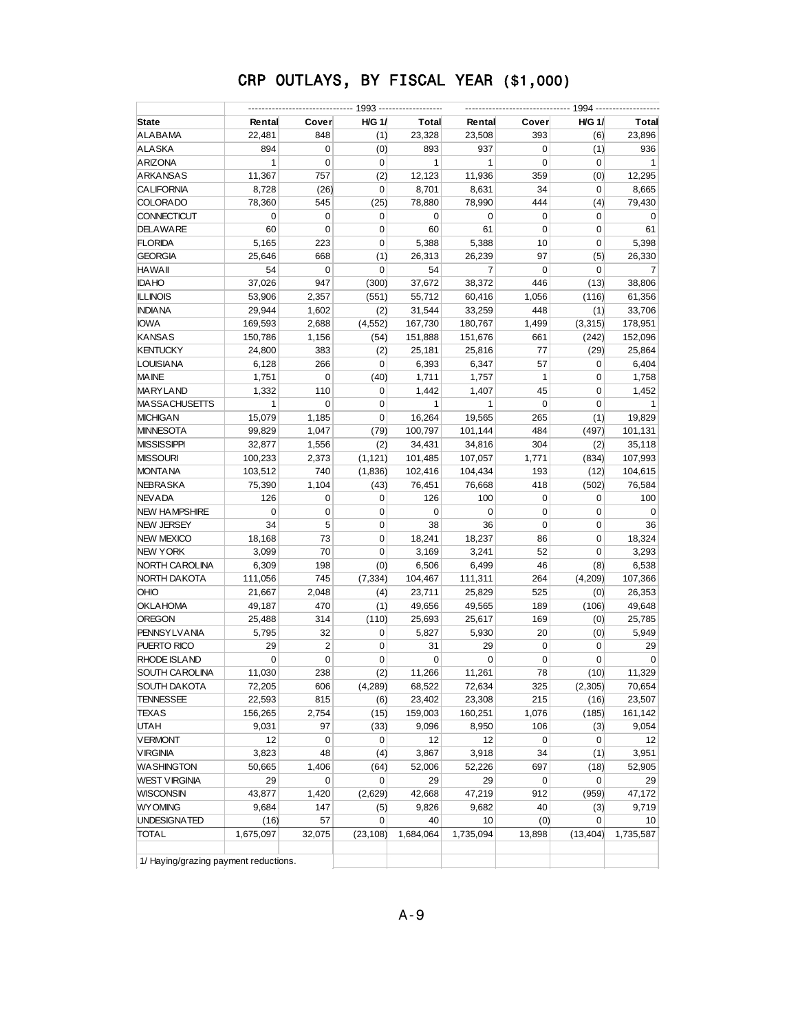# CRP OUTLAYS, BY FISCAL YEAR ($1,000)

| | 1993 | | | | 1994 | | | |
|---|---|---|---|---|---|---|---|---|
| State | Rental | Cover | H/G 1/ | Total | Rental | Cover | H/G 1/ | Total |
| ALABAMA | 22,481 | 848 | (1) | 23,328 | 23,508 | 393 | (6) | 23,896 |
| ALASKA | 894 | 0 | (0) | 893 | 937 | 0 | (1) | 936 |
| ARIZONA | 1 | 0 | 0 | 1 | 1 | 0 | 0 | 1 |
| ARKANSAS | 11,367 | 757 | (2) | 12,123 | 11,936 | 359 | (0) | 12,295 |
| CALIFORNIA | 8,728 | (26) | 0 | 8,701 | 8,631 | 34 | 0 | 8,665 |
| COLORADO | 78,360 | 545 | (25) | 78,880 | 78,990 | 444 | (4) | 79,430 |
| CONNECTICUT | 0 | 0 | 0 | 0 | 0 | 0 | 0 | 0 |
| DELAWARE | 60 | 0 | 0 | 60 | 61 | 0 | 0 | 61 |
| FLORIDA | 5,165 | 223 | 0 | 5,388 | 5,388 | 10 | 0 | 5,398 |
| GEORGIA | 25,646 | 668 | (1) | 26,313 | 26,239 | 97 | (5) | 26,330 |
| HAWAII | 54 | 0 | 0 | 54 | 7 | 0 | 0 | 7 |
| IDAHO | 37,026 | 947 | (300) | 37,672 | 38,372 | 446 | (13) | 38,806 |
| ILLINOIS | 53,906 | 2,357 | (551) | 55,712 | 60,416 | 1,056 | (116) | 61,356 |
| INDIANA | 29,944 | 1,602 | (2) | 31,544 | 33,259 | 448 | (1) | 33,706 |
| IOWA | 169,593 | 2,688 | (4,552) | 167,730 | 180,767 | 1,499 | (3,315) | 178,951 |
| KANSAS | 150,786 | 1,156 | (54) | 151,888 | 151,676 | 661 | (242) | 152,096 |
| KENTUCKY | 24,800 | 383 | (2) | 25,181 | 25,816 | 77 | (29) | 25,864 |
| LOUISIANA | 6,128 | 266 | 0 | 6,393 | 6,347 | 57 | 0 | 6,404 |
| MAINE | 1,751 | 0 | (40) | 1,711 | 1,757 | 1 | 0 | 1,758 |
| MARYLAND | 1,332 | 110 | 0 | 1,442 | 1,407 | 45 | 0 | 1,452 |
| MASSACHUSETTS | 1 | 0 | 0 | 1 | 1 | 0 | 0 | 1 |
| MICHIGAN | 15,079 | 1,185 | 0 | 16,264 | 19,565 | 265 | (1) | 19,829 |
| MINNESOTA | 99,829 | 1,047 | (79) | 100,797 | 101,144 | 484 | (497) | 101,131 |
| MISSISSIPPI | 32,877 | 1,556 | (2) | 34,431 | 34,816 | 304 | (2) | 35,118 |
| MISSOURI | 100,233 | 2,373 | (1,121) | 101,485 | 107,057 | 1,771 | (834) | 107,993 |
| MONTANA | 103,512 | 740 | (1,836) | 102,416 | 104,434 | 193 | (12) | 104,615 |
| NEBRASKA | 75,390 | 1,104 | (43) | 76,451 | 76,668 | 418 | (502) | 76,584 |
| NEVADA | 126 | 0 | 0 | 126 | 100 | 0 | 0 | 100 |
| NEW HAMPSHIRE | 0 | 0 | 0 | 0 | 0 | 0 | 0 | 0 |
| NEW JERSEY | 34 | 5 | 0 | 38 | 36 | 0 | 0 | 36 |
| NEW MEXICO | 18,168 | 73 | 0 | 18,241 | 18,237 | 86 | 0 | 18,324 |
| NEW YORK | 3,099 | 70 | 0 | 3,169 | 3,241 | 52 | 0 | 3,293 |
| NORTH CAROLINA | 6,309 | 198 | (0) | 6,506 | 6,499 | 46 | (8) | 6,538 |
| NORTH DAKOTA | 111,056 | 745 | (7,334) | 104,467 | 111,311 | 264 | (4,209) | 107,366 |
| OHIO | 21,667 | 2,048 | (4) | 23,711 | 25,829 | 525 | (0) | 26,353 |
| OKLAHOMA | 49,187 | 470 | (1) | 49,656 | 49,565 | 189 | (106) | 49,648 |
| OREGON | 25,488 | 314 | (110) | 25,693 | 25,617 | 169 | (0) | 25,785 |
| PENNSYLVANIA | 5,795 | 32 | 0 | 5,827 | 5,930 | 20 | (0) | 5,949 |
| PUERTO RICO | 29 | 2 | 0 | 31 | 29 | 0 | 0 | 29 |
| RHODE ISLAND | 0 | 0 | 0 | 0 | 0 | 0 | 0 | 0 |
| SOUTH CAROLINA | 11,030 | 238 | (2) | 11,266 | 11,261 | 78 | (10) | 11,329 |
| SOUTH DAKOTA | 72,205 | 606 | (4,289) | 68,522 | 72,634 | 325 | (2,305) | 70,654 |
| TENNESSEE | 22,593 | 815 | (6) | 23,402 | 23,308 | 215 | (16) | 23,507 |
| TEXAS | 156,265 | 2,754 | (15) | 159,003 | 160,251 | 1,076 | (185) | 161,142 |
| UTAH | 9,031 | 97 | (33) | 9,096 | 8,950 | 106 | (3) | 9,054 |
| VERMONT | 12 | 0 | 0 | 12 | 12 | 0 | 0 | 12 |
| VIRGINIA | 3,823 | 48 | (4) | 3,867 | 3,918 | 34 | (1) | 3,951 |
| WASHINGTON | 50,665 | 1,406 | (64) | 52,006 | 52,226 | 697 | (18) | 52,905 |
| WEST VIRGINIA | 29 | 0 | 0 | 29 | 29 | 0 | 0 | 29 |
| WISCONSIN | 43,877 | 1,420 | (2,629) | 42,668 | 47,219 | 912 | (959) | 47,172 |
| WYOMING | 9,684 | 147 | (5) | 9,826 | 9,682 | 40 | (3) | 9,719 |
| UNDESIGNATED | (16) | 57 | 0 | 40 | 10 | (0) | 0 | 10 |
| TOTAL | 1,675,097 | 32,075 | (23,108) | 1,684,064 | 1,735,094 | 13,898 | (13,404) | 1,735,587 |

1/ Haying/grazing payment reductions.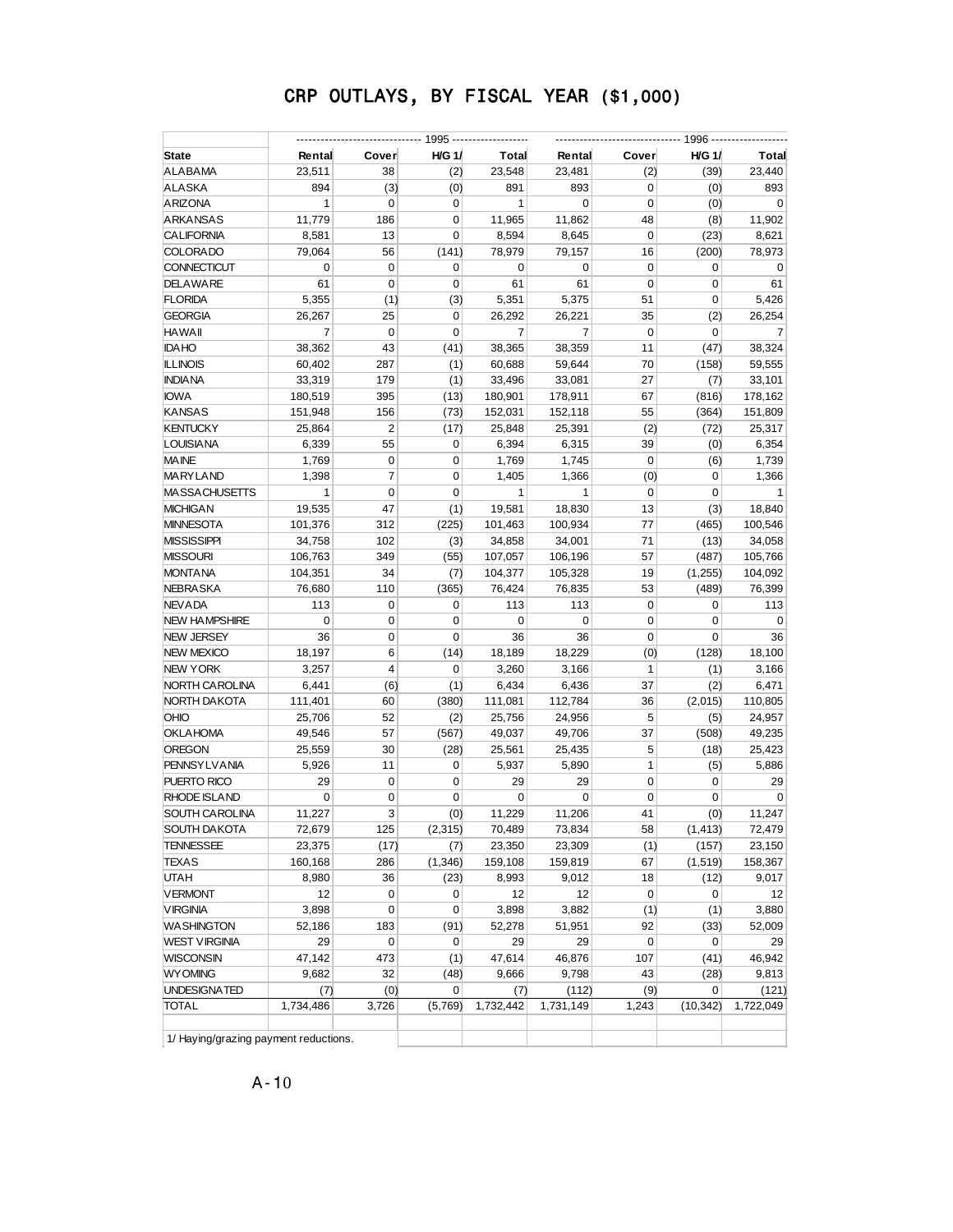# CRP OUTLAYS, BY FISCAL YEAR ($1,000)

| | 1995 | | | | 1996 | | | |
|---|---|---|---|---|---|---|---|---|
| State | Rental | Cover | H/G 1/ | Total | Rental | Cover | H/G 1/ | Total |
| ALABAMA | 23,511 | 38 | (2) | 23,548 | 23,481 | (2) | (39) | 23,440 |
| ALASKA | 894 | (3) | (0) | 891 | 893 | 0 | (0) | 893 |
| ARIZONA | 1 | 0 | 0 | 1 | 0 | 0 | (0) | 0 |
| ARKANSAS | 11,779 | 186 | 0 | 11,965 | 11,862 | 48 | (8) | 11,902 |
| CALIFORNIA | 8,581 | 13 | 0 | 8,594 | 8,645 | 0 | (23) | 8,621 |
| COLORADO | 79,064 | 56 | (141) | 78,979 | 79,157 | 16 | (200) | 78,973 |
| CONNECTICUT | 0 | 0 | 0 | 0 | 0 | 0 | 0 | 0 |
| DELAWARE | 61 | 0 | 0 | 61 | 61 | 0 | 0 | 61 |
| FLORIDA | 5,355 | (1) | (3) | 5,351 | 5,375 | 51 | 0 | 5,426 |
| GEORGIA | 26,267 | 25 | 0 | 26,292 | 26,221 | 35 | (2) | 26,254 |
| HAWAII | 7 | 0 | 0 | 7 | 7 | 0 | 0 | 7 |
| IDAHO | 38,362 | 43 | (41) | 38,365 | 38,359 | 11 | (47) | 38,324 |
| ILLINOIS | 60,402 | 287 | (1) | 60,688 | 59,644 | 70 | (158) | 59,555 |
| INDIANA | 33,319 | 179 | (1) | 33,496 | 33,081 | 27 | (7) | 33,101 |
| IOWA | 180,519 | 395 | (13) | 180,901 | 178,911 | 67 | (816) | 178,162 |
| KANSAS | 151,948 | 156 | (73) | 152,031 | 152,118 | 55 | (364) | 151,809 |
| KENTUCKY | 25,864 | 2 | (17) | 25,848 | 25,391 | (2) | (72) | 25,317 |
| LOUISIANA | 6,339 | 55 | 0 | 6,394 | 6,315 | 39 | (0) | 6,354 |
| MAINE | 1,769 | 0 | 0 | 1,769 | 1,745 | 0 | (6) | 1,739 |
| MARYLAND | 1,398 | 7 | 0 | 1,405 | 1,366 | (0) | 0 | 1,366 |
| MASSACHUSETTS | 1 | 0 | 0 | 1 | 1 | 0 | 0 | 1 |
| MICHIGAN | 19,535 | 47 | (1) | 19,581 | 18,830 | 13 | (3) | 18,840 |
| MINNESOTA | 101,376 | 312 | (225) | 101,463 | 100,934 | 77 | (465) | 100,546 |
| MISSISSIPPI | 34,758 | 102 | (3) | 34,858 | 34,001 | 71 | (13) | 34,058 |
| MISSOURI | 106,763 | 349 | (55) | 107,057 | 106,196 | 57 | (487) | 105,766 |
| MONTANA | 104,351 | 34 | (7) | 104,377 | 105,328 | 19 | (1,255) | 104,092 |
| NEBRASKA | 76,680 | 110 | (365) | 76,424 | 76,835 | 53 | (489) | 76,399 |
| NEVADA | 113 | 0 | 0 | 113 | 113 | 0 | 0 | 113 |
| NEW HAMPSHIRE | 0 | 0 | 0 | 0 | 0 | 0 | 0 | 0 |
| NEW JERSEY | 36 | 0 | 0 | 36 | 36 | 0 | 0 | 36 |
| NEW MEXICO | 18,197 | 6 | (14) | 18,189 | 18,229 | (0) | (128) | 18,100 |
| NEW YORK | 3,257 | 4 | 0 | 3,260 | 3,166 | 1 | (1) | 3,166 |
| NORTH CAROLINA | 6,441 | (6) | (1) | 6,434 | 6,436 | 37 | (2) | 6,471 |
| NORTH DAKOTA | 111,401 | 60 | (380) | 111,081 | 112,784 | 36 | (2,015) | 110,805 |
| OHIO | 25,706 | 52 | (2) | 25,756 | 24,956 | 5 | (5) | 24,957 |
| OKLAHOMA | 49,546 | 57 | (567) | 49,037 | 49,706 | 37 | (508) | 49,235 |
| OREGON | 25,559 | 30 | (28) | 25,561 | 25,435 | 5 | (18) | 25,423 |
| PENNSYLVANIA | 5,926 | 11 | 0 | 5,937 | 5,890 | 1 | (5) | 5,886 |
| PUERTO RICO | 29 | 0 | 0 | 29 | 29 | 0 | 0 | 29 |
| RHODE ISLAND | 0 | 0 | 0 | 0 | 0 | 0 | 0 | 0 |
| SOUTH CAROLINA | 11,227 | 3 | (0) | 11,229 | 11,206 | 41 | (0) | 11,247 |
| SOUTH DAKOTA | 72,679 | 125 | (2,315) | 70,489 | 73,834 | 58 | (1,413) | 72,479 |
| TENNESSEE | 23,375 | (17) | (7) | 23,350 | 23,309 | (1) | (157) | 23,150 |
| TEXAS | 160,168 | 286 | (1,346) | 159,108 | 159,819 | 67 | (1,519) | 158,367 |
| UTAH | 8,980 | 36 | (23) | 8,993 | 9,012 | 18 | (12) | 9,017 |
| VERMONT | 12 | 0 | 0 | 12 | 12 | 0 | 0 | 12 |
| VIRGINIA | 3,898 | 0 | 0 | 3,898 | 3,882 | (1) | (1) | 3,880 |
| WASHINGTON | 52,186 | 183 | (91) | 52,278 | 51,951 | 92 | (33) | 52,009 |
| WEST VIRGINIA | 29 | 0 | 0 | 29 | 29 | 0 | 0 | 29 |
| WISCONSIN | 47,142 | 473 | (1) | 47,614 | 46,876 | 107 | (41) | 46,942 |
| WYOMING | 9,682 | 32 | (48) | 9,666 | 9,798 | 43 | (28) | 9,813 |
| UNDESIGNATED | (7) | (0) | 0 | (7) | (112) | (9) | 0 | (121) |
| TOTAL | 1,734,486 | 3,726 | (5,769) | 1,732,442 | 1,731,149 | 1,243 | (10,342) | 1,722,049 |

1/ Haying/grazing payment reductions.

A-10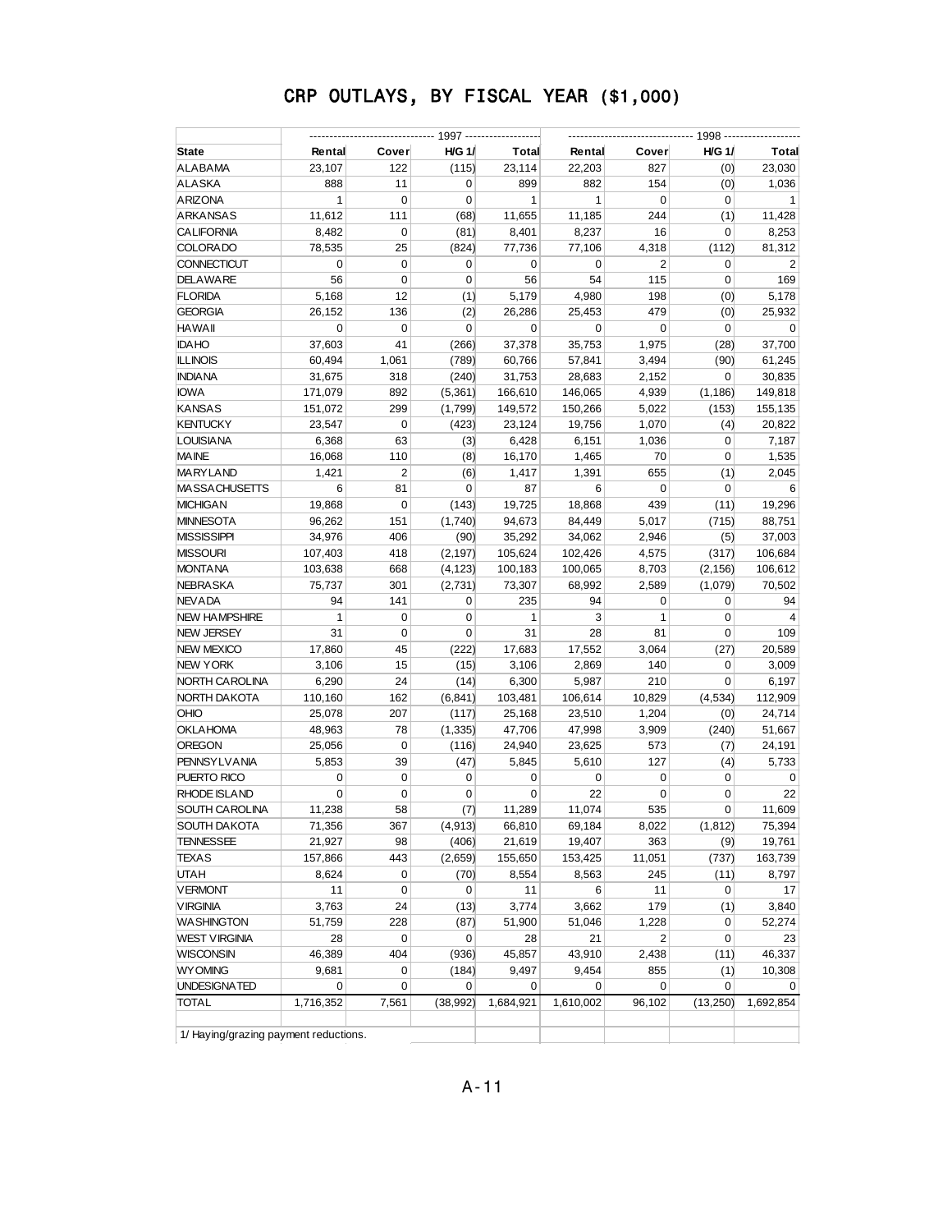# CRP OUTLAYS, BY FISCAL YEAR ($1,000)

| | 1997 | | | | 1998 | | | |
|---|---|---|---|---|---|---|---|---|
| State | Rental | Cover | H/G 1/ | Total | Rental | Cover | H/G 1/ | Total |
| ALABAMA | 23,107 | 122 | (115) | 23,114 | 22,203 | 827 | (0) | 23,030 |
| ALASKA | 888 | 11 | 0 | 899 | 882 | 154 | (0) | 1,036 |
| ARIZONA | 1 | 0 | 0 | 1 | 1 | 0 | 0 | 1 |
| ARKANSAS | 11,612 | 111 | (68) | 11,655 | 11,185 | 244 | (1) | 11,428 |
| CALIFORNIA | 8,482 | 0 | (81) | 8,401 | 8,237 | 16 | 0 | 8,253 |
| COLORADO | 78,535 | 25 | (824) | 77,736 | 77,106 | 4,318 | (112) | 81,312 |
| CONNECTICUT | 0 | 0 | 0 | 0 | 0 | 2 | 0 | 2 |
| DELAWARE | 56 | 0 | 0 | 56 | 54 | 115 | 0 | 169 |
| FLORIDA | 5,168 | 12 | (1) | 5,179 | 4,980 | 198 | (0) | 5,178 |
| GEORGIA | 26,152 | 136 | (2) | 26,286 | 25,453 | 479 | (0) | 25,932 |
| HAWAII | 0 | 0 | 0 | 0 | 0 | 0 | 0 | 0 |
| IDAHO | 37,603 | 41 | (266) | 37,378 | 35,753 | 1,975 | (28) | 37,700 |
| ILLINOIS | 60,494 | 1,061 | (789) | 60,766 | 57,841 | 3,494 | (90) | 61,245 |
| INDIANA | 31,675 | 318 | (240) | 31,753 | 28,683 | 2,152 | 0 | 30,835 |
| IOWA | 171,079 | 892 | (5,361) | 166,610 | 146,065 | 4,939 | (1,186) | 149,818 |
| KANSAS | 151,072 | 299 | (1,799) | 149,572 | 150,266 | 5,022 | (153) | 155,135 |
| KENTUCKY | 23,547 | 0 | (423) | 23,124 | 19,756 | 1,070 | (4) | 20,822 |
| LOUISIANA | 6,368 | 63 | (3) | 6,428 | 6,151 | 1,036 | 0 | 7,187 |
| MAINE | 16,068 | 110 | (8) | 16,170 | 1,465 | 70 | 0 | 1,535 |
| MARYLAND | 1,421 | 2 | (6) | 1,417 | 1,391 | 655 | (1) | 2,045 |
| MASSACHUSETTS | 6 | 81 | 0 | 87 | 6 | 0 | 0 | 6 |
| MICHIGAN | 19,868 | 0 | (143) | 19,725 | 18,868 | 439 | (11) | 19,296 |
| MINNESOTA | 96,262 | 151 | (1,740) | 94,673 | 84,449 | 5,017 | (715) | 88,751 |
| MISSISSIPPI | 34,976 | 406 | (90) | 35,292 | 34,062 | 2,946 | (5) | 37,003 |
| MISSOURI | 107,403 | 418 | (2,197) | 105,624 | 102,426 | 4,575 | (317) | 106,684 |
| MONTANA | 103,638 | 668 | (4,123) | 100,183 | 100,065 | 8,703 | (2,156) | 106,612 |
| NEBRASKA | 75,737 | 301 | (2,731) | 73,307 | 68,992 | 2,589 | (1,079) | 70,502 |
| NEVADA | 94 | 141 | 0 | 235 | 94 | 0 | 0 | 94 |
| NEW HAMPSHIRE | 1 | 0 | 0 | 1 | 3 | 1 | 0 | 4 |
| NEW JERSEY | 31 | 0 | 0 | 31 | 28 | 81 | 0 | 109 |
| NEW MEXICO | 17,860 | 45 | (222) | 17,683 | 17,552 | 3,064 | (27) | 20,589 |
| NEW YORK | 3,106 | 15 | (15) | 3,106 | 2,869 | 140 | 0 | 3,009 |
| NORTH CAROLINA | 6,290 | 24 | (14) | 6,300 | 5,987 | 210 | 0 | 6,197 |
| NORTH DAKOTA | 110,160 | 162 | (6,841) | 103,481 | 106,614 | 10,829 | (4,534) | 112,909 |
| OHIO | 25,078 | 207 | (117) | 25,168 | 23,510 | 1,204 | (0) | 24,714 |
| OKLAHOMA | 48,963 | 78 | (1,335) | 47,706 | 47,998 | 3,909 | (240) | 51,667 |
| OREGON | 25,056 | 0 | (116) | 24,940 | 23,625 | 573 | (7) | 24,191 |
| PENNSYLVANIA | 5,853 | 39 | (47) | 5,845 | 5,610 | 127 | (4) | 5,733 |
| PUERTO RICO | 0 | 0 | 0 | 0 | 0 | 0 | 0 | 0 |
| RHODE ISLAND | 0 | 0 | 0 | 0 | 22 | 0 | 0 | 22 |
| SOUTH CAROLINA | 11,238 | 58 | (7) | 11,289 | 11,074 | 535 | 0 | 11,609 |
| SOUTH DAKOTA | 71,356 | 367 | (4,913) | 66,810 | 69,184 | 8,022 | (1,812) | 75,394 |
| TENNESSEE | 21,927 | 98 | (406) | 21,619 | 19,407 | 363 | (9) | 19,761 |
| TEXAS | 157,866 | 443 | (2,659) | 155,650 | 153,425 | 11,051 | (737) | 163,739 |
| UTAH | 8,624 | 0 | (70) | 8,554 | 8,563 | 245 | (11) | 8,797 |
| VERMONT | 11 | 0 | 0 | 11 | 6 | 11 | 0 | 17 |
| VIRGINIA | 3,763 | 24 | (13) | 3,774 | 3,662 | 179 | (1) | 3,840 |
| WASHINGTON | 51,759 | 228 | (87) | 51,900 | 51,046 | 1,228 | 0 | 52,274 |
| WEST VIRGINIA | 28 | 0 | 0 | 28 | 21 | 2 | 0 | 23 |
| WISCONSIN | 46,389 | 404 | (936) | 45,857 | 43,910 | 2,438 | (11) | 46,337 |
| WYOMING | 9,681 | 0 | (184) | 9,497 | 9,454 | 855 | (1) | 10,308 |
| UNDESIGNATED | 0 | 0 | 0 | 0 | 0 | 0 | 0 | 0 |
| TOTAL | 1,716,352 | 7,561 | (38,992) | 1,684,921 | 1,610,002 | 96,102 | (13,250) | 1,692,854 |

1/ Haying/grazing payment reductions.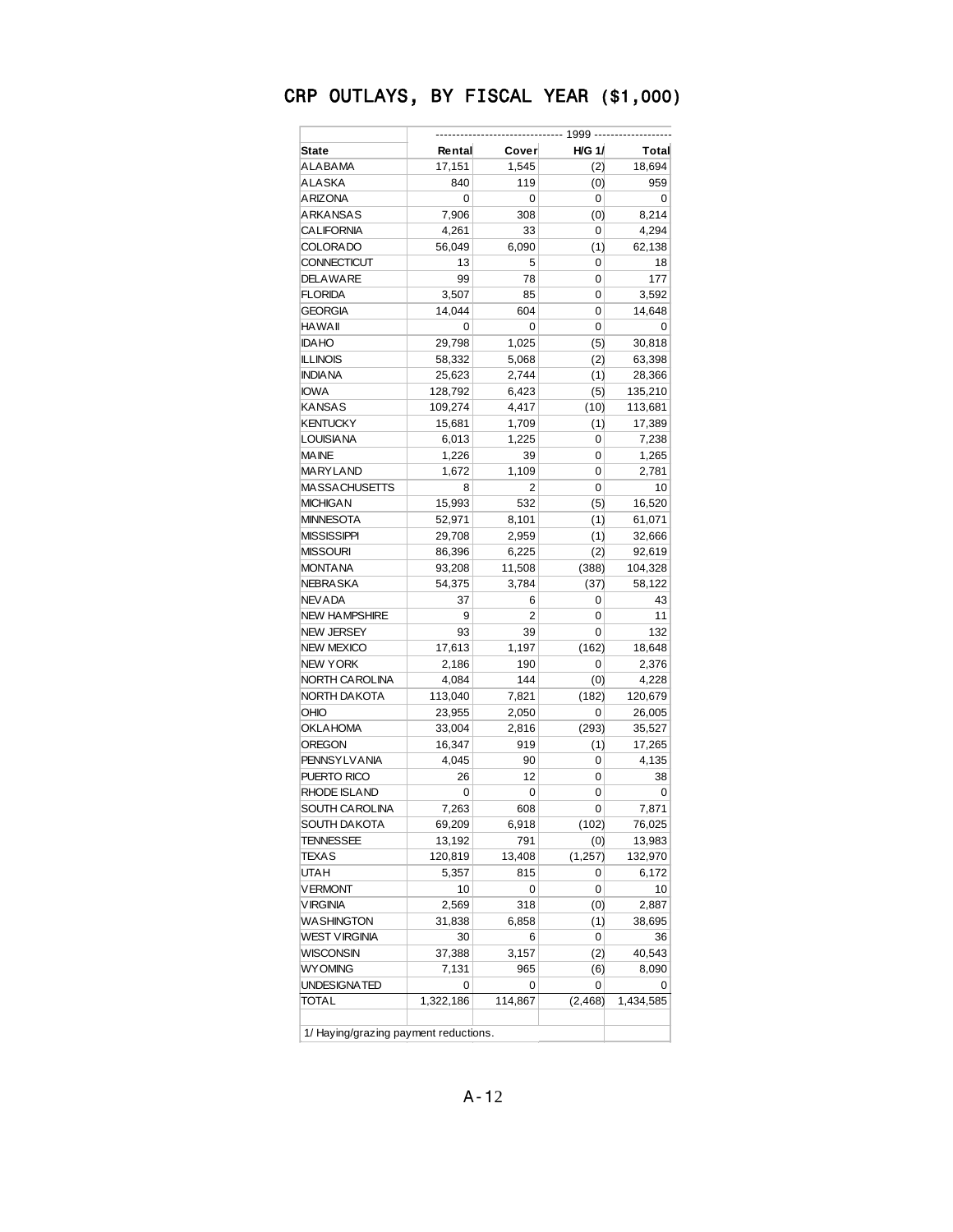# CRP OUTLAYS, BY FISCAL YEAR ($1,000)

| | 1999 | | | |
|---|---|---|---|---|
| State | Rental | Cover | H/G 1/ | Total |
| ALABAMA | 17,151 | 1,545 | (2) | 18,694 |
| ALASKA | 840 | 119 | (0) | 959 |
| ARIZONA | 0 | 0 | 0 | 0 |
| ARKANSAS | 7,906 | 308 | (0) | 8,214 |
| CALIFORNIA | 4,261 | 33 | 0 | 4,294 |
| COLORADO | 56,049 | 6,090 | (1) | 62,138 |
| CONNECTICUT | 13 | 5 | 0 | 18 |
| DELAWARE | 99 | 78 | 0 | 177 |
| FLORIDA | 3,507 | 85 | 0 | 3,592 |
| GEORGIA | 14,044 | 604 | 0 | 14,648 |
| HAWAII | 0 | 0 | 0 | 0 |
| IDAHO | 29,798 | 1,025 | (5) | 30,818 |
| ILLINOIS | 58,332 | 5,068 | (2) | 63,398 |
| INDIANA | 25,623 | 2,744 | (1) | 28,366 |
| IOWA | 128,792 | 6,423 | (5) | 135,210 |
| KANSAS | 109,274 | 4,417 | (10) | 113,681 |
| KENTUCKY | 15,681 | 1,709 | (1) | 17,389 |
| LOUISIANA | 6,013 | 1,225 | 0 | 7,238 |
| MAINE | 1,226 | 39 | 0 | 1,265 |
| MARYLAND | 1,672 | 1,109 | 0 | 2,781 |
| MASSACHUSETTS | 8 | 2 | 0 | 10 |
| MICHIGAN | 15,993 | 532 | (5) | 16,520 |
| MINNESOTA | 52,971 | 8,101 | (1) | 61,071 |
| MISSISSIPPI | 29,708 | 2,959 | (1) | 32,666 |
| MISSOURI | 86,396 | 6,225 | (2) | 92,619 |
| MONTANA | 93,208 | 11,508 | (388) | 104,328 |
| NEBRASKA | 54,375 | 3,784 | (37) | 58,122 |
| NEVADA | 37 | 6 | 0 | 43 |
| NEW HAMPSHIRE | 9 | 2 | 0 | 11 |
| NEW JERSEY | 93 | 39 | 0 | 132 |
| NEW MEXICO | 17,613 | 1,197 | (162) | 18,648 |
| NEW YORK | 2,186 | 190 | 0 | 2,376 |
| NORTH CAROLINA | 4,084 | 144 | (0) | 4,228 |
| NORTH DAKOTA | 113,040 | 7,821 | (182) | 120,679 |
| OHIO | 23,955 | 2,050 | 0 | 26,005 |
| OKLAHOMA | 33,004 | 2,816 | (293) | 35,527 |
| OREGON | 16,347 | 919 | (1) | 17,265 |
| PENNSYLVANIA | 4,045 | 90 | 0 | 4,135 |
| PUERTO RICO | 26 | 12 | 0 | 38 |
| RHODE ISLAND | 0 | 0 | 0 | 0 |
| SOUTH CAROLINA | 7,263 | 608 | 0 | 7,871 |
| SOUTH DAKOTA | 69,209 | 6,918 | (102) | 76,025 |
| TENNESSEE | 13,192 | 791 | (0) | 13,983 |
| TEXAS | 120,819 | 13,408 | (1,257) | 132,970 |
| UTAH | 5,357 | 815 | 0 | 6,172 |
| VERMONT | 10 | 0 | 0 | 10 |
| VIRGINIA | 2,569 | 318 | (0) | 2,887 |
| WASHINGTON | 31,838 | 6,858 | (1) | 38,695 |
| WEST VIRGINIA | 30 | 6 | 0 | 36 |
| WISCONSIN | 37,388 | 3,157 | (2) | 40,543 |
| WYOMING | 7,131 | 965 | (6) | 8,090 |
| UNDESIGNATED | 0 | 0 | 0 | 0 |
| TOTAL | 1,322,186 | 114,867 | (2,468) | 1,434,585 |

1/ Haying/grazing payment reductions.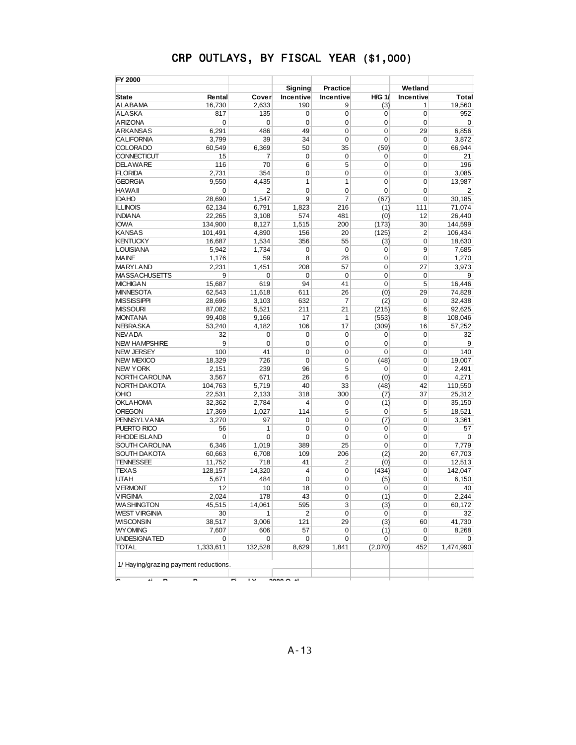# CRP OUTLAYS, BY FISCAL YEAR ($1,000)

| FY 2000 | | | | | | | |
|---|---|---|---|---|---|---|---|
| | | | Signing | Practice | | Wetland | |
| State | Rental | Cover | Incentive | Incentive | H/G 1/ | Incentive | Total |
| ALABAMA | 16,730 | 2,633 | 190 | 9 | (3) | 1 | 19,560 |
| ALASKA | 817 | 135 | 0 | 0 | 0 | 0 | 952 |
| ARIZONA | 0 | 0 | 0 | 0 | 0 | 0 | 0 |
| ARKANSAS | 6,291 | 486 | 49 | 0 | 0 | 29 | 6,856 |
| CALIFORNIA | 3,799 | 39 | 34 | 0 | 0 | 0 | 3,872 |
| COLORADO | 60,549 | 6,369 | 50 | 35 | (59) | 0 | 66,944 |
| CONNECTICUT | 15 | 7 | 0 | 0 | 0 | 0 | 21 |
| DELAWARE | 116 | 70 | 6 | 5 | 0 | 0 | 196 |
| FLORIDA | 2,731 | 354 | 0 | 0 | 0 | 0 | 3,085 |
| GEORGIA | 9,550 | 4,435 | 1 | 1 | 0 | 0 | 13,987 |
| HAWAII | 0 | 2 | 0 | 0 | 0 | 0 | 2 |
| IDAHO | 28,690 | 1,547 | 9 | 7 | (67) | 0 | 30,185 |
| ILLINOIS | 62,134 | 6,791 | 1,823 | 216 | (1) | 111 | 71,074 |
| INDIANA | 22,265 | 3,108 | 574 | 481 | (0) | 12 | 26,440 |
| IOWA | 134,900 | 8,127 | 1,515 | 200 | (173) | 30 | 144,599 |
| KANSAS | 101,491 | 4,890 | 156 | 20 | (125) | 2 | 106,434 |
| KENTUCKY | 16,687 | 1,534 | 356 | 55 | (3) | 0 | 18,630 |
| LOUISIANA | 5,942 | 1,734 | 0 | 0 | 0 | 9 | 7,685 |
| MAINE | 1,176 | 59 | 8 | 28 | 0 | 0 | 1,270 |
| MARYLAND | 2,231 | 1,451 | 208 | 57 | 0 | 27 | 3,973 |
| MASSACHUSETTS | 9 | 0 | 0 | 0 | 0 | 0 | 9 |
| MICHIGAN | 15,687 | 619 | 94 | 41 | 0 | 5 | 16,446 |
| MINNESOTA | 62,543 | 11,618 | 611 | 26 | (0) | 29 | 74,828 |
| MISSISSIPPI | 28,696 | 3,103 | 632 | 7 | (2) | 0 | 32,438 |
| MISSOURI | 87,082 | 5,521 | 211 | 21 | (215) | 6 | 92,625 |
| MONTANA | 99,408 | 9,166 | 17 | 1 | (553) | 8 | 108,046 |
| NEBRASKA | 53,240 | 4,182 | 106 | 17 | (309) | 16 | 57,252 |
| NEVADA | 32 | 0 | 0 | 0 | 0 | 0 | 32 |
| NEW HAMPSHIRE | 9 | 0 | 0 | 0 | 0 | 0 | 9 |
| NEW JERSEY | 100 | 41 | 0 | 0 | 0 | 0 | 140 |
| NEW MEXICO | 18,329 | 726 | 0 | 0 | (48) | 0 | 19,007 |
| NEW YORK | 2,151 | 239 | 96 | 5 | 0 | 0 | 2,491 |
| NORTH CAROLINA | 3,567 | 671 | 26 | 6 | (0) | 0 | 4,271 |
| NORTH DAKOTA | 104,763 | 5,719 | 40 | 33 | (48) | 42 | 110,550 |
| OHIO | 22,531 | 2,133 | 318 | 300 | (7) | 37 | 25,312 |
| OKLAHOMA | 32,362 | 2,784 | 4 | 0 | (1) | 0 | 35,150 |
| OREGON | 17,369 | 1,027 | 114 | 5 | 0 | 5 | 18,521 |
| PENNSYLVANIA | 3,270 | 97 | 0 | 0 | (7) | 0 | 3,361 |
| PUERTO RICO | 56 | 1 | 0 | 0 | 0 | 0 | 57 |
| RHODE ISLAND | 0 | 0 | 0 | 0 | 0 | 0 | 0 |
| SOUTH CAROLINA | 6,346 | 1,019 | 389 | 25 | 0 | 0 | 7,779 |
| SOUTH DAKOTA | 60,663 | 6,708 | 109 | 206 | (2) | 20 | 67,703 |
| TENNESSEE | 11,752 | 718 | 41 | 2 | (0) | 0 | 12,513 |
| TEXAS | 128,157 | 14,320 | 4 | 0 | (434) | 0 | 142,047 |
| UTAH | 5,671 | 484 | 0 | 0 | (5) | 0 | 6,150 |
| VERMONT | 12 | 10 | 18 | 0 | 0 | 0 | 40 |
| VIRGINIA | 2,024 | 178 | 43 | 0 | (1) | 0 | 2,244 |
| WASHINGTON | 45,515 | 14,061 | 595 | 3 | (3) | 0 | 60,172 |
| WEST VIRGINIA | 30 | 1 | 2 | 0 | 0 | 0 | 32 |
| WISCONSIN | 38,517 | 3,006 | 121 | 29 | (3) | 60 | 41,730 |
| WYOMING | 7,607 | 606 | 57 | 0 | (1) | 0 | 8,268 |
| UNDESIGNATED | 0 | 0 | 0 | 0 | 0 | 0 | 0 |
| TOTAL | 1,333,611 | 132,528 | 8,629 | 1,841 | (2,070) | 452 | 1,474,990 |

1/ Haying/grazing payment reductions.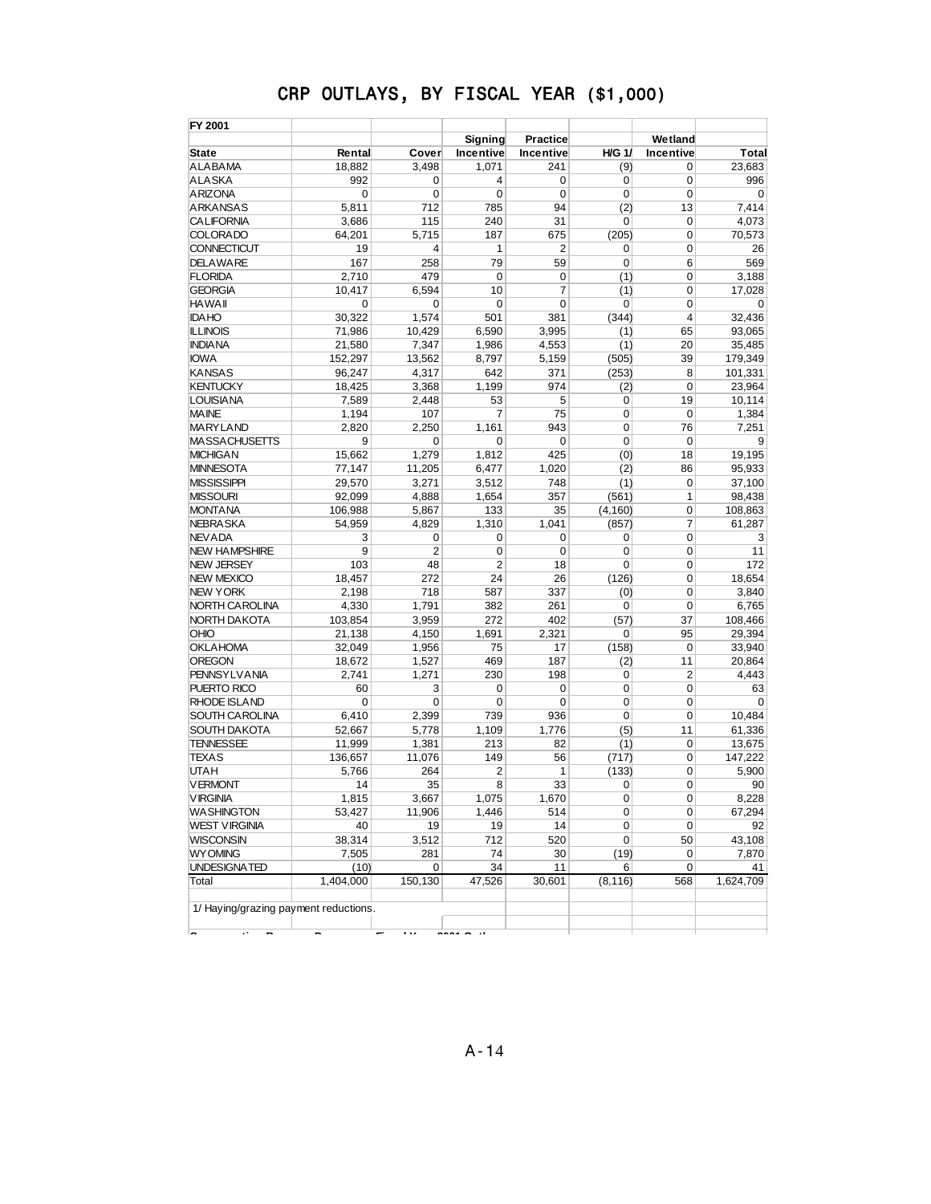# CRP OUTLAYS, BY FISCAL YEAR ($1,000)

| FY 2001 | | | | | | | |
|---|---|---|---|---|---|---|---|
| State | Rental | Cover | Signing Incentive | Practice Incentive | H/G 1/ | Wetland Incentive | Total |
| ALABAMA | 18,882 | 3,498 | 1,071 | 241 | (9) | 0 | 23,683 |
| ALASKA | 992 | 0 | 4 | 0 | 0 | 0 | 996 |
| ARIZONA | 0 | 0 | 0 | 0 | 0 | 0 | 0 |
| ARKANSAS | 5,811 | 712 | 785 | 94 | (2) | 13 | 7,414 |
| CALIFORNIA | 3,686 | 115 | 240 | 31 | 0 | 0 | 4,073 |
| COLORADO | 64,201 | 5,715 | 187 | 675 | (205) | 0 | 70,573 |
| CONNECTICUT | 19 | 4 | 1 | 2 | 0 | 0 | 26 |
| DELAWARE | 167 | 258 | 79 | 59 | 0 | 6 | 569 |
| FLORIDA | 2,710 | 479 | 0 | 0 | (1) | 0 | 3,188 |
| GEORGIA | 10,417 | 6,594 | 10 | 7 | (1) | 0 | 17,028 |
| HAWAII | 0 | 0 | 0 | 0 | 0 | 0 | 0 |
| IDAHO | 30,322 | 1,574 | 501 | 381 | (344) | 4 | 32,436 |
| ILLINOIS | 71,986 | 10,429 | 6,590 | 3,995 | (1) | 65 | 93,065 |
| INDIANA | 21,580 | 7,347 | 1,986 | 4,553 | (1) | 20 | 35,485 |
| IOWA | 152,297 | 13,562 | 8,797 | 5,159 | (505) | 39 | 179,349 |
| KANSAS | 96,247 | 4,317 | 642 | 371 | (253) | 8 | 101,331 |
| KENTUCKY | 18,425 | 3,368 | 1,199 | 974 | (2) | 0 | 23,964 |
| LOUISIANA | 7,589 | 2,448 | 53 | 5 | 0 | 19 | 10,114 |
| MAINE | 1,194 | 107 | 7 | 75 | 0 | 0 | 1,384 |
| MARYLAND | 2,820 | 2,250 | 1,161 | 943 | 0 | 76 | 7,251 |
| MASSACHUSETTS | 9 | 0 | 0 | 0 | 0 | 0 | 9 |
| MICHIGAN | 15,662 | 1,279 | 1,812 | 425 | (0) | 18 | 19,195 |
| MINNESOTA | 77,147 | 11,205 | 6,477 | 1,020 | (2) | 86 | 95,933 |
| MISSISSIPPI | 29,570 | 3,271 | 3,512 | 748 | (1) | 0 | 37,100 |
| MISSOURI | 92,099 | 4,888 | 1,654 | 357 | (561) | 1 | 98,438 |
| MONTANA | 106,988 | 5,867 | 133 | 35 | (4,160) | 0 | 108,863 |
| NEBRASKA | 54,959 | 4,829 | 1,310 | 1,041 | (857) | 7 | 61,287 |
| NEVADA | 3 | 0 | 0 | 0 | 0 | 0 | 3 |
| NEW HAMPSHIRE | 9 | 2 | 0 | 0 | 0 | 0 | 11 |
| NEW JERSEY | 103 | 48 | 2 | 18 | 0 | 0 | 172 |
| NEW MEXICO | 18,457 | 272 | 24 | 26 | (126) | 0 | 18,654 |
| NEW YORK | 2,198 | 718 | 587 | 337 | (0) | 0 | 3,840 |
| NORTH CAROLINA | 4,330 | 1,791 | 382 | 261 | 0 | 0 | 6,765 |
| NORTH DAKOTA | 103,854 | 3,959 | 272 | 402 | (57) | 37 | 108,466 |
| OHIO | 21,138 | 4,150 | 1,691 | 2,321 | 0 | 95 | 29,394 |
| OKLAHOMA | 32,049 | 1,956 | 75 | 17 | (158) | 0 | 33,940 |
| OREGON | 18,672 | 1,527 | 469 | 187 | (2) | 11 | 20,864 |
| PENNSYLVANIA | 2,741 | 1,271 | 230 | 198 | 0 | 2 | 4,443 |
| PUERTO RICO | 60 | 3 | 0 | 0 | 0 | 0 | 63 |
| RHODE ISLAND | 0 | 0 | 0 | 0 | 0 | 0 | 0 |
| SOUTH CAROLINA | 6,410 | 2,399 | 739 | 936 | 0 | 0 | 10,484 |
| SOUTH DAKOTA | 52,667 | 5,778 | 1,109 | 1,776 | (5) | 11 | 61,336 |
| TENNESSEE | 11,999 | 1,381 | 213 | 82 | (1) | 0 | 13,675 |
| TEXAS | 136,657 | 11,076 | 149 | 56 | (717) | 0 | 147,222 |
| UTAH | 5,766 | 264 | 2 | 1 | (133) | 0 | 5,900 |
| VERMONT | 14 | 35 | 8 | 33 | 0 | 0 | 90 |
| VIRGINIA | 1,815 | 3,667 | 1,075 | 1,670 | 0 | 0 | 8,228 |
| WASHINGTON | 53,427 | 11,906 | 1,446 | 514 | 0 | 0 | 67,294 |
| WEST VIRGINIA | 40 | 19 | 19 | 14 | 0 | 0 | 92 |
| WISCONSIN | 38,314 | 3,512 | 712 | 520 | 0 | 50 | 43,108 |
| WYOMING | 7,505 | 281 | 74 | 30 | (19) | 0 | 7,870 |
| UNDESIGNATED | (10) | 0 | 34 | 11 | 6 | 0 | 41 |
| Total | 1,404,000 | 150,130 | 47,526 | 30,601 | (8,116) | 568 | 1,624,709 |

1/ Haying/grazing payment reductions.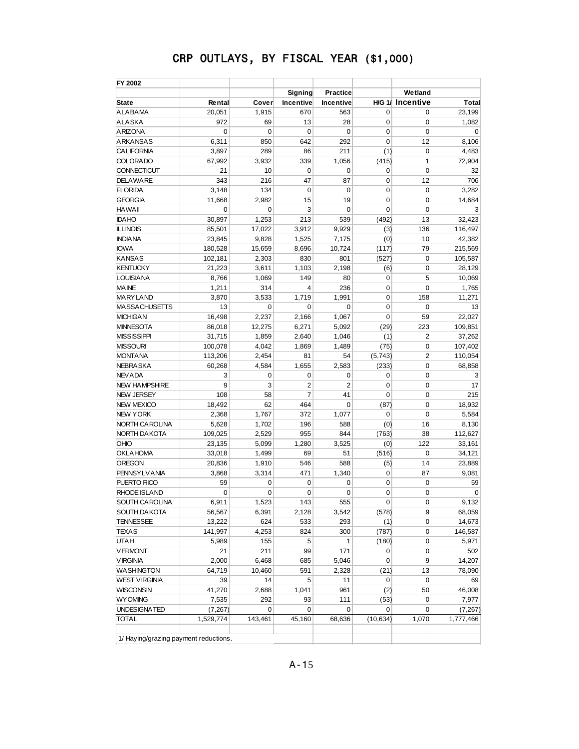# CRP OUTLAYS, BY FISCAL YEAR ($1,000)

| FY 2002 | | | | | | | |
|---|---|---|---|---|---|---|---|
| | | | Signing | Practice | | Wetland | |
| State | Rental | Cover | Incentive | Incentive | H/G 1/ | Incentive | Total |
| ALABAMA | 20,051 | 1,915 | 670 | 563 | 0 | 0 | 23,199 |
| ALASKA | 972 | 69 | 13 | 28 | 0 | 0 | 1,082 |
| ARIZONA | 0 | 0 | 0 | 0 | 0 | 0 | 0 |
| ARKANSAS | 6,311 | 850 | 642 | 292 | 0 | 12 | 8,106 |
| CALIFORNIA | 3,897 | 289 | 86 | 211 | (1) | 0 | 4,483 |
| COLORADO | 67,992 | 3,932 | 339 | 1,056 | (415) | 1 | 72,904 |
| CONNECTICUT | 21 | 10 | 0 | 0 | 0 | 0 | 32 |
| DELAWARE | 343 | 216 | 47 | 87 | 0 | 12 | 706 |
| FLORIDA | 3,148 | 134 | 0 | 0 | 0 | 0 | 3,282 |
| GEORGIA | 11,668 | 2,982 | 15 | 19 | 0 | 0 | 14,684 |
| HAWAII | 0 | 0 | 3 | 0 | 0 | 0 | 3 |
| IDAHO | 30,897 | 1,253 | 213 | 539 | (492) | 13 | 32,423 |
| ILLINOIS | 85,501 | 17,022 | 3,912 | 9,929 | (3) | 136 | 116,497 |
| INDIANA | 23,845 | 9,828 | 1,525 | 7,175 | (0) | 10 | 42,382 |
| IOWA | 180,528 | 15,659 | 8,696 | 10,724 | (117) | 79 | 215,569 |
| KANSAS | 102,181 | 2,303 | 830 | 801 | (527) | 0 | 105,587 |
| KENTUCKY | 21,223 | 3,611 | 1,103 | 2,198 | (6) | 0 | 28,129 |
| LOUISIANA | 8,766 | 1,069 | 149 | 80 | 0 | 5 | 10,069 |
| MAINE | 1,211 | 314 | 4 | 236 | 0 | 0 | 1,765 |
| MARYLAND | 3,870 | 3,533 | 1,719 | 1,991 | 0 | 158 | 11,271 |
| MASSACHUSETTS | 13 | 0 | 0 | 0 | 0 | 0 | 13 |
| MICHIGAN | 16,498 | 2,237 | 2,166 | 1,067 | 0 | 59 | 22,027 |
| MINNESOTA | 86,018 | 12,275 | 6,271 | 5,092 | (29) | 223 | 109,851 |
| MISSISSIPPI | 31,715 | 1,859 | 2,640 | 1,046 | (1) | 2 | 37,262 |
| MISSOURI | 100,078 | 4,042 | 1,869 | 1,489 | (75) | 0 | 107,402 |
| MONTANA | 113,206 | 2,454 | 81 | 54 | (5,743) | 2 | 110,054 |
| NEBRASKA | 60,268 | 4,584 | 1,655 | 2,583 | (233) | 0 | 68,858 |
| NEVADA | 3 | 0 | 0 | 0 | 0 | 0 | 3 |
| NEW HAMPSHIRE | 9 | 3 | 2 | 2 | 0 | 0 | 17 |
| NEW JERSEY | 108 | 58 | 7 | 41 | 0 | 0 | 215 |
| NEW MEXICO | 18,492 | 62 | 464 | 0 | (87) | 0 | 18,932 |
| NEW YORK | 2,368 | 1,767 | 372 | 1,077 | 0 | 0 | 5,584 |
| NORTH CAROLINA | 5,628 | 1,702 | 196 | 588 | (0) | 16 | 8,130 |
| NORTH DAKOTA | 109,025 | 2,529 | 955 | 844 | (763) | 38 | 112,627 |
| OHIO | 23,135 | 5,099 | 1,280 | 3,525 | (0) | 122 | 33,161 |
| OKLAHOMA | 33,018 | 1,499 | 69 | 51 | (516) | 0 | 34,121 |
| OREGON | 20,836 | 1,910 | 546 | 588 | (5) | 14 | 23,889 |
| PENNSYLVANIA | 3,868 | 3,314 | 471 | 1,340 | 0 | 87 | 9,081 |
| PUERTO RICO | 59 | 0 | 0 | 0 | 0 | 0 | 59 |
| RHODE ISLAND | 0 | 0 | 0 | 0 | 0 | 0 | 0 |
| SOUTH CAROLINA | 6,911 | 1,523 | 143 | 555 | 0 | 0 | 9,132 |
| SOUTH DAKOTA | 56,567 | 6,391 | 2,128 | 3,542 | (578) | 9 | 68,059 |
| TENNESSEE | 13,222 | 624 | 533 | 293 | (1) | 0 | 14,673 |
| TEXAS | 141,997 | 4,253 | 824 | 300 | (787) | 0 | 146,587 |
| UTAH | 5,989 | 155 | 5 | 1 | (180) | 0 | 5,971 |
| VERMONT | 21 | 211 | 99 | 171 | 0 | 0 | 502 |
| VIRGINIA | 2,000 | 6,468 | 685 | 5,046 | 0 | 9 | 14,207 |
| WASHINGTON | 64,719 | 10,460 | 591 | 2,328 | (21) | 13 | 78,090 |
| WEST VIRGINIA | 39 | 14 | 5 | 11 | 0 | 0 | 69 |
| WISCONSIN | 41,270 | 2,688 | 1,041 | 961 | (2) | 50 | 46,008 |
| WYOMING | 7,535 | 292 | 93 | 111 | (53) | 0 | 7,977 |
| UNDESIGNATED | (7,267) | 0 | 0 | 0 | 0 | 0 | (7,267) |
| TOTAL | 1,529,774 | 143,461 | 45,160 | 68,636 | (10,634) | 1,070 | 1,777,466 |

1/ Haying/grazing payment reductions.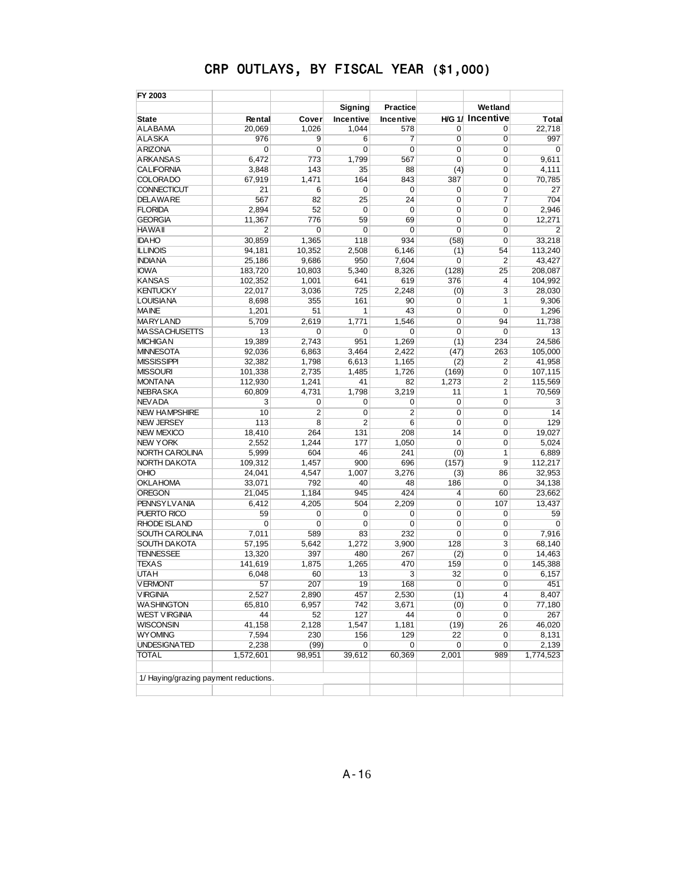# CRP OUTLAYS, BY FISCAL YEAR ($1,000)

| FY 2003 | | | | | | | |
|---|---|---|---|---|---|---|---|
| | | | Signing | Practice | | Wetland | |
| State | Rental | Cover | Incentive | Incentive | H/G 1/ | Incentive | Total |
| ALABAMA | 20,069 | 1,026 | 1,044 | 578 | 0 | 0 | 22,718 |
| ALASKA | 976 | 9 | 6 | 7 | 0 | 0 | 997 |
| ARIZONA | 0 | 0 | 0 | 0 | 0 | 0 | 0 |
| ARKANSAS | 6,472 | 773 | 1,799 | 567 | 0 | 0 | 9,611 |
| CALIFORNIA | 3,848 | 143 | 35 | 88 | (4) | 0 | 4,111 |
| COLORADO | 67,919 | 1,471 | 164 | 843 | 387 | 0 | 70,785 |
| CONNECTICUT | 21 | 6 | 0 | 0 | 0 | 0 | 27 |
| DELAWARE | 567 | 82 | 25 | 24 | 0 | 7 | 704 |
| FLORIDA | 2,894 | 52 | 0 | 0 | 0 | 0 | 2,946 |
| GEORGIA | 11,367 | 776 | 59 | 69 | 0 | 0 | 12,271 |
| HAWAII | 2 | 0 | 0 | 0 | 0 | 0 | 2 |
| IDAHO | 30,859 | 1,365 | 118 | 934 | (58) | 0 | 33,218 |
| ILLINOIS | 94,181 | 10,352 | 2,508 | 6,146 | (1) | 54 | 113,240 |
| INDIANA | 25,186 | 9,686 | 950 | 7,604 | 0 | 2 | 43,427 |
| IOWA | 183,720 | 10,803 | 5,340 | 8,326 | (128) | 25 | 208,087 |
| KANSAS | 102,352 | 1,001 | 641 | 619 | 376 | 4 | 104,992 |
| KENTUCKY | 22,017 | 3,036 | 725 | 2,248 | (0) | 3 | 28,030 |
| LOUISIANA | 8,698 | 355 | 161 | 90 | 0 | 1 | 9,306 |
| MAINE | 1,201 | 51 | 1 | 43 | 0 | 0 | 1,296 |
| MARYLAND | 5,709 | 2,619 | 1,771 | 1,546 | 0 | 94 | 11,738 |
| MASSACHUSETTS | 13 | 0 | 0 | 0 | 0 | 0 | 13 |
| MICHIGAN | 19,389 | 2,743 | 951 | 1,269 | (1) | 234 | 24,586 |
| MINNESOTA | 92,036 | 6,863 | 3,464 | 2,422 | (47) | 263 | 105,000 |
| MISSISSIPPI | 32,382 | 1,798 | 6,613 | 1,165 | (2) | 2 | 41,958 |
| MISSOURI | 101,338 | 2,735 | 1,485 | 1,726 | (169) | 0 | 107,115 |
| MONTANA | 112,930 | 1,241 | 41 | 82 | 1,273 | 2 | 115,569 |
| NEBRASKA | 60,809 | 4,731 | 1,798 | 3,219 | 11 | 1 | 70,569 |
| NEVADA | 3 | 0 | 0 | 0 | 0 | 0 | 3 |
| NEW HAMPSHIRE | 10 | 2 | 0 | 2 | 0 | 0 | 14 |
| NEW JERSEY | 113 | 8 | 2 | 6 | 0 | 0 | 129 |
| NEW MEXICO | 18,410 | 264 | 131 | 208 | 14 | 0 | 19,027 |
| NEW YORK | 2,552 | 1,244 | 177 | 1,050 | 0 | 0 | 5,024 |
| NORTH CAROLINA | 5,999 | 604 | 46 | 241 | (0) | 1 | 6,889 |
| NORTH DAKOTA | 109,312 | 1,457 | 900 | 696 | (157) | 9 | 112,217 |
| OHIO | 24,041 | 4,547 | 1,007 | 3,276 | (3) | 86 | 32,953 |
| OKLAHOMA | 33,071 | 792 | 40 | 48 | 186 | 0 | 34,138 |
| OREGON | 21,045 | 1,184 | 945 | 424 | 4 | 60 | 23,662 |
| PENNSYLVANIA | 6,412 | 4,205 | 504 | 2,209 | 0 | 107 | 13,437 |
| PUERTO RICO | 59 | 0 | 0 | 0 | 0 | 0 | 59 |
| RHODE ISLAND | 0 | 0 | 0 | 0 | 0 | 0 | 0 |
| SOUTH CAROLINA | 7,011 | 589 | 83 | 232 | 0 | 0 | 7,916 |
| SOUTH DAKOTA | 57,195 | 5,642 | 1,272 | 3,900 | 128 | 3 | 68,140 |
| TENNESSEE | 13,320 | 397 | 480 | 267 | (2) | 0 | 14,463 |
| TEXAS | 141,619 | 1,875 | 1,265 | 470 | 159 | 0 | 145,388 |
| UTAH | 6,048 | 60 | 13 | 3 | 32 | 0 | 6,157 |
| VERMONT | 57 | 207 | 19 | 168 | 0 | 0 | 451 |
| VIRGINIA | 2,527 | 2,890 | 457 | 2,530 | (1) | 4 | 8,407 |
| WASHINGTON | 65,810 | 6,957 | 742 | 3,671 | (0) | 0 | 77,180 |
| WEST VIRGINIA | 44 | 52 | 127 | 44 | 0 | 0 | 267 |
| WISCONSIN | 41,158 | 2,128 | 1,547 | 1,181 | (19) | 26 | 46,020 |
| WYOMING | 7,594 | 230 | 156 | 129 | 22 | 0 | 8,131 |
| UNDESIGNATED | 2,238 | (99) | 0 | 0 | 0 | 0 | 2,139 |
| TOTAL | 1,572,601 | 98,951 | 39,612 | 60,369 | 2,001 | 989 | 1,774,523 |

1/ Haying/grazing payment reductions.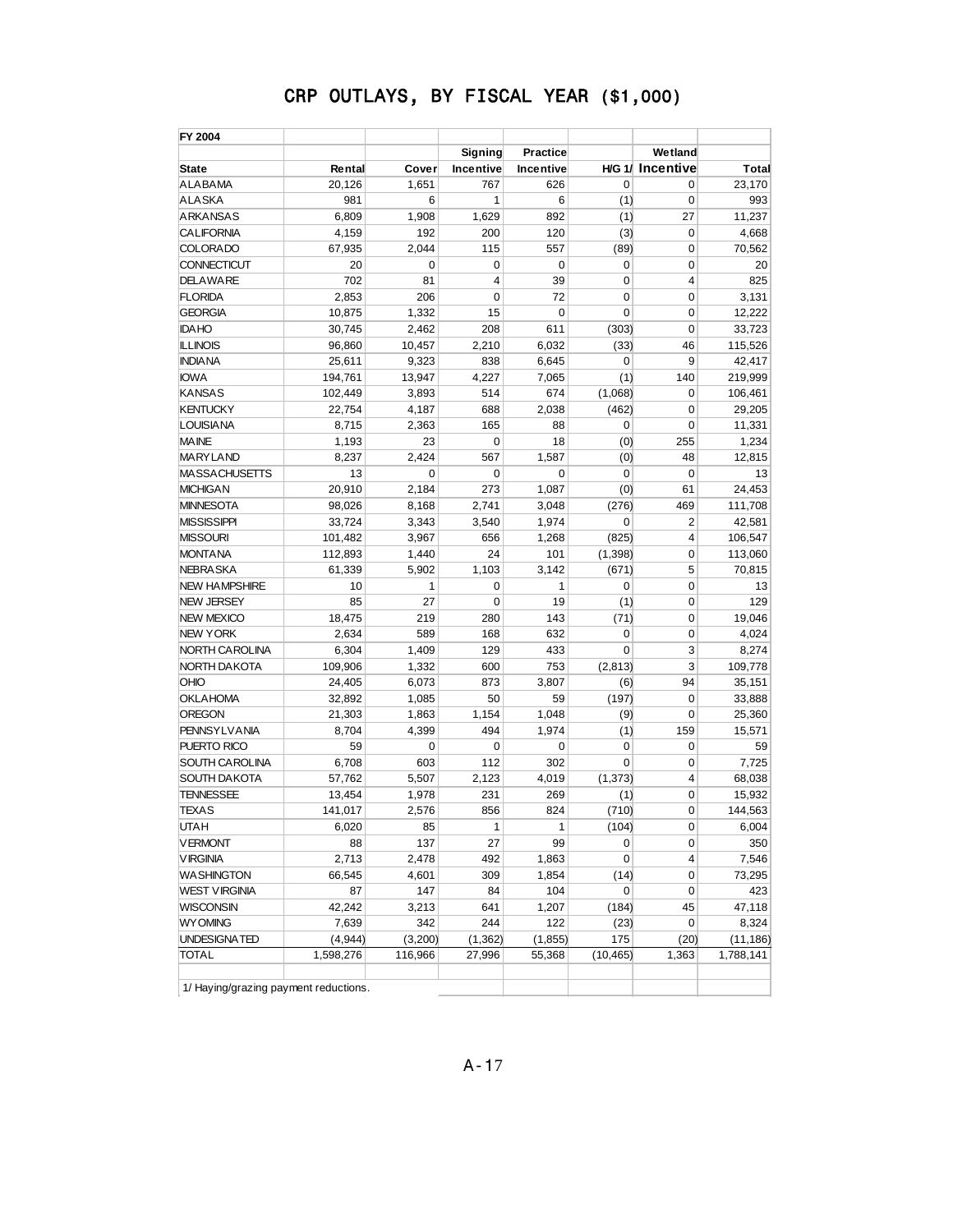# CRP OUTLAYS, BY FISCAL YEAR ($1,000)

| FY 2004 | | | | | | | |
|---|---|---|---|---|---|---|---|
| | | | Signing | Practice | | Wetland | |
| State | Rental | Cover | Incentive | Incentive | H/G 1/ | Incentive | Total |
| ALABAMA | 20,126 | 1,651 | 767 | 626 | 0 | 0 | 23,170 |
| ALASKA | 981 | 6 | 1 | 6 | (1) | 0 | 993 |
| ARKANSAS | 6,809 | 1,908 | 1,629 | 892 | (1) | 27 | 11,237 |
| CALIFORNIA | 4,159 | 192 | 200 | 120 | (3) | 0 | 4,668 |
| COLORADO | 67,935 | 2,044 | 115 | 557 | (89) | 0 | 70,562 |
| CONNECTICUT | 20 | 0 | 0 | 0 | 0 | 0 | 20 |
| DELAWARE | 702 | 81 | 4 | 39 | 0 | 4 | 825 |
| FLORIDA | 2,853 | 206 | 0 | 72 | 0 | 0 | 3,131 |
| GEORGIA | 10,875 | 1,332 | 15 | 0 | 0 | 0 | 12,222 |
| IDAHO | 30,745 | 2,462 | 208 | 611 | (303) | 0 | 33,723 |
| ILLINOIS | 96,860 | 10,457 | 2,210 | 6,032 | (33) | 46 | 115,526 |
| INDIANA | 25,611 | 9,323 | 838 | 6,645 | 0 | 9 | 42,417 |
| IOWA | 194,761 | 13,947 | 4,227 | 7,065 | (1) | 140 | 219,999 |
| KANSAS | 102,449 | 3,893 | 514 | 674 | (1,068) | 0 | 106,461 |
| KENTUCKY | 22,754 | 4,187 | 688 | 2,038 | (462) | 0 | 29,205 |
| LOUISIANA | 8,715 | 2,363 | 165 | 88 | 0 | 0 | 11,331 |
| MAINE | 1,193 | 23 | 0 | 18 | (0) | 255 | 1,234 |
| MARYLAND | 8,237 | 2,424 | 567 | 1,587 | (0) | 48 | 12,815 |
| MASSACHUSETTS | 13 | 0 | 0 | 0 | 0 | 0 | 13 |
| MICHIGAN | 20,910 | 2,184 | 273 | 1,087 | (0) | 61 | 24,453 |
| MINNESOTA | 98,026 | 8,168 | 2,741 | 3,048 | (276) | 469 | 111,708 |
| MISSISSIPPI | 33,724 | 3,343 | 3,540 | 1,974 | 0 | 2 | 42,581 |
| MISSOURI | 101,482 | 3,967 | 656 | 1,268 | (825) | 4 | 106,547 |
| MONTANA | 112,893 | 1,440 | 24 | 101 | (1,398) | 0 | 113,060 |
| NEBRASKA | 61,339 | 5,902 | 1,103 | 3,142 | (671) | 5 | 70,815 |
| NEW HAMPSHIRE | 10 | 1 | 0 | 1 | 0 | 0 | 13 |
| NEW JERSEY | 85 | 27 | 0 | 19 | (1) | 0 | 129 |
| NEW MEXICO | 18,475 | 219 | 280 | 143 | (71) | 0 | 19,046 |
| NEW YORK | 2,634 | 589 | 168 | 632 | 0 | 0 | 4,024 |
| NORTH CAROLINA | 6,304 | 1,409 | 129 | 433 | 0 | 3 | 8,274 |
| NORTH DAKOTA | 109,906 | 1,332 | 600 | 753 | (2,813) | 3 | 109,778 |
| OHIO | 24,405 | 6,073 | 873 | 3,807 | (6) | 94 | 35,151 |
| OKLAHOMA | 32,892 | 1,085 | 50 | 59 | (197) | 0 | 33,888 |
| OREGON | 21,303 | 1,863 | 1,154 | 1,048 | (9) | 0 | 25,360 |
| PENNSYLVANIA | 8,704 | 4,399 | 494 | 1,974 | (1) | 159 | 15,571 |
| PUERTO RICO | 59 | 0 | 0 | 0 | 0 | 0 | 59 |
| SOUTH CAROLINA | 6,708 | 603 | 112 | 302 | 0 | 0 | 7,725 |
| SOUTH DAKOTA | 57,762 | 5,507 | 2,123 | 4,019 | (1,373) | 4 | 68,038 |
| TENNESSEE | 13,454 | 1,978 | 231 | 269 | (1) | 0 | 15,932 |
| TEXAS | 141,017 | 2,576 | 856 | 824 | (710) | 0 | 144,563 |
| UTAH | 6,020 | 85 | 1 | 1 | (104) | 0 | 6,004 |
| VERMONT | 88 | 137 | 27 | 99 | 0 | 0 | 350 |
| VIRGINIA | 2,713 | 2,478 | 492 | 1,863 | 0 | 4 | 7,546 |
| WASHINGTON | 66,545 | 4,601 | 309 | 1,854 | (14) | 0 | 73,295 |
| WEST VIRGINIA | 87 | 147 | 84 | 104 | 0 | 0 | 423 |
| WISCONSIN | 42,242 | 3,213 | 641 | 1,207 | (184) | 45 | 47,118 |
| WYOMING | 7,639 | 342 | 244 | 122 | (23) | 0 | 8,324 |
| UNDESIGNATED | (4,944) | (3,200) | (1,362) | (1,855) | 175 | (20) | (11,186) |
| TOTAL | 1,598,276 | 116,966 | 27,996 | 55,368 | (10,465) | 1,363 | 1,788,141 |

1/ Haying/grazing payment reductions.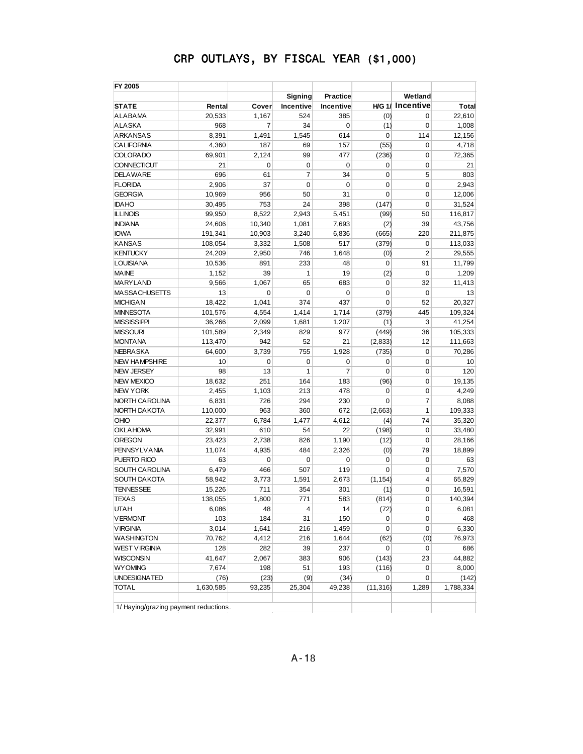# CRP OUTLAYS, BY FISCAL YEAR ($1,000)

| FY 2005 | | | | | | | |
|---|---|---|---|---|---|---|---|
| | | | Signing | Practice | | Wetland | |
| STATE | Rental | Cover | Incentive | Incentive | H/G 1/ | Incentive | Total |
| ALABAMA | 20,533 | 1,167 | 524 | 385 | (0) | 0 | 22,610 |
| ALASKA | 968 | 7 | 34 | 0 | (1) | 0 | 1,008 |
| ARKANSAS | 8,391 | 1,491 | 1,545 | 614 | 0 | 114 | 12,156 |
| CALIFORNIA | 4,360 | 187 | 69 | 157 | (55) | 0 | 4,718 |
| COLORADO | 69,901 | 2,124 | 99 | 477 | (236) | 0 | 72,365 |
| CONNECTICUT | 21 | 0 | 0 | 0 | 0 | 0 | 21 |
| DELAWARE | 696 | 61 | 7 | 34 | 0 | 5 | 803 |
| FLORIDA | 2,906 | 37 | 0 | 0 | 0 | 0 | 2,943 |
| GEORGIA | 10,969 | 956 | 50 | 31 | 0 | 0 | 12,006 |
| IDAHO | 30,495 | 753 | 24 | 398 | (147) | 0 | 31,524 |
| ILLINOIS | 99,950 | 8,522 | 2,943 | 5,451 | (99) | 50 | 116,817 |
| INDIANA | 24,606 | 10,340 | 1,081 | 7,693 | (2) | 39 | 43,756 |
| IOWA | 191,341 | 10,903 | 3,240 | 6,836 | (665) | 220 | 211,875 |
| KANSAS | 108,054 | 3,332 | 1,508 | 517 | (379) | 0 | 113,033 |
| KENTUCKY | 24,209 | 2,950 | 746 | 1,648 | (0) | 2 | 29,555 |
| LOUISIANA | 10,536 | 891 | 233 | 48 | 0 | 91 | 11,799 |
| MAINE | 1,152 | 39 | 1 | 19 | (2) | 0 | 1,209 |
| MARYLAND | 9,566 | 1,067 | 65 | 683 | 0 | 32 | 11,413 |
| MASSACHUSETTS | 13 | 0 | 0 | 0 | 0 | 0 | 13 |
| MICHIGAN | 18,422 | 1,041 | 374 | 437 | 0 | 52 | 20,327 |
| MINNESOTA | 101,576 | 4,554 | 1,414 | 1,714 | (379) | 445 | 109,324 |
| MISSISSIPPI | 36,266 | 2,099 | 1,681 | 1,207 | (1) | 3 | 41,254 |
| MISSOURI | 101,589 | 2,349 | 829 | 977 | (449) | 36 | 105,333 |
| MONTANA | 113,470 | 942 | 52 | 21 | (2,833) | 12 | 111,663 |
| NEBRASKA | 64,600 | 3,739 | 755 | 1,928 | (735) | 0 | 70,286 |
| NEW HAMPSHIRE | 10 | 0 | 0 | 0 | 0 | 0 | 10 |
| NEW JERSEY | 98 | 13 | 1 | 7 | 0 | 0 | 120 |
| NEW MEXICO | 18,632 | 251 | 164 | 183 | (96) | 0 | 19,135 |
| NEW YORK | 2,455 | 1,103 | 213 | 478 | 0 | 0 | 4,249 |
| NORTH CAROLINA | 6,831 | 726 | 294 | 230 | 0 | 7 | 8,088 |
| NORTH DAKOTA | 110,000 | 963 | 360 | 672 | (2,663) | 1 | 109,333 |
| OHIO | 22,377 | 6,784 | 1,477 | 4,612 | (4) | 74 | 35,320 |
| OKLAHOMA | 32,991 | 610 | 54 | 22 | (198) | 0 | 33,480 |
| OREGON | 23,423 | 2,738 | 826 | 1,190 | (12) | 0 | 28,166 |
| PENNSYLVANIA | 11,074 | 4,935 | 484 | 2,326 | (0) | 79 | 18,899 |
| PUERTO RICO | 63 | 0 | 0 | 0 | 0 | 0 | 63 |
| SOUTH CAROLINA | 6,479 | 466 | 507 | 119 | 0 | 0 | 7,570 |
| SOUTH DAKOTA | 58,942 | 3,773 | 1,591 | 2,673 | (1,154) | 4 | 65,829 |
| TENNESSEE | 15,226 | 711 | 354 | 301 | (1) | 0 | 16,591 |
| TEXAS | 138,055 | 1,800 | 771 | 583 | (814) | 0 | 140,394 |
| UTAH | 6,086 | 48 | 4 | 14 | (72) | 0 | 6,081 |
| VERMONT | 103 | 184 | 31 | 150 | 0 | 0 | 468 |
| VIRGINIA | 3,014 | 1,641 | 216 | 1,459 | 0 | 0 | 6,330 |
| WASHINGTON | 70,762 | 4,412 | 216 | 1,644 | (62) | (0) | 76,973 |
| WEST VIRGINIA | 128 | 282 | 39 | 237 | 0 | 0 | 686 |
| WISCONSIN | 41,647 | 2,067 | 383 | 906 | (143) | 23 | 44,882 |
| WYOMING | 7,674 | 198 | 51 | 193 | (116) | 0 | 8,000 |
| UNDESIGNATED | (76) | (23) | (9) | (34) | 0 | 0 | (142) |
| TOTAL | 1,630,585 | 93,235 | 25,304 | 49,238 | (11,316) | 1,289 | 1,788,334 |

1/ Haying/grazing payment reductions.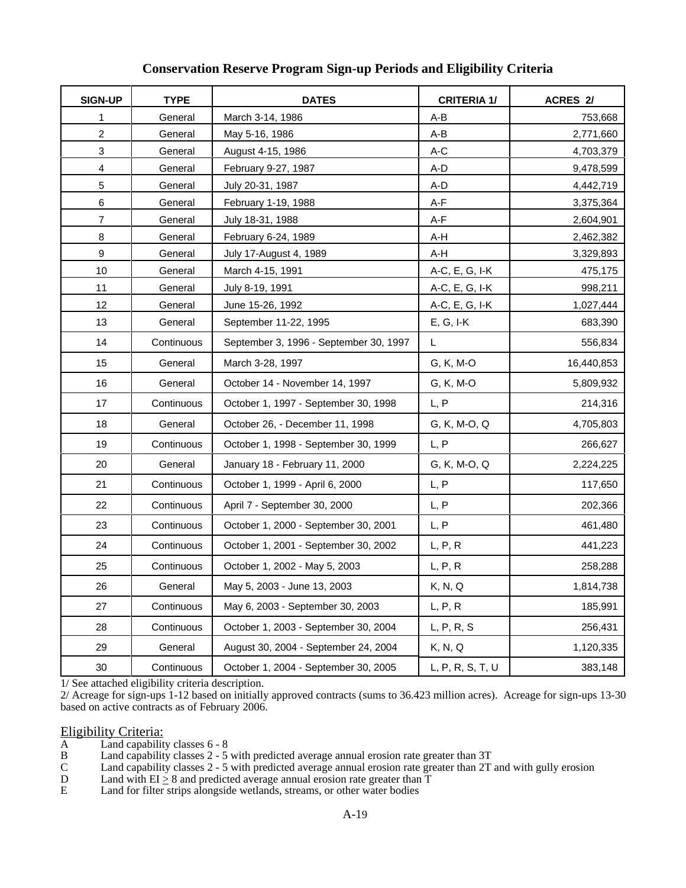## Conservation Reserve Program Sign-up Periods and Eligibility Criteria

| SIGN-UP | TYPE | DATES | CRITERIA 1/ | ACRES 2/ |
|---|---|---|---|---|
| 1 | General | March 3-14, 1986 | A-B | 753,668 |
| 2 | General | May 5-16, 1986 | A-B | 2,771,660 |
| 3 | General | August 4-15, 1986 | A-C | 4,703,379 |
| 4 | General | February 9-27, 1987 | A-D | 9,478,599 |
| 5 | General | July 20-31, 1987 | A-D | 4,442,719 |
| 6 | General | February 1-19, 1988 | A-F | 3,375,364 |
| 7 | General | July 18-31, 1988 | A-F | 2,604,901 |
| 8 | General | February 6-24, 1989 | A-H | 2,462,382 |
| 9 | General | July 17-August 4, 1989 | A-H | 3,329,893 |
| 10 | General | March 4-15, 1991 | A-C, E, G, I-K | 475,175 |
| 11 | General | July 8-19, 1991 | A-C, E, G, I-K | 998,211 |
| 12 | General | June 15-26, 1992 | A-C, E, G, I-K | 1,027,444 |
| 13 | General | September 11-22, 1995 | E, G, I-K | 683,390 |
| 14 | Continuous | September 3, 1996 - September 30, 1997 | L | 556,834 |
| 15 | General | March 3-28, 1997 | G, K, M-O | 16,440,853 |
| 16 | General | October 14 - November 14, 1997 | G, K, M-O | 5,809,932 |
| 17 | Continuous | October 1, 1997 - September 30, 1998 | L, P | 214,316 |
| 18 | General | October 26, - December 11, 1998 | G, K, M-O, Q | 4,705,803 |
| 19 | Continuous | October 1, 1998 - September 30, 1999 | L, P | 266,627 |
| 20 | General | January 18 - February 11, 2000 | G, K, M-O, Q | 2,224,225 |
| 21 | Continuous | October 1, 1999 - April 6, 2000 | L, P | 117,650 |
| 22 | Continuous | April 7 - September 30, 2000 | L, P | 202,366 |
| 23 | Continuous | October 1, 2000 - September 30, 2001 | L, P | 461,480 |
| 24 | Continuous | October 1, 2001 - September 30, 2002 | L, P, R | 441,223 |
| 25 | Continuous | October 1, 2002 - May 5, 2003 | L, P, R | 258,288 |
| 26 | General | May 5, 2003 - June 13, 2003 | K, N, Q | 1,814,738 |
| 27 | Continuous | May 6, 2003 - September 30, 2003 | L, P, R | 185,991 |
| 28 | Continuous | October 1, 2003 - September 30, 2004 | L, P, R, S | 256,431 |
| 29 | General | August 30, 2004 - September 24, 2004 | K, N, Q | 1,120,335 |
| 30 | Continuous | October 1, 2004 - September 30, 2005 | L, P, R, S, T, U | 383,148 |

1/ See attached eligibility criteria description.

2/ Acreage for sign-ups 1-12 based on initially approved contracts (sums to 36.423 million acres). Acreage for sign-ups 13-30 based on active contracts as of February 2006.

Eligibility Criteria:

A Land capability classes 6 - 8

B Land capability classes 2 - 5 with predicted average annual erosion rate greater than 3T

C Land capability classes 2 - 5 with predicted average annual erosion rate greater than 2T and with gully erosion

D Land with EI $\geq$ 8 and predicted average annual erosion rate greater than T

E Land for filter strips alongside wetlands, streams, or other water bodies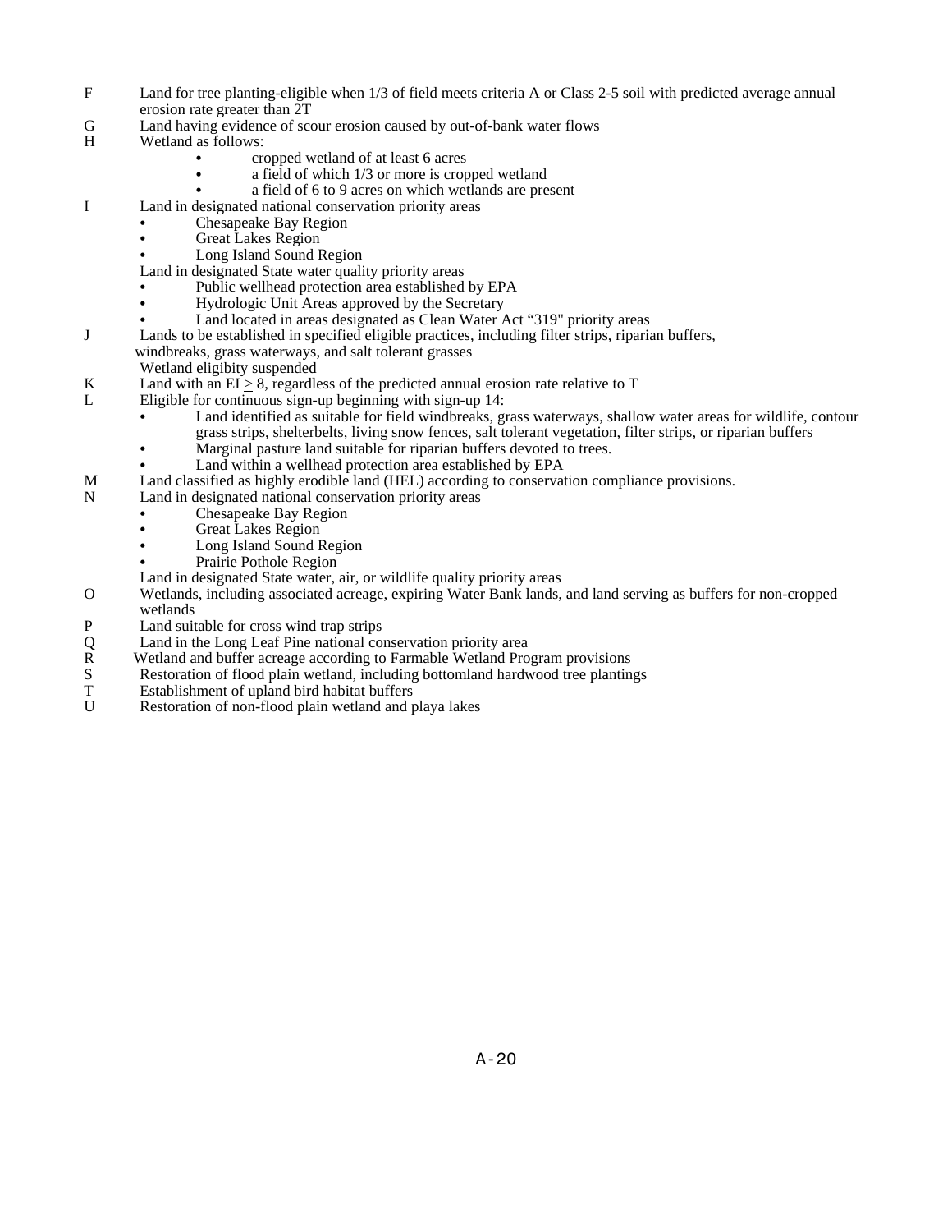F Land for tree planting-eligible when 1/3 of field meets criteria A or Class 2-5 soil with predicted average annual erosion rate greater than 2T

G Land having evidence of scour erosion caused by out-of-bank water flows

H Wetland as follows:
- cropped wetland of at least 6 acres
- a field of which 1/3 or more is cropped wetland
- a field of 6 to 9 acres on which wetlands are present

I Land in designated national conservation priority areas
- Chesapeake Bay Region
- Great Lakes Region
- Long Island Sound Region

Land in designated State water quality priority areas
- Public wellhead protection area established by EPA
- Hydrologic Unit Areas approved by the Secretary
- Land located in areas designated as Clean Water Act "319" priority areas

J Lands to be established in specified eligible practices, including filter strips, riparian buffers, windbreaks, grass waterways, and salt tolerant grasses

Wetland eligibity suspended

K Land with an EI $\geq$ 8, regardless of the predicted annual erosion rate relative to T

L Eligible for continuous sign-up beginning with sign-up 14:
- Land identified as suitable for field windbreaks, grass waterways, shallow water areas for wildlife, contour grass strips, shelterbelts, living snow fences, salt tolerant vegetation, filter strips, or riparian buffers
- Marginal pasture land suitable for riparian buffers devoted to trees.
- Land within a wellhead protection area established by EPA

M Land classified as highly erodible land (HEL) according to conservation compliance provisions.

N Land in designated national conservation priority areas
- Chesapeake Bay Region
- Great Lakes Region
- Long Island Sound Region
- Prairie Pothole Region

Land in designated State water, air, or wildlife quality priority areas

O Wetlands, including associated acreage, expiring Water Bank lands, and land serving as buffers for non-cropped wetlands

P Land suitable for cross wind trap strips

Q Land in the Long Leaf Pine national conservation priority area

R Wetland and buffer acreage according to Farmable Wetland Program provisions

S Restoration of flood plain wetland, including bottomland hardwood tree plantings

T Establishment of upland bird habitat buffers

U Restoration of non-flood plain wetland and playa lakes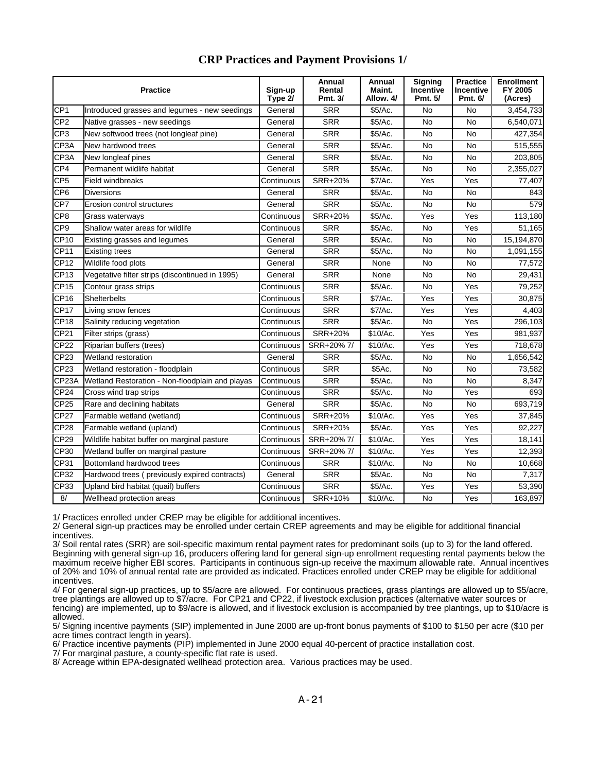# CRP Practices and Payment Provisions 1/

| Practice | | Sign-up Type 2/ | Annual Rental Pmt. 3/ | Annual Maint. Allow. 4/ | Signing Incentive Pmt. 5/ | Practice Incentive Pmt. 6/ | Enrollment FY 2005 (Acres) |
|---|---|---|---|---|---|---|---|
| CP1 | Introduced grasses and legumes - new seedings | General | SRR | $5/Ac. | No | No | 3,454,733 |
| CP2 | Native grasses - new seedings | General | SRR | $5/Ac. | No | No | 6,540,071 |
| CP3 | New softwood trees (not longleaf pine) | General | SRR | $5/Ac. | No | No | 427,354 |
| CP3A | New hardwood trees | General | SRR | $5/Ac. | No | No | 515,555 |
| CP3A | New longleaf pines | General | SRR | $5/Ac. | No | No | 203,805 |
| CP4 | Permanent wildlife habitat | General | SRR | $5/Ac. | No | No | 2,355,027 |
| CP5 | Field windbreaks | Continuous | SRR+20% | $7/Ac. | Yes | Yes | 77,407 |
| CP6 | Diversions | General | SRR | $5/Ac. | No | No | 843 |
| CP7 | Erosion control structures | General | SRR | $5/Ac. | No | No | 579 |
| CP8 | Grass waterways | Continuous | SRR+20% | $5/Ac. | Yes | Yes | 113,180 |
| CP9 | Shallow water areas for wildlife | Continuous | SRR | $5/Ac. | No | Yes | 51,165 |
| CP10 | Existing grasses and legumes | General | SRR | $5/Ac. | No | No | 15,194,870 |
| CP11 | Existing trees | General | SRR | $5/Ac. | No | No | 1,091,155 |
| CP12 | Wildlife food plots | General | SRR | None | No | No | 77,572 |
| CP13 | Vegetative filter strips (discontinued in 1995) | General | SRR | None | No | No | 29,431 |
| CP15 | Contour grass strips | Continuous | SRR | $5/Ac. | No | Yes | 79,252 |
| CP16 | Shelterbelts | Continuous | SRR | $7/Ac. | Yes | Yes | 30,875 |
| CP17 | Living snow fences | Continuous | SRR | $7/Ac. | Yes | Yes | 4,403 |
| CP18 | Salinity reducing vegetation | Continuous | SRR | $5/Ac. | No | Yes | 296,103 |
| CP21 | Filter strips (grass) | Continuous | SRR+20% | $10/Ac. | Yes | Yes | 981,937 |
| CP22 | Riparian buffers (trees) | Continuous | SRR+20% 7/ | $10/Ac. | Yes | Yes | 718,678 |
| CP23 | Wetland restoration | General | SRR | $5/Ac. | No | No | 1,656,542 |
| CP23 | Wetland restoration - floodplain | Continuous | SRR | $5Ac. | No | No | 73,582 |
| CP23A | Wetland Restoration - Non-floodplain and playas | Continuous | SRR | $5/Ac. | No | No | 8,347 |
| CP24 | Cross wind trap strips | Continuous | SRR | $5/Ac. | No | Yes | 693 |
| CP25 | Rare and declining habitats | General | SRR | $5/Ac. | No | No | 693,719 |
| CP27 | Farmable wetland (wetland) | Continuous | SRR+20% | $10/Ac. | Yes | Yes | 37,845 |
| CP28 | Farmable wetland (upland) | Continuous | SRR+20% | $5/Ac. | Yes | Yes | 92,227 |
| CP29 | Wildlife habitat buffer on marginal pasture | Continuous | SRR+20% 7/ | $10/Ac. | Yes | Yes | 18,141 |
| CP30 | Wetland buffer on marginal pasture | Continuous | SRR+20% 7/ | $10/Ac. | Yes | Yes | 12,393 |
| CP31 | Bottomland hardwood trees | Continuous | SRR | $10/Ac. | No | No | 10,668 |
| CP32 | Hardwood trees ( previously expired contracts) | General | SRR | $5/Ac. | No | No | 7,317 |
| CP33 | Upland bird habitat (quail) buffers | Continuous | SRR | $5/Ac. | Yes | Yes | 53,390 |
| 8/ | Wellhead protection areas | Continuous | SRR+10% | $10/Ac. | No | Yes | 163,897 |

1/ Practices enrolled under CREP may be eligible for additional incentives.

2/ General sign-up practices may be enrolled under certain CREP agreements and may be eligible for additional financial incentives.

3/ Soil rental rates (SRR) are soil-specific maximum rental payment rates for predominant soils (up to 3) for the land offered. Beginning with general sign-up 16, producers offering land for general sign-up enrollment requesting rental payments below the maximum receive higher EBI scores. Participants in continuous sign-up receive the maximum allowable rate. Annual incentives of 20% and 10% of annual rental rate are provided as indicated. Practices enrolled under CREP may be eligible for additional incentives.

4/ For general sign-up practices, up to $5/acre are allowed. For continuous practices, grass plantings are allowed up to $5/acre, tree plantings are allowed up to $7/acre. For CP21 and CP22, if livestock exclusion practices (alternative water sources or fencing) are implemented, up to $9/acre is allowed, and if livestock exclusion is accompanied by tree plantings, up to $10/acre is allowed.

5/ Signing incentive payments (SIP) implemented in June 2000 are up-front bonus payments of $100 to $150 per acre ($10 per acre times contract length in years).

6/ Practice incentive payments (PIP) implemented in June 2000 equal 40-percent of practice installation cost.

7/ For marginal pasture, a county-specific flat rate is used.

8/ Acreage within EPA-designated wellhead protection area. Various practices may be used.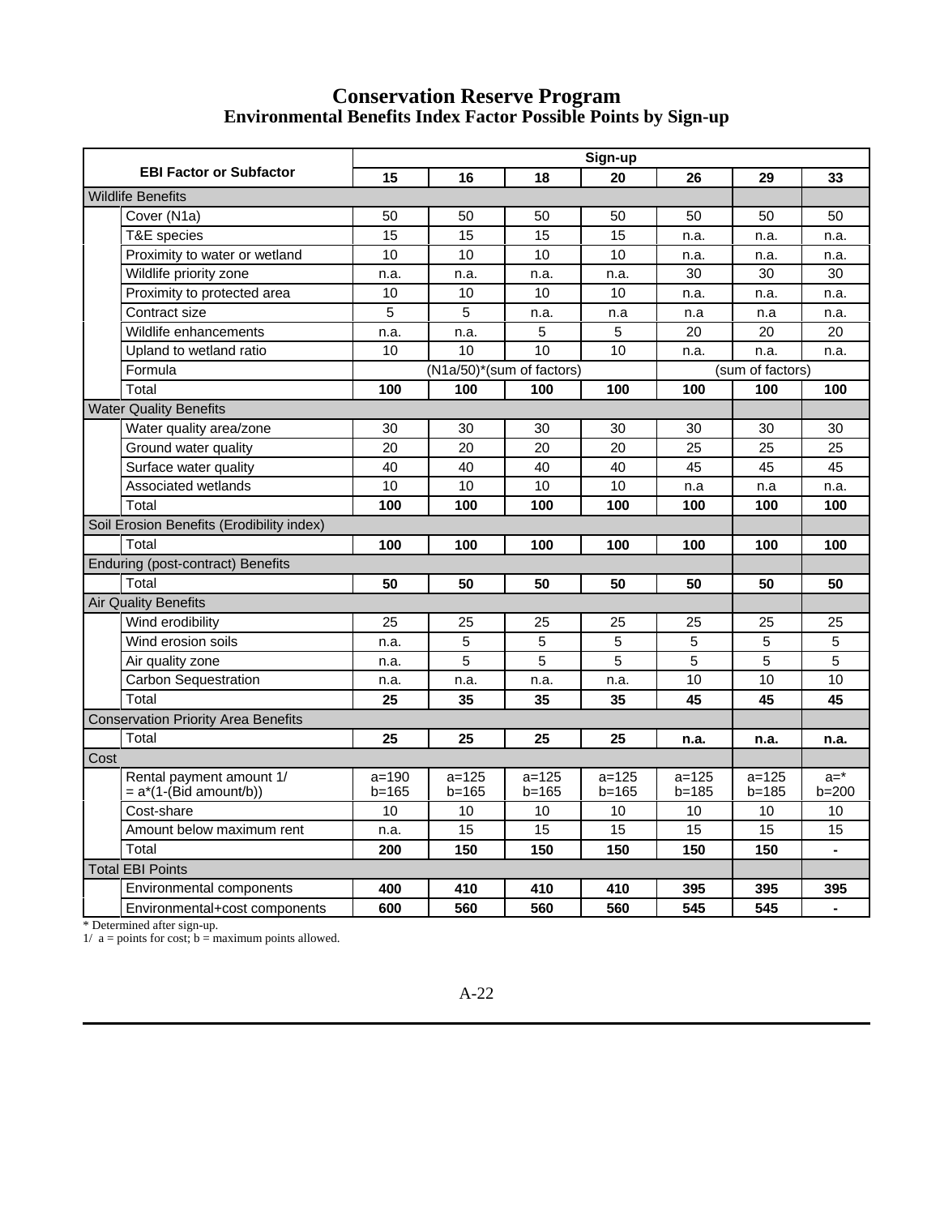# Conservation Reserve Program

## Environmental Benefits Index Factor Possible Points by Sign-up

| EBI Factor or Subfactor | | Sign-up | | | | | | |
|---|---|---|---|---|---|---|---|---|
| | | 15 | 16 | 18 | 20 | 26 | 29 | 33 |
| Wildlife Benefits | | | | | | | | |
| | Cover (N1a) | 50 | 50 | 50 | 50 | 50 | 50 | 50 |
| | T&E species | 15 | 15 | 15 | 15 | n.a. | n.a. | n.a. |
| | Proximity to water or wetland | 10 | 10 | 10 | 10 | n.a. | n.a. | n.a. |
| | Wildlife priority zone | n.a. | n.a. | n.a. | n.a. | 30 | 30 | 30 |
| | Proximity to protected area | 10 | 10 | 10 | 10 | n.a. | n.a. | n.a. |
| | Contract size | 5 | 5 | n.a. | n.a | n.a | n.a | n.a. |
| | Wildlife enhancements | n.a. | n.a. | 5 | 5 | 20 | 20 | 20 |
| | Upland to wetland ratio | 10 | 10 | 10 | 10 | n.a. | n.a. | n.a. |
| | Formula | (N1a/50)*(sum of factors) | | | | (sum of factors) | | |
| | Total | **100** | **100** | **100** | **100** | **100** | **100** | **100** |
| Water Quality Benefits | | | | | | | | |
| | Water quality area/zone | 30 | 30 | 30 | 30 | 30 | 30 | 30 |
| | Ground water quality | 20 | 20 | 20 | 20 | 25 | 25 | 25 |
| | Surface water quality | 40 | 40 | 40 | 40 | 45 | 45 | 45 |
| | Associated wetlands | 10 | 10 | 10 | 10 | n.a | n.a | n.a. |
| | Total | **100** | **100** | **100** | **100** | **100** | **100** | **100** |
| Soil Erosion Benefits (Erodibility index) | | | | | | | | |
| | Total | **100** | **100** | **100** | **100** | **100** | **100** | **100** |
| Enduring (post-contract) Benefits | | | | | | | | |
| | Total | **50** | **50** | **50** | **50** | **50** | **50** | **50** |
| Air Quality Benefits | | | | | | | | |
| | Wind erodibility | 25 | 25 | 25 | 25 | 25 | 25 | 25 |
| | Wind erosion soils | n.a. | 5 | 5 | 5 | 5 | 5 | 5 |
| | Air quality zone | n.a. | 5 | 5 | 5 | 5 | 5 | 5 |
| | Carbon Sequestration | n.a. | n.a. | n.a. | n.a. | 10 | 10 | 10 |
| | Total | **25** | **35** | **35** | **35** | **45** | **45** | **45** |
| Conservation Priority Area Benefits | | | | | | | | |
| | Total | **25** | **25** | **25** | **25** | **n.a.** | **n.a.** | **n.a.** |
| Cost | | | | | | | | |
| | Rental payment amount 1/ = a*(1-(Bid amount/b)) | a=190 b=165 | a=125 b=165 | a=125 b=165 | a=125 b=165 | a=125 b=185 | a=125 b=185 | a=* b=200 |
| | Cost-share | 10 | 10 | 10 | 10 | 10 | 10 | 10 |
| | Amount below maximum rent | n.a. | 15 | 15 | 15 | 15 | 15 | 15 |
| | Total | **200** | **150** | **150** | **150** | **150** | **150** | **-** |
| Total EBI Points | | | | | | | | |
| | Environmental components | **400** | **410** | **410** | **410** | **395** | **395** | **395** |
| | Environmental+cost components | **600** | **560** | **560** | **560** | **545** | **545** | **-** |

* Determined after sign-up.

1/ a = points for cost; b = maximum points allowed.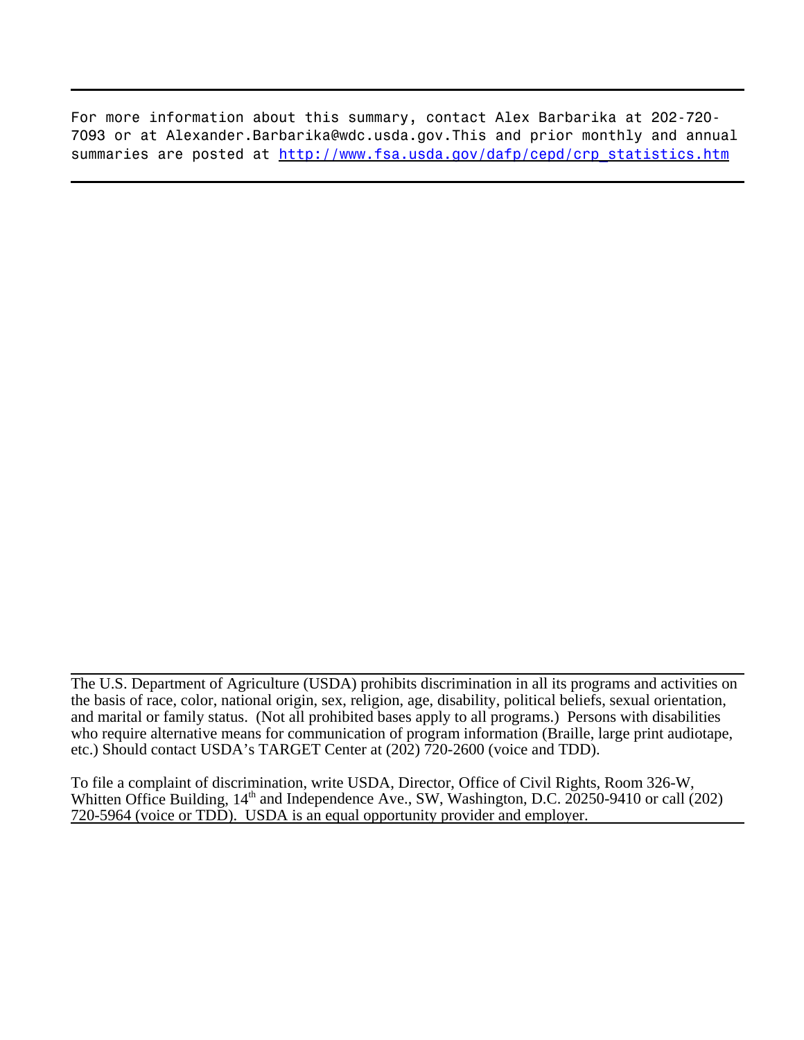For more information about this summary, contact Alex Barbarika at 202-720-7093 or at Alexander.Barbarika@wdc.usda.gov.This and prior monthly and annual summaries are posted at http://www.fsa.usda.gov/dafp/cepd/crp_statistics.htm

The U.S. Department of Agriculture (USDA) prohibits discrimination in all its programs and activities on the basis of race, color, national origin, sex, religion, age, disability, political beliefs, sexual orientation, and marital or family status. (Not all prohibited bases apply to all programs.) Persons with disabilities who require alternative means for communication of program information (Braille, large print audiotape, etc.) Should contact USDA's TARGET Center at (202) 720-2600 (voice and TDD).

To file a complaint of discrimination, write USDA, Director, Office of Civil Rights, Room 326-W, Whitten Office Building, 14th and Independence Ave., SW, Washington, D.C. 20250-9410 or call (202) 720-5964 (voice or TDD). USDA is an equal opportunity provider and employer.